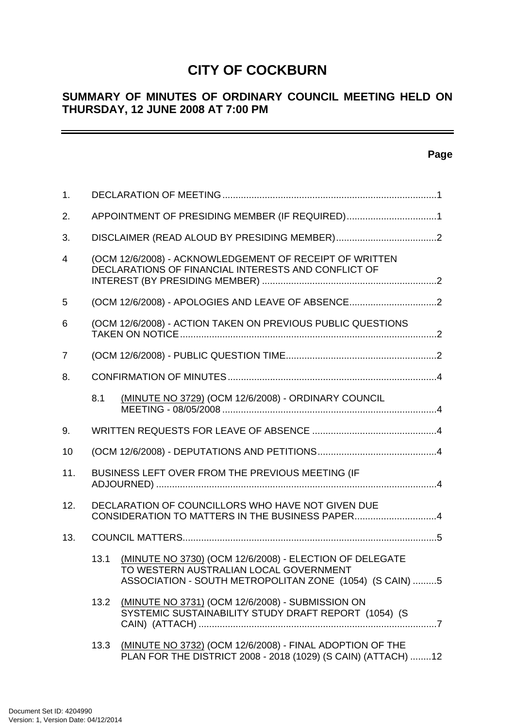# CITY OF COCKBURN

## SUMMARY OF MINUTES OF ORDINARY COUNCIL MEETING HELD ON THURSDAY, 12 JUNE 2008 AT 7:00 PM

---

**Page**

1. DECLARATION OF MEETING ................................................................................1

2. APPOINTMENT OF PRESIDING MEMBER (IF REQUIRED)..................................1

3. DISCLAIMER (READ ALOUD BY PRESIDING MEMBER)......................................2

4 (OCM 12/6/2008) - ACKNOWLEDGEMENT OF RECEIPT OF WRITTEN DECLARATIONS OF FINANCIAL INTERESTS AND CONFLICT OF INTEREST (BY PRESIDING MEMBER) ..................................................................2

5 (OCM 12/6/2008) - APOLOGIES AND LEAVE OF ABSENCE.................................2

6 (OCM 12/6/2008) - ACTION TAKEN ON PREVIOUS PUBLIC QUESTIONS TAKEN ON NOTICE................................................................................................2

7 (OCM 12/6/2008) - PUBLIC QUESTION TIME.........................................................2

8. CONFIRMATION OF MINUTES...............................................................................4

   8.1 (MINUTE NO 3729) (OCM 12/6/2008) - ORDINARY COUNCIL MEETING - 08/05/2008 .................................................................................4

9. WRITTEN REQUESTS FOR LEAVE OF ABSENCE ...............................................4

10 (OCM 12/6/2008) - DEPUTATIONS AND PETITIONS.............................................4

11. BUSINESS LEFT OVER FROM THE PREVIOUS MEETING (IF ADJOURNED) .........................................................................................................4

12. DECLARATION OF COUNCILLORS WHO HAVE NOT GIVEN DUE CONSIDERATION TO MATTERS IN THE BUSINESS PAPER...............................4

13. COUNCIL MATTERS...............................................................................................5

   13.1 (MINUTE NO 3730) (OCM 12/6/2008) - ELECTION OF DELEGATE TO WESTERN AUSTRALIAN LOCAL GOVERNMENT ASSOCIATION - SOUTH METROPOLITAN ZONE (1054) (S CAIN) .........5

   13.2 (MINUTE NO 3731) (OCM 12/6/2008) - SUBMISSION ON SYSTEMIC SUSTAINABILITY STUDY DRAFT REPORT (1054) (S CAIN) (ATTACH) ..........................................................................................7

   13.3 (MINUTE NO 3732) (OCM 12/6/2008) - FINAL ADOPTION OF THE PLAN FOR THE DISTRICT 2008 - 2018 (1029) (S CAIN) (ATTACH) ........12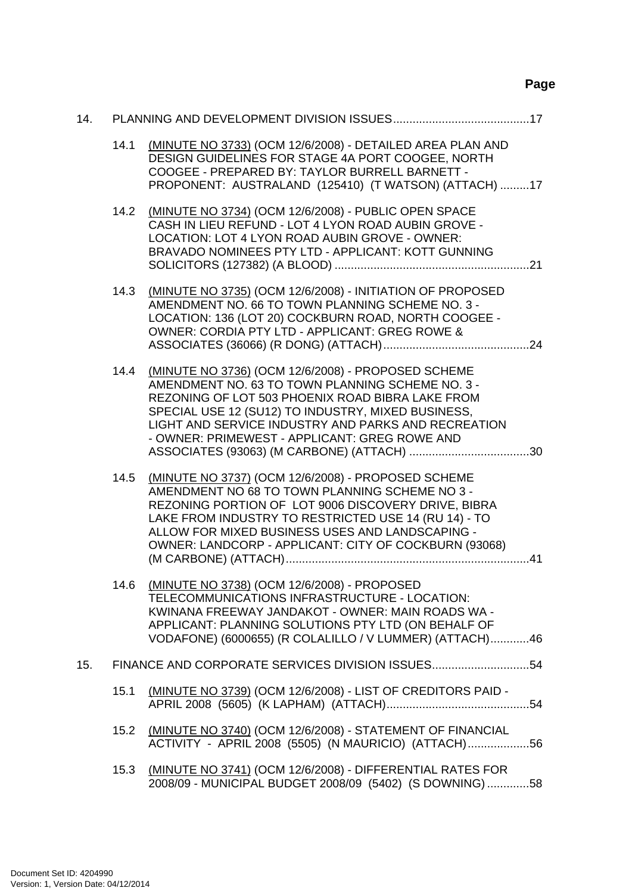Page

14. PLANNING AND DEVELOPMENT DIVISION ISSUES..........................................17

14.1 (MINUTE NO 3733) (OCM 12/6/2008) - DETAILED AREA PLAN AND DESIGN GUIDELINES FOR STAGE 4A PORT COOGEE, NORTH COOGEE - PREPARED BY: TAYLOR BURRELL BARNETT - PROPONENT: AUSTRALAND (125410) (T WATSON) (ATTACH) .........17

14.2 (MINUTE NO 3734) (OCM 12/6/2008) - PUBLIC OPEN SPACE CASH IN LIEU REFUND - LOT 4 LYON ROAD AUBIN GROVE - LOCATION: LOT 4 LYON ROAD AUBIN GROVE - OWNER: BRAVADO NOMINEES PTY LTD - APPLICANT: KOTT GUNNING SOLICITORS (127382) (A BLOOD) ............................................................21

14.3 (MINUTE NO 3735) (OCM 12/6/2008) - INITIATION OF PROPOSED AMENDMENT NO. 66 TO TOWN PLANNING SCHEME NO. 3 - LOCATION: 136 (LOT 20) COCKBURN ROAD, NORTH COOGEE - OWNER: CORDIA PTY LTD - APPLICANT: GREG ROWE & ASSOCIATES (36066) (R DONG) (ATTACH).............................................24

14.4 (MINUTE NO 3736) (OCM 12/6/2008) - PROPOSED SCHEME AMENDMENT NO. 63 TO TOWN PLANNING SCHEME NO. 3 - REZONING OF LOT 503 PHOENIX ROAD BIBRA LAKE FROM SPECIAL USE 12 (SU12) TO INDUSTRY, MIXED BUSINESS, LIGHT AND SERVICE INDUSTRY AND PARKS AND RECREATION - OWNER: PRIMEWEST - APPLICANT: GREG ROWE AND ASSOCIATES (93063) (M CARBONE) (ATTACH) .....................................30

14.5 (MINUTE NO 3737) (OCM 12/6/2008) - PROPOSED SCHEME AMENDMENT NO 68 TO TOWN PLANNING SCHEME NO 3 - REZONING PORTION OF LOT 9006 DISCOVERY DRIVE, BIBRA LAKE FROM INDUSTRY TO RESTRICTED USE 14 (RU 14) - TO ALLOW FOR MIXED BUSINESS USES AND LANDSCAPING - OWNER: LANDCORP - APPLICANT: CITY OF COCKBURN (93068) (M CARBONE) (ATTACH)...........................................................................41

14.6 (MINUTE NO 3738) (OCM 12/6/2008) - PROPOSED TELECOMMUNICATIONS INFRASTRUCTURE - LOCATION: KWINANA FREEWAY JANDAKOT - OWNER: MAIN ROADS WA - APPLICANT: PLANNING SOLUTIONS PTY LTD (ON BEHALF OF VODAFONE) (6000655) (R COLALILLO / V LUMMER) (ATTACH)............46

15. FINANCE AND CORPORATE SERVICES DIVISION ISSUES..............................54

15.1 (MINUTE NO 3739) (OCM 12/6/2008) - LIST OF CREDITORS PAID - APRIL 2008 (5605) (K LAPHAM) (ATTACH)............................................54

15.2 (MINUTE NO 3740) (OCM 12/6/2008) - STATEMENT OF FINANCIAL ACTIVITY - APRIL 2008 (5505) (N MAURICIO) (ATTACH)...................56

15.3 (MINUTE NO 3741) (OCM 12/6/2008) - DIFFERENTIAL RATES FOR 2008/09 - MUNICIPAL BUDGET 2008/09 (5402) (S DOWNING).............58

Document Set ID: 4204990
Version: 1, Version Date: 04/12/2014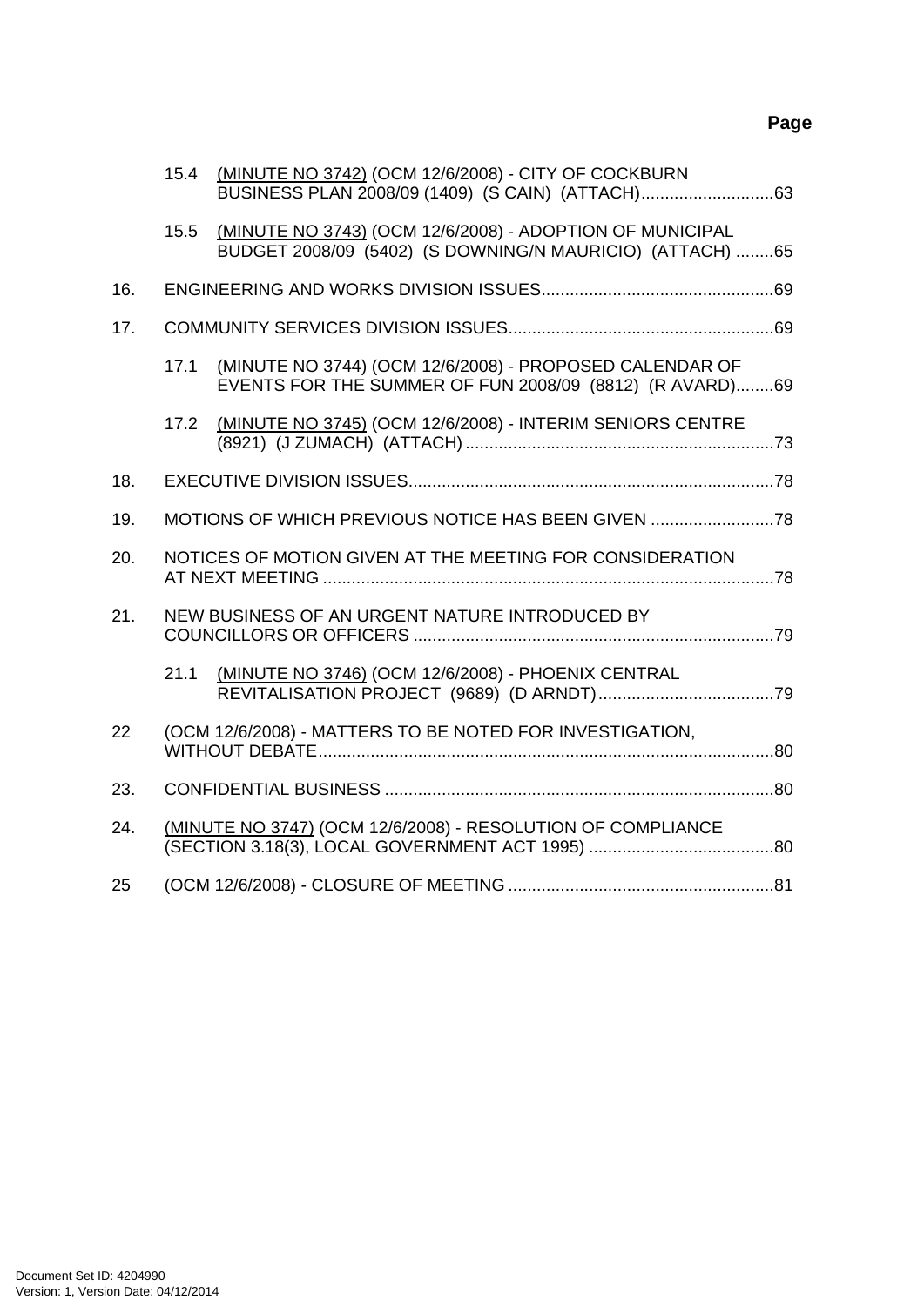**Page**

15.4 (MINUTE NO 3742) (OCM 12/6/2008) - CITY OF COCKBURN BUSINESS PLAN 2008/09 (1409) (S CAIN) (ATTACH)............................63

15.5 (MINUTE NO 3743) (OCM 12/6/2008) - ADOPTION OF MUNICIPAL BUDGET 2008/09 (5402) (S DOWNING/N MAURICIO) (ATTACH) ........65

16. ENGINEERING AND WORKS DIVISION ISSUES.................................................69

17. COMMUNITY SERVICES DIVISION ISSUES........................................................69

17.1 (MINUTE NO 3744) (OCM 12/6/2008) - PROPOSED CALENDAR OF EVENTS FOR THE SUMMER OF FUN 2008/09 (8812) (R AVARD)........69

17.2 (MINUTE NO 3745) (OCM 12/6/2008) - INTERIM SENIORS CENTRE (8921) (J ZUMACH) (ATTACH).................................................................73

18. EXECUTIVE DIVISION ISSUES.............................................................................78

19. MOTIONS OF WHICH PREVIOUS NOTICE HAS BEEN GIVEN ..........................78

20. NOTICES OF MOTION GIVEN AT THE MEETING FOR CONSIDERATION AT NEXT MEETING ...............................................................................................78

21. NEW BUSINESS OF AN URGENT NATURE INTRODUCED BY COUNCILLORS OR OFFICERS ............................................................................79

21.1 (MINUTE NO 3746) (OCM 12/6/2008) - PHOENIX CENTRAL REVITALISATION PROJECT (9689) (D ARNDT).....................................79

22 (OCM 12/6/2008) - MATTERS TO BE NOTED FOR INVESTIGATION, WITHOUT DEBATE................................................................................................80

23. CONFIDENTIAL BUSINESS ..................................................................................80

24. (MINUTE NO 3747) (OCM 12/6/2008) - RESOLUTION OF COMPLIANCE (SECTION 3.18(3), LOCAL GOVERNMENT ACT 1995) .......................................80

25 (OCM 12/6/2008) - CLOSURE OF MEETING ........................................................81

Document Set ID: 4204990
Version: 1, Version Date: 04/12/2014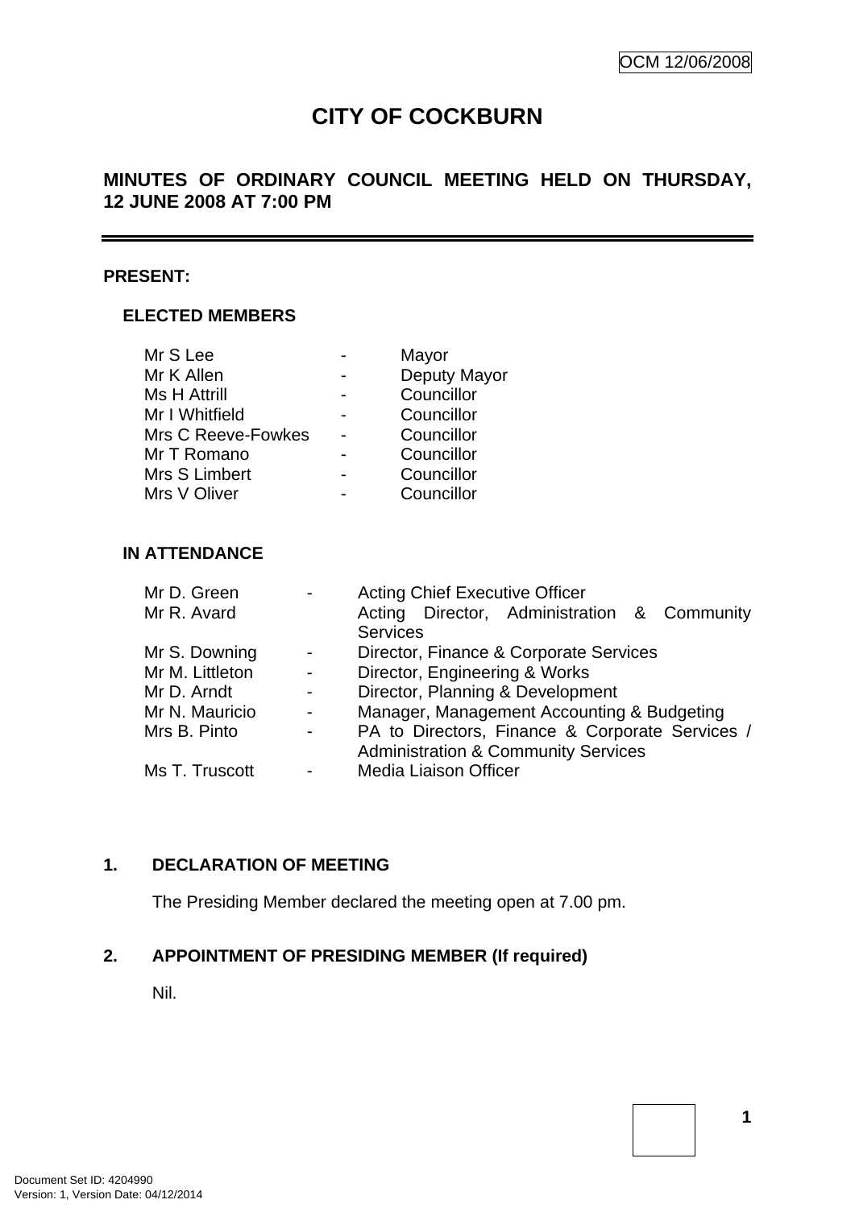OCM 12/06/2008

# CITY OF COCKBURN

## MINUTES OF ORDINARY COUNCIL MEETING HELD ON THURSDAY, 12 JUNE 2008 AT 7:00 PM

**PRESENT:**

### ELECTED MEMBERS

| | | |
|---|---|---|
| Mr S Lee | - | Mayor |
| Mr K Allen | - | Deputy Mayor |
| Ms H Attrill | - | Councillor |
| Mr I Whitfield | - | Councillor |
| Mrs C Reeve-Fowkes | - | Councillor |
| Mr T Romano | - | Councillor |
| Mrs S Limbert | - | Councillor |
| Mrs V Oliver | - | Councillor |

### IN ATTENDANCE

| | | |
|---|---|---|
| Mr D. Green | - | Acting Chief Executive Officer |
| Mr R. Avard | | Acting Director, Administration & Community Services |
| Mr S. Downing | - | Director, Finance & Corporate Services |
| Mr M. Littleton | - | Director, Engineering & Works |
| Mr D. Arndt | - | Director, Planning & Development |
| Mr N. Mauricio | - | Manager, Management Accounting & Budgeting |
| Mrs B. Pinto | - | PA to Directors, Finance & Corporate Services / Administration & Community Services |
| Ms T. Truscott | - | Media Liaison Officer |

**1. DECLARATION OF MEETING**

The Presiding Member declared the meeting open at 7.00 pm.

**2. APPOINTMENT OF PRESIDING MEMBER (If required)**

Nil.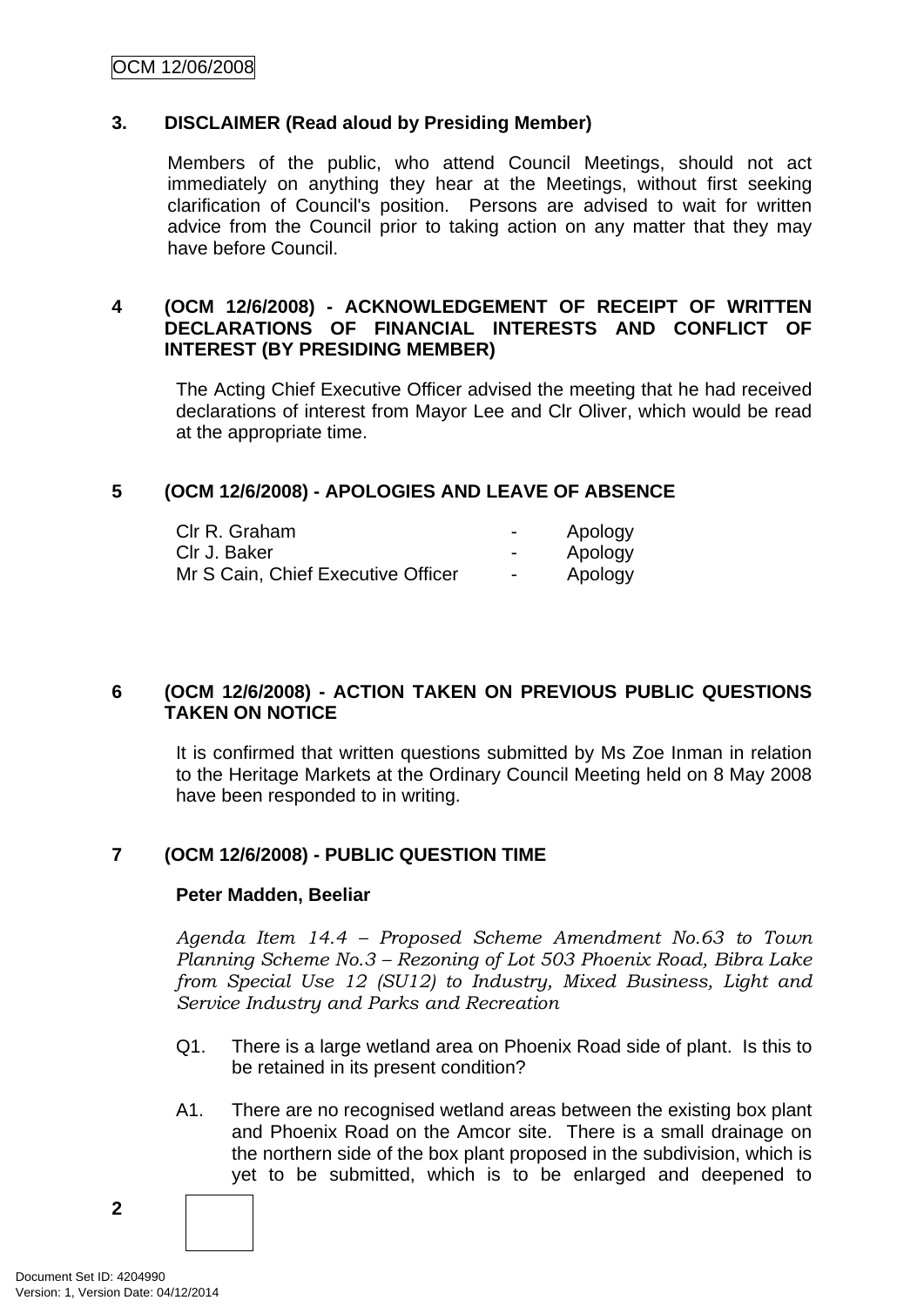## 3. DISCLAIMER (Read aloud by Presiding Member)

Members of the public, who attend Council Meetings, should not act immediately on anything they hear at the Meetings, without first seeking clarification of Council's position. Persons are advised to wait for written advice from the Council prior to taking action on any matter that they may have before Council.

## 4 (OCM 12/6/2008) - ACKNOWLEDGEMENT OF RECEIPT OF WRITTEN DECLARATIONS OF FINANCIAL INTERESTS AND CONFLICT OF INTEREST (BY PRESIDING MEMBER)

The Acting Chief Executive Officer advised the meeting that he had received declarations of interest from Mayor Lee and Clr Oliver, which would be read at the appropriate time.

## 5 (OCM 12/6/2008) - APOLOGIES AND LEAVE OF ABSENCE

| | | |
|---|---|---|
| Clr R. Graham | - | Apology |
| Clr J. Baker | - | Apology |
| Mr S Cain, Chief Executive Officer | - | Apology |

## 6 (OCM 12/6/2008) - ACTION TAKEN ON PREVIOUS PUBLIC QUESTIONS TAKEN ON NOTICE

It is confirmed that written questions submitted by Ms Zoe Inman in relation to the Heritage Markets at the Ordinary Council Meeting held on 8 May 2008 have been responded to in writing.

## 7 (OCM 12/6/2008) - PUBLIC QUESTION TIME

**Peter Madden, Beeliar**

*Agenda Item 14.4 – Proposed Scheme Amendment No.63 to Town Planning Scheme No.3 – Rezoning of Lot 503 Phoenix Road, Bibra Lake from Special Use 12 (SU12) to Industry, Mixed Business, Light and Service Industry and Parks and Recreation*

Q1. There is a large wetland area on Phoenix Road side of plant. Is this to be retained in its present condition?

A1. There are no recognised wetland areas between the existing box plant and Phoenix Road on the Amcor site. There is a small drainage on the northern side of the box plant proposed in the subdivision, which is yet to be submitted, which is to be enlarged and deepened to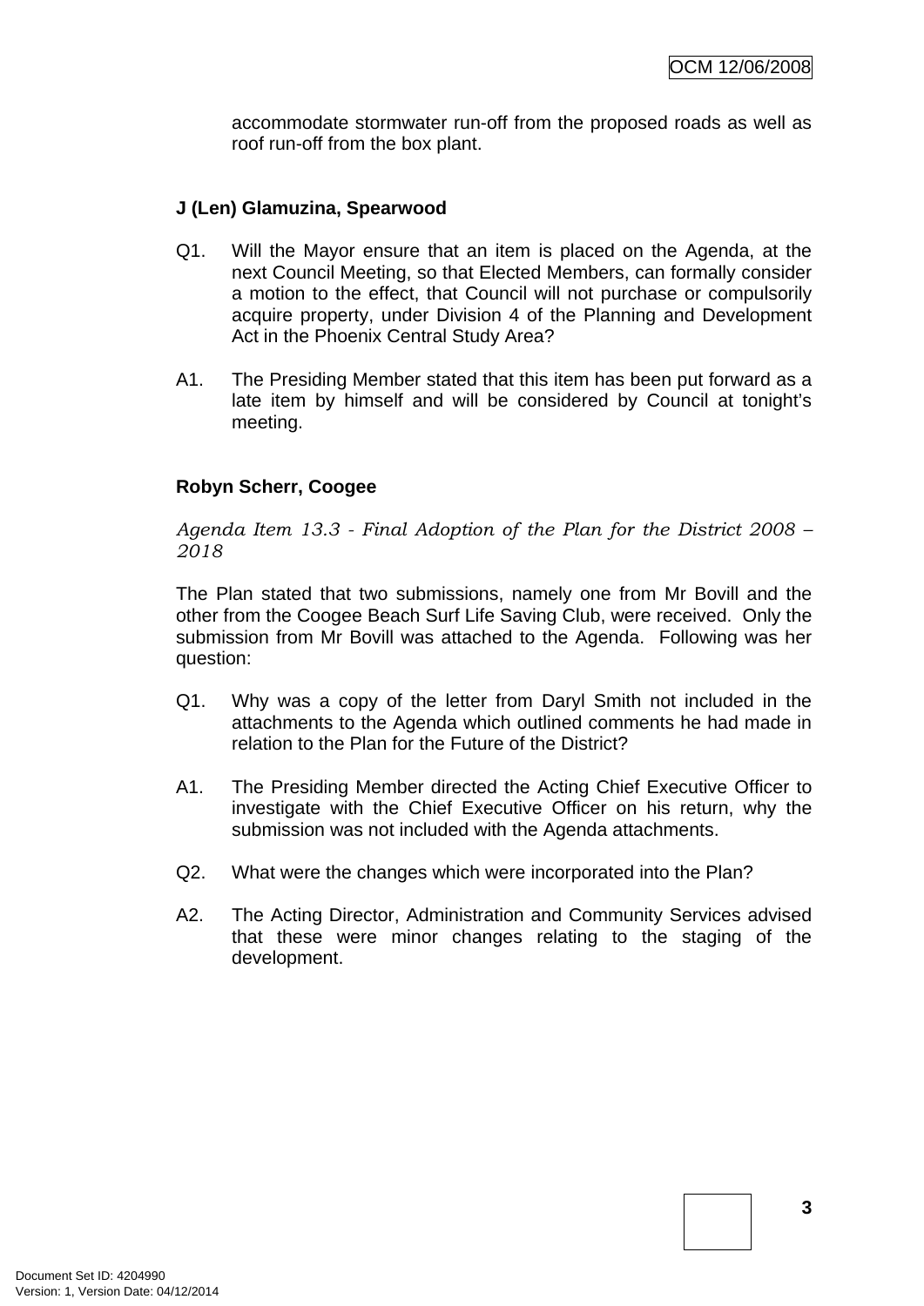accommodate stormwater run-off from the proposed roads as well as roof run-off from the box plant.

**J (Len) Glamuzina, Spearwood**

Q1. Will the Mayor ensure that an item is placed on the Agenda, at the next Council Meeting, so that Elected Members, can formally consider a motion to the effect, that Council will not purchase or compulsorily acquire property, under Division 4 of the Planning and Development Act in the Phoenix Central Study Area?

A1. The Presiding Member stated that this item has been put forward as a late item by himself and will be considered by Council at tonight's meeting.

**Robyn Scherr, Coogee**

*Agenda Item 13.3 - Final Adoption of the Plan for the District 2008 – 2018*

The Plan stated that two submissions, namely one from Mr Bovill and the other from the Coogee Beach Surf Life Saving Club, were received. Only the submission from Mr Bovill was attached to the Agenda. Following was her question:

Q1. Why was a copy of the letter from Daryl Smith not included in the attachments to the Agenda which outlined comments he had made in relation to the Plan for the Future of the District?

A1. The Presiding Member directed the Acting Chief Executive Officer to investigate with the Chief Executive Officer on his return, why the submission was not included with the Agenda attachments.

Q2. What were the changes which were incorporated into the Plan?

A2. The Acting Director, Administration and Community Services advised that these were minor changes relating to the staging of the development.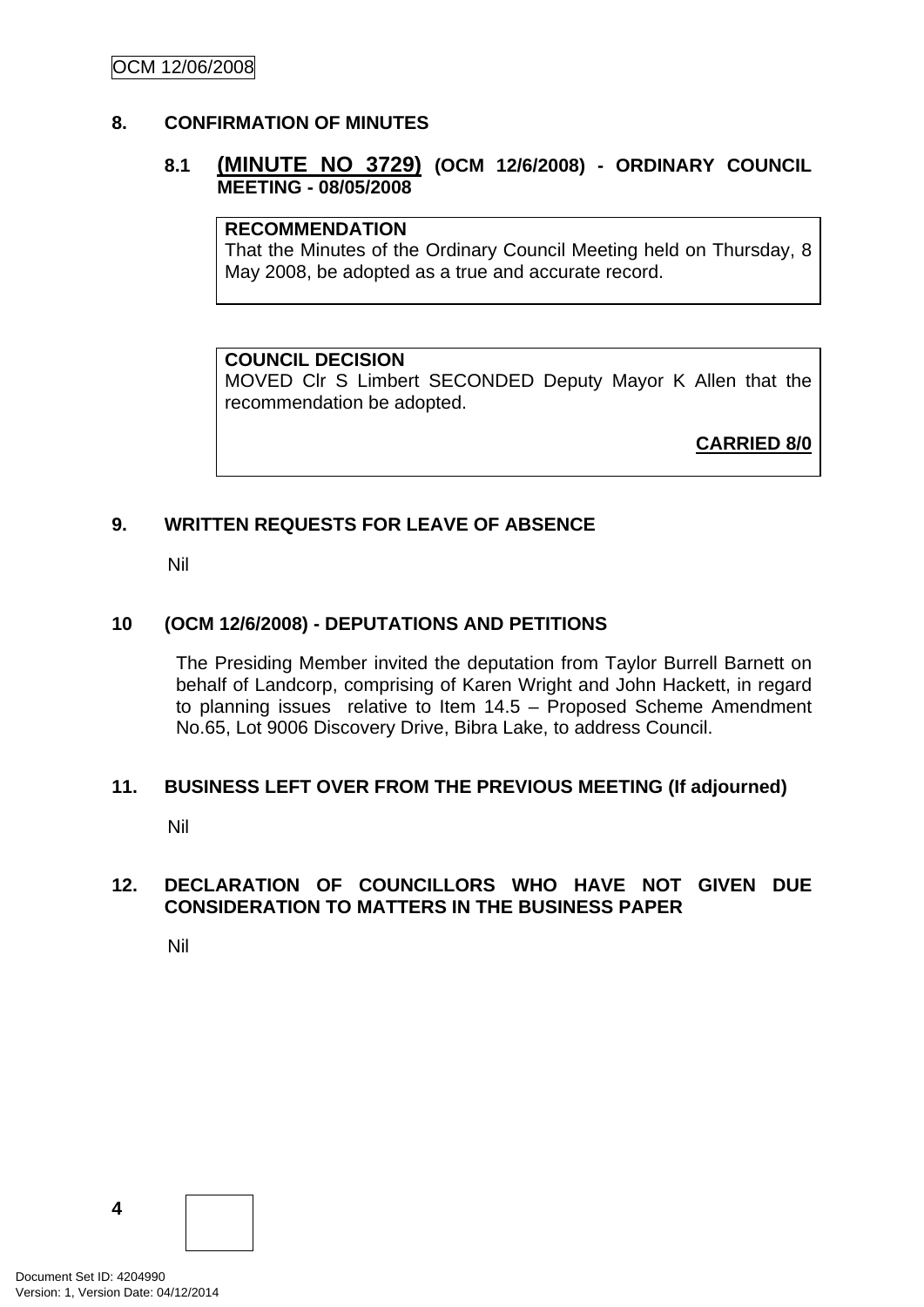## 8. CONFIRMATION OF MINUTES

### 8.1 **(MINUTE NO 3729)** (OCM 12/6/2008) - ORDINARY COUNCIL MEETING - 08/05/2008

**RECOMMENDATION**
That the Minutes of the Ordinary Council Meeting held on Thursday, 8 May 2008, be adopted as a true and accurate record.

**COUNCIL DECISION**
MOVED Clr S Limbert SECONDED Deputy Mayor K Allen that the recommendation be adopted.

**CARRIED 8/0**

## 9. WRITTEN REQUESTS FOR LEAVE OF ABSENCE

Nil

## 10 (OCM 12/6/2008) - DEPUTATIONS AND PETITIONS

The Presiding Member invited the deputation from Taylor Burrell Barnett on behalf of Landcorp, comprising of Karen Wright and John Hackett, in regard to planning issues relative to Item 14.5 – Proposed Scheme Amendment No.65, Lot 9006 Discovery Drive, Bibra Lake, to address Council.

## 11. BUSINESS LEFT OVER FROM THE PREVIOUS MEETING (If adjourned)

Nil

## 12. DECLARATION OF COUNCILLORS WHO HAVE NOT GIVEN DUE CONSIDERATION TO MATTERS IN THE BUSINESS PAPER

Nil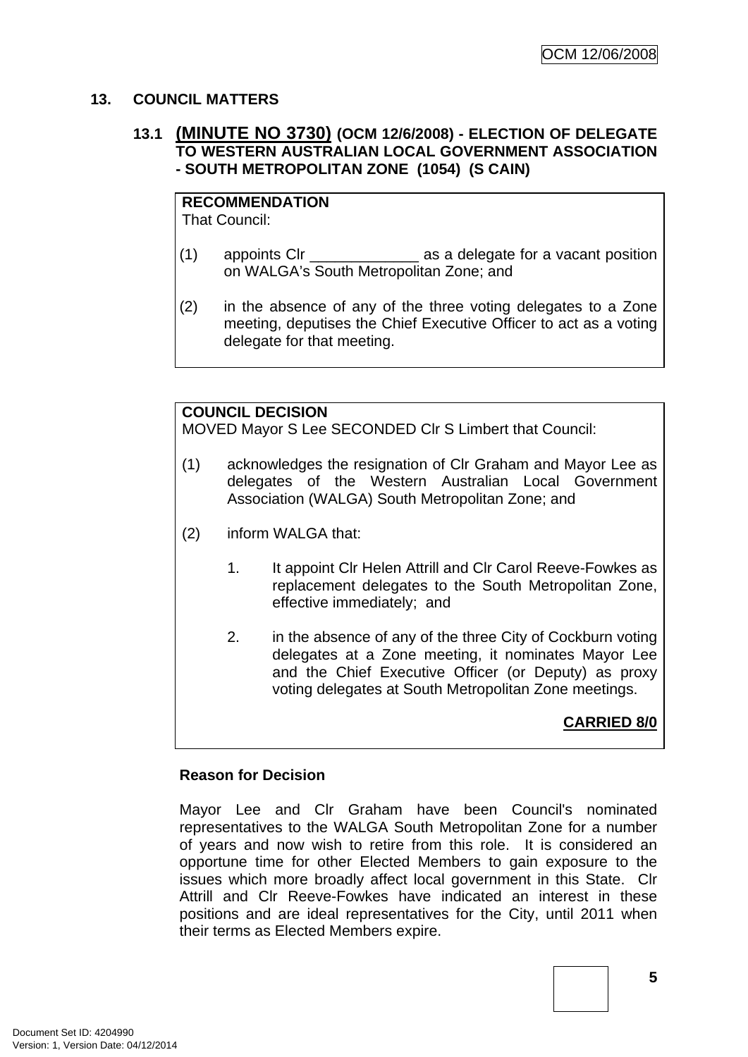## 13. COUNCIL MATTERS

### 13.1 (MINUTE NO 3730) (OCM 12/6/2008) - ELECTION OF DELEGATE TO WESTERN AUSTRALIAN LOCAL GOVERNMENT ASSOCIATION - SOUTH METROPOLITAN ZONE (1054) (S CAIN)

**RECOMMENDATION**
That Council:

(1) appoints Clr _____________ as a delegate for a vacant position on WALGA's South Metropolitan Zone; and

(2) in the absence of any of the three voting delegates to a Zone meeting, deputises the Chief Executive Officer to act as a voting delegate for that meeting.

**COUNCIL DECISION**
MOVED Mayor S Lee SECONDED Clr S Limbert that Council:

(1) acknowledges the resignation of Clr Graham and Mayor Lee as delegates of the Western Australian Local Government Association (WALGA) South Metropolitan Zone; and

(2) inform WALGA that:

1. It appoint Clr Helen Attrill and Clr Carol Reeve-Fowkes as replacement delegates to the South Metropolitan Zone, effective immediately; and

2. in the absence of any of the three City of Cockburn voting delegates at a Zone meeting, it nominates Mayor Lee and the Chief Executive Officer (or Deputy) as proxy voting delegates at South Metropolitan Zone meetings.

**CARRIED 8/0**

**Reason for Decision**

Mayor Lee and Clr Graham have been Council's nominated representatives to the WALGA South Metropolitan Zone for a number of years and now wish to retire from this role. It is considered an opportune time for other Elected Members to gain exposure to the issues which more broadly affect local government in this State. Clr Attrill and Clr Reeve-Fowkes have indicated an interest in these positions and are ideal representatives for the City, until 2011 when their terms as Elected Members expire.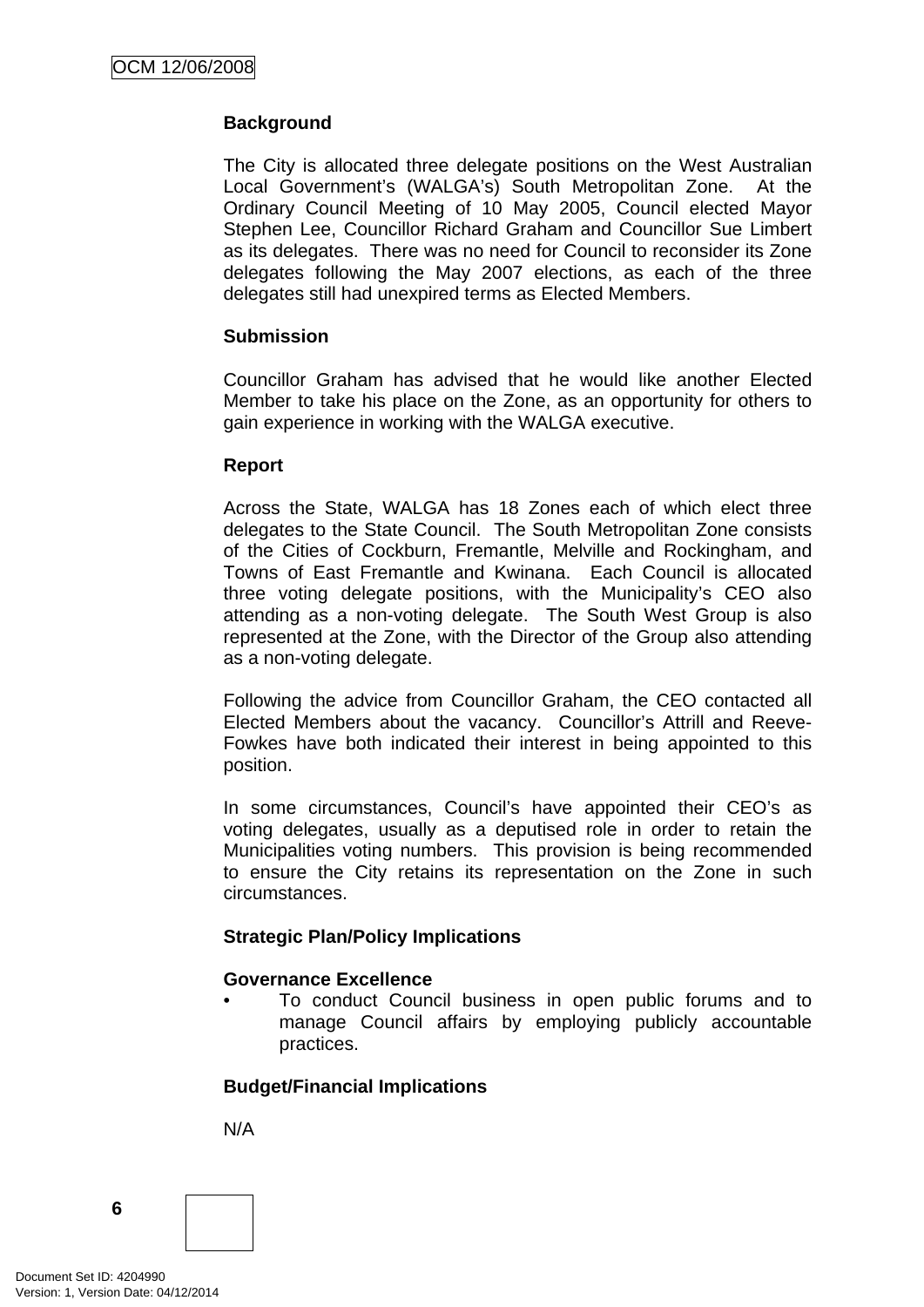**Background**

The City is allocated three delegate positions on the West Australian Local Government's (WALGA's) South Metropolitan Zone. At the Ordinary Council Meeting of 10 May 2005, Council elected Mayor Stephen Lee, Councillor Richard Graham and Councillor Sue Limbert as its delegates. There was no need for Council to reconsider its Zone delegates following the May 2007 elections, as each of the three delegates still had unexpired terms as Elected Members.

**Submission**

Councillor Graham has advised that he would like another Elected Member to take his place on the Zone, as an opportunity for others to gain experience in working with the WALGA executive.

**Report**

Across the State, WALGA has 18 Zones each of which elect three delegates to the State Council. The South Metropolitan Zone consists of the Cities of Cockburn, Fremantle, Melville and Rockingham, and Towns of East Fremantle and Kwinana. Each Council is allocated three voting delegate positions, with the Municipality's CEO also attending as a non-voting delegate. The South West Group is also represented at the Zone, with the Director of the Group also attending as a non-voting delegate.

Following the advice from Councillor Graham, the CEO contacted all Elected Members about the vacancy. Councillor's Attrill and Reeve-Fowkes have both indicated their interest in being appointed to this position.

In some circumstances, Council's have appointed their CEO's as voting delegates, usually as a deputised role in order to retain the Municipalities voting numbers. This provision is being recommended to ensure the City retains its representation on the Zone in such circumstances.

**Strategic Plan/Policy Implications**

**Governance Excellence**

- To conduct Council business in open public forums and to manage Council affairs by employing publicly accountable practices.

**Budget/Financial Implications**

N/A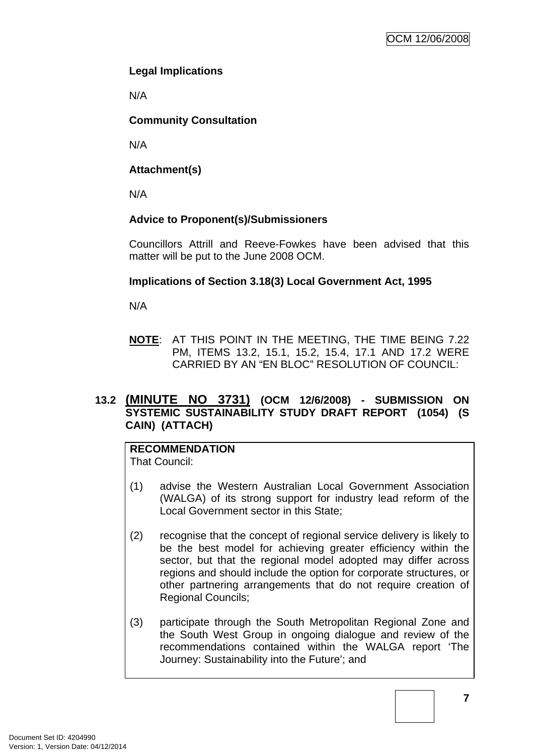**Legal Implications**

N/A

**Community Consultation**

N/A

**Attachment(s)**

N/A

**Advice to Proponent(s)/Submissioners**

Councillors Attrill and Reeve-Fowkes have been advised that this matter will be put to the June 2008 OCM.

**Implications of Section 3.18(3) Local Government Act, 1995**

N/A

**NOTE**: AT THIS POINT IN THE MEETING, THE TIME BEING 7.22 PM, ITEMS 13.2, 15.1, 15.2, 15.4, 17.1 AND 17.2 WERE CARRIED BY AN "EN BLOC" RESOLUTION OF COUNCIL:

### 13.2 (MINUTE NO 3731) (OCM 12/6/2008) - SUBMISSION ON SYSTEMIC SUSTAINABILITY STUDY DRAFT REPORT (1054) (S CAIN) (ATTACH)

**RECOMMENDATION**

That Council:

(1) advise the Western Australian Local Government Association (WALGA) of its strong support for industry lead reform of the Local Government sector in this State;

(2) recognise that the concept of regional service delivery is likely to be the best model for achieving greater efficiency within the sector, but that the regional model adopted may differ across regions and should include the option for corporate structures, or other partnering arrangements that do not require creation of Regional Councils;

(3) participate through the South Metropolitan Regional Zone and the South West Group in ongoing dialogue and review of the recommendations contained within the WALGA report 'The Journey: Sustainability into the Future'; and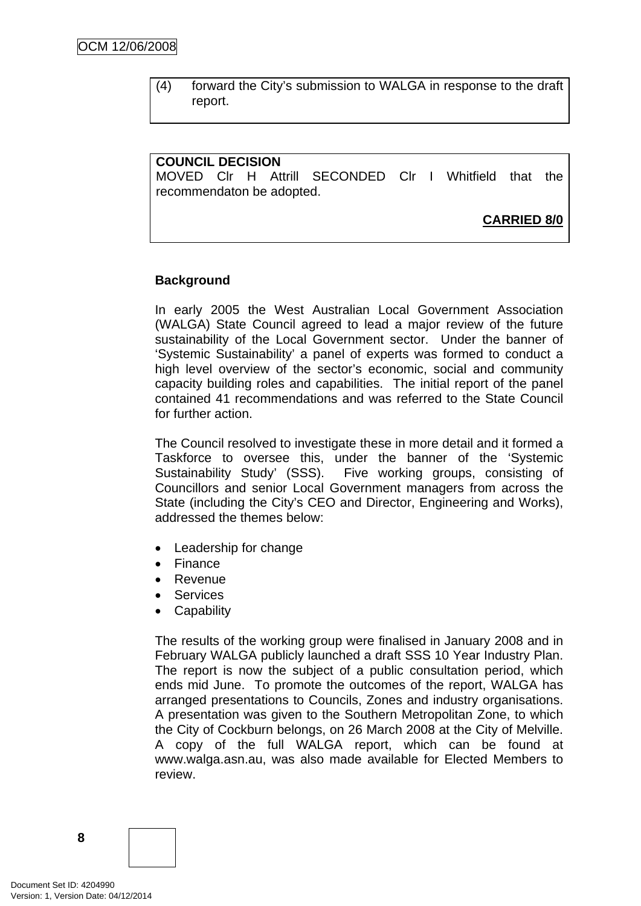(4) forward the City's submission to WALGA in response to the draft report.

**COUNCIL DECISION**
MOVED Clr H Attrill SECONDED Clr I Whitfield that the recommendaton be adopted.

**CARRIED 8/0**

**Background**

In early 2005 the West Australian Local Government Association (WALGA) State Council agreed to lead a major review of the future sustainability of the Local Government sector. Under the banner of 'Systemic Sustainability' a panel of experts was formed to conduct a high level overview of the sector's economic, social and community capacity building roles and capabilities. The initial report of the panel contained 41 recommendations and was referred to the State Council for further action.

The Council resolved to investigate these in more detail and it formed a Taskforce to oversee this, under the banner of the 'Systemic Sustainability Study' (SSS). Five working groups, consisting of Councillors and senior Local Government managers from across the State (including the City's CEO and Director, Engineering and Works), addressed the themes below:

- Leadership for change
- Finance
- Revenue
- Services
- Capability

The results of the working group were finalised in January 2008 and in February WALGA publicly launched a draft SSS 10 Year Industry Plan. The report is now the subject of a public consultation period, which ends mid June. To promote the outcomes of the report, WALGA has arranged presentations to Councils, Zones and industry organisations. A presentation was given to the Southern Metropolitan Zone, to which the City of Cockburn belongs, on 26 March 2008 at the City of Melville. A copy of the full WALGA report, which can be found at www.walga.asn.au, was also made available for Elected Members to review.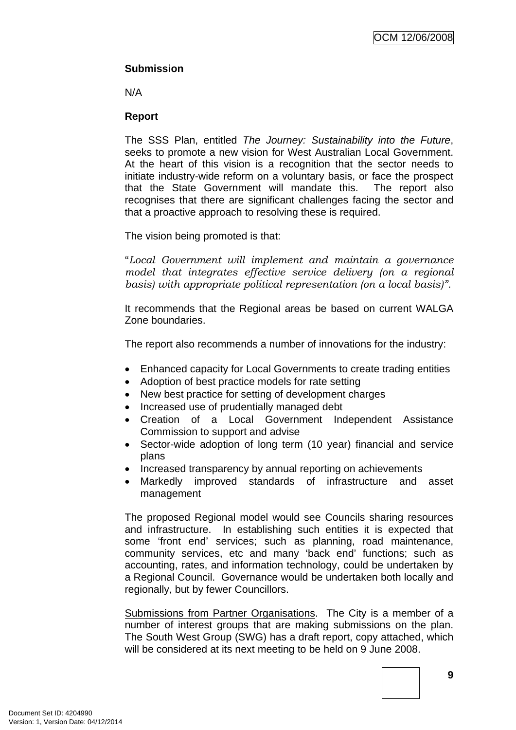**Submission**

N/A

**Report**

The SSS Plan, entitled *The Journey: Sustainability into the Future*, seeks to promote a new vision for West Australian Local Government. At the heart of this vision is a recognition that the sector needs to initiate industry-wide reform on a voluntary basis, or face the prospect that the State Government will mandate this. The report also recognises that there are significant challenges facing the sector and that a proactive approach to resolving these is required.

The vision being promoted is that:

"*Local Government will implement and maintain a governance model that integrates effective service delivery (on a regional basis) with appropriate political representation (on a local basis)".*

It recommends that the Regional areas be based on current WALGA Zone boundaries.

The report also recommends a number of innovations for the industry:

- Enhanced capacity for Local Governments to create trading entities
- Adoption of best practice models for rate setting
- New best practice for setting of development charges
- Increased use of prudentially managed debt
- Creation of a Local Government Independent Assistance Commission to support and advise
- Sector-wide adoption of long term (10 year) financial and service plans
- Increased transparency by annual reporting on achievements
- Markedly improved standards of infrastructure and asset management

The proposed Regional model would see Councils sharing resources and infrastructure. In establishing such entities it is expected that some 'front end' services; such as planning, road maintenance, community services, etc and many 'back end' functions; such as accounting, rates, and information technology, could be undertaken by a Regional Council. Governance would be undertaken both locally and regionally, but by fewer Councillors.

Submissions from Partner Organisations. The City is a member of a number of interest groups that are making submissions on the plan. The South West Group (SWG) has a draft report, copy attached, which will be considered at its next meeting to be held on 9 June 2008.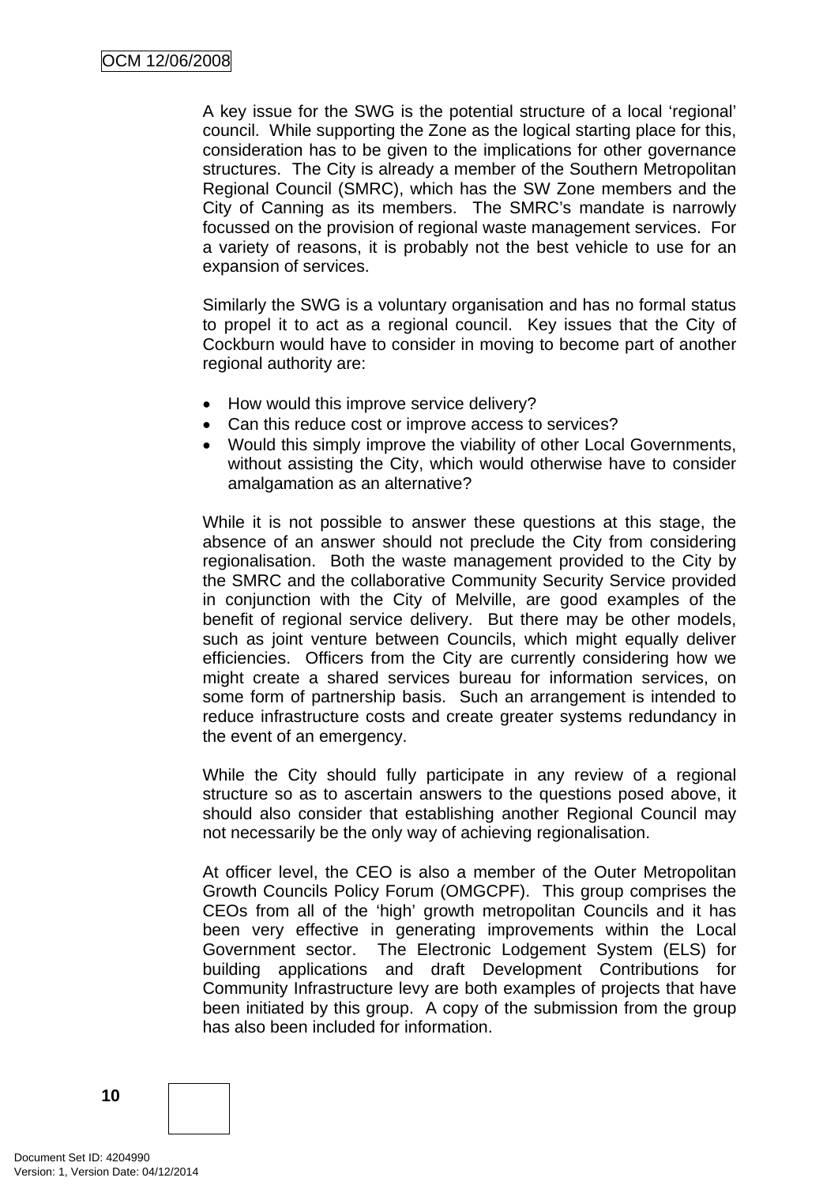A key issue for the SWG is the potential structure of a local 'regional' council. While supporting the Zone as the logical starting place for this, consideration has to be given to the implications for other governance structures. The City is already a member of the Southern Metropolitan Regional Council (SMRC), which has the SW Zone members and the City of Canning as its members. The SMRC's mandate is narrowly focussed on the provision of regional waste management services. For a variety of reasons, it is probably not the best vehicle to use for an expansion of services.

Similarly the SWG is a voluntary organisation and has no formal status to propel it to act as a regional council. Key issues that the City of Cockburn would have to consider in moving to become part of another regional authority are:

- How would this improve service delivery?
- Can this reduce cost or improve access to services?
- Would this simply improve the viability of other Local Governments, without assisting the City, which would otherwise have to consider amalgamation as an alternative?

While it is not possible to answer these questions at this stage, the absence of an answer should not preclude the City from considering regionalisation. Both the waste management provided to the City by the SMRC and the collaborative Community Security Service provided in conjunction with the City of Melville, are good examples of the benefit of regional service delivery. But there may be other models, such as joint venture between Councils, which might equally deliver efficiencies. Officers from the City are currently considering how we might create a shared services bureau for information services, on some form of partnership basis. Such an arrangement is intended to reduce infrastructure costs and create greater systems redundancy in the event of an emergency.

While the City should fully participate in any review of a regional structure so as to ascertain answers to the questions posed above, it should also consider that establishing another Regional Council may not necessarily be the only way of achieving regionalisation.

At officer level, the CEO is also a member of the Outer Metropolitan Growth Councils Policy Forum (OMGCPF). This group comprises the CEOs from all of the 'high' growth metropolitan Councils and it has been very effective in generating improvements within the Local Government sector. The Electronic Lodgement System (ELS) for building applications and draft Development Contributions for Community Infrastructure levy are both examples of projects that have been initiated by this group. A copy of the submission from the group has also been included for information.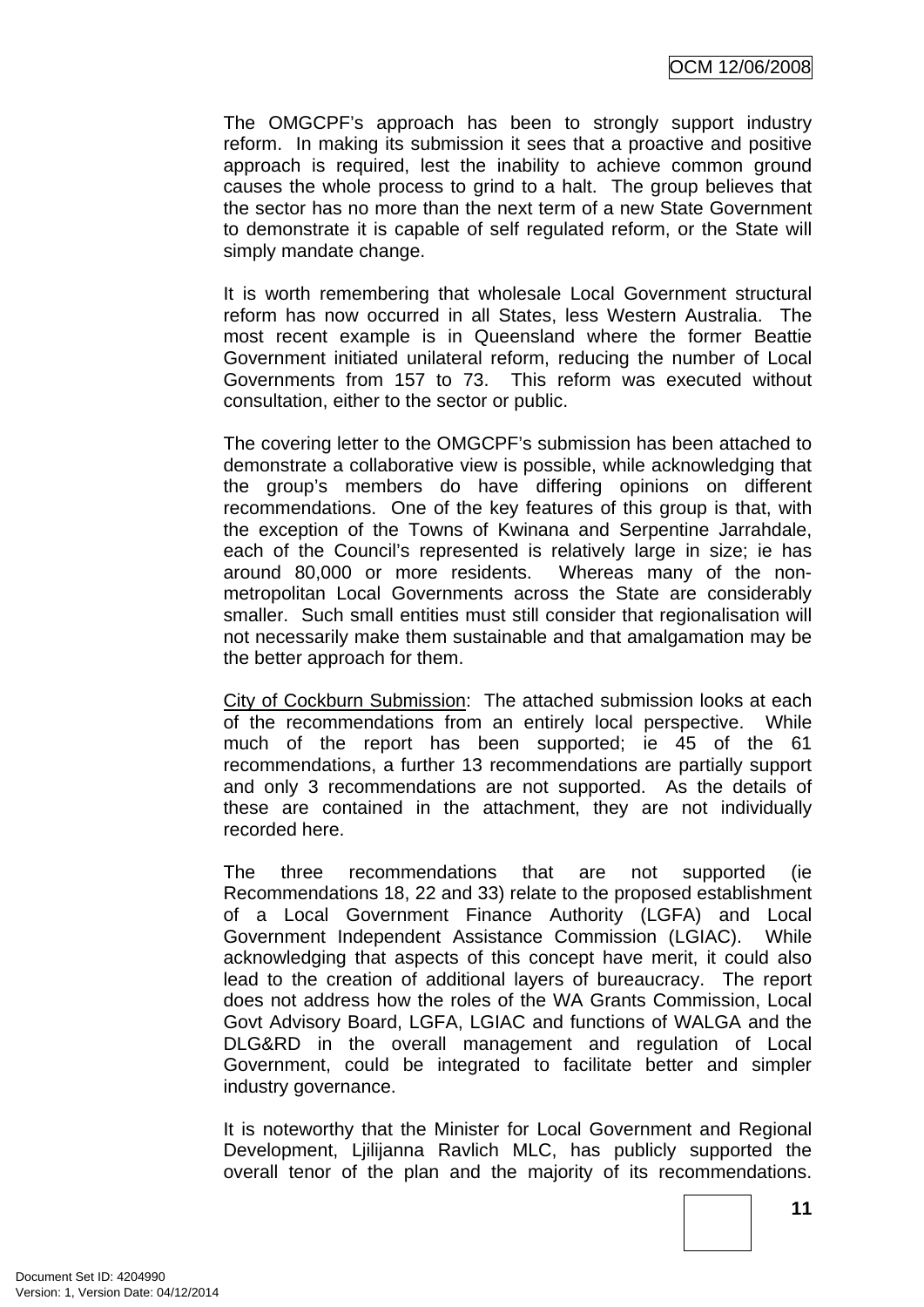The OMGCPF's approach has been to strongly support industry reform. In making its submission it sees that a proactive and positive approach is required, lest the inability to achieve common ground causes the whole process to grind to a halt. The group believes that the sector has no more than the next term of a new State Government to demonstrate it is capable of self regulated reform, or the State will simply mandate change.

It is worth remembering that wholesale Local Government structural reform has now occurred in all States, less Western Australia. The most recent example is in Queensland where the former Beattie Government initiated unilateral reform, reducing the number of Local Governments from 157 to 73. This reform was executed without consultation, either to the sector or public.

The covering letter to the OMGCPF's submission has been attached to demonstrate a collaborative view is possible, while acknowledging that the group's members do have differing opinions on different recommendations. One of the key features of this group is that, with the exception of the Towns of Kwinana and Serpentine Jarrahdale, each of the Council's represented is relatively large in size; ie has around 80,000 or more residents. Whereas many of the non-metropolitan Local Governments across the State are considerably smaller. Such small entities must still consider that regionalisation will not necessarily make them sustainable and that amalgamation may be the better approach for them.

<u>City of Cockburn Submission</u>: The attached submission looks at each of the recommendations from an entirely local perspective. While much of the report has been supported; ie 45 of the 61 recommendations, a further 13 recommendations are partially support and only 3 recommendations are not supported. As the details of these are contained in the attachment, they are not individually recorded here.

The three recommendations that are not supported (ie Recommendations 18, 22 and 33) relate to the proposed establishment of a Local Government Finance Authority (LGFA) and Local Government Independent Assistance Commission (LGIAC). While acknowledging that aspects of this concept have merit, it could also lead to the creation of additional layers of bureaucracy. The report does not address how the roles of the WA Grants Commission, Local Govt Advisory Board, LGFA, LGIAC and functions of WALGA and the DLG&RD in the overall management and regulation of Local Government, could be integrated to facilitate better and simpler industry governance.

It is noteworthy that the Minister for Local Government and Regional Development, Ljilijanna Ravlich MLC, has publicly supported the overall tenor of the plan and the majority of its recommendations.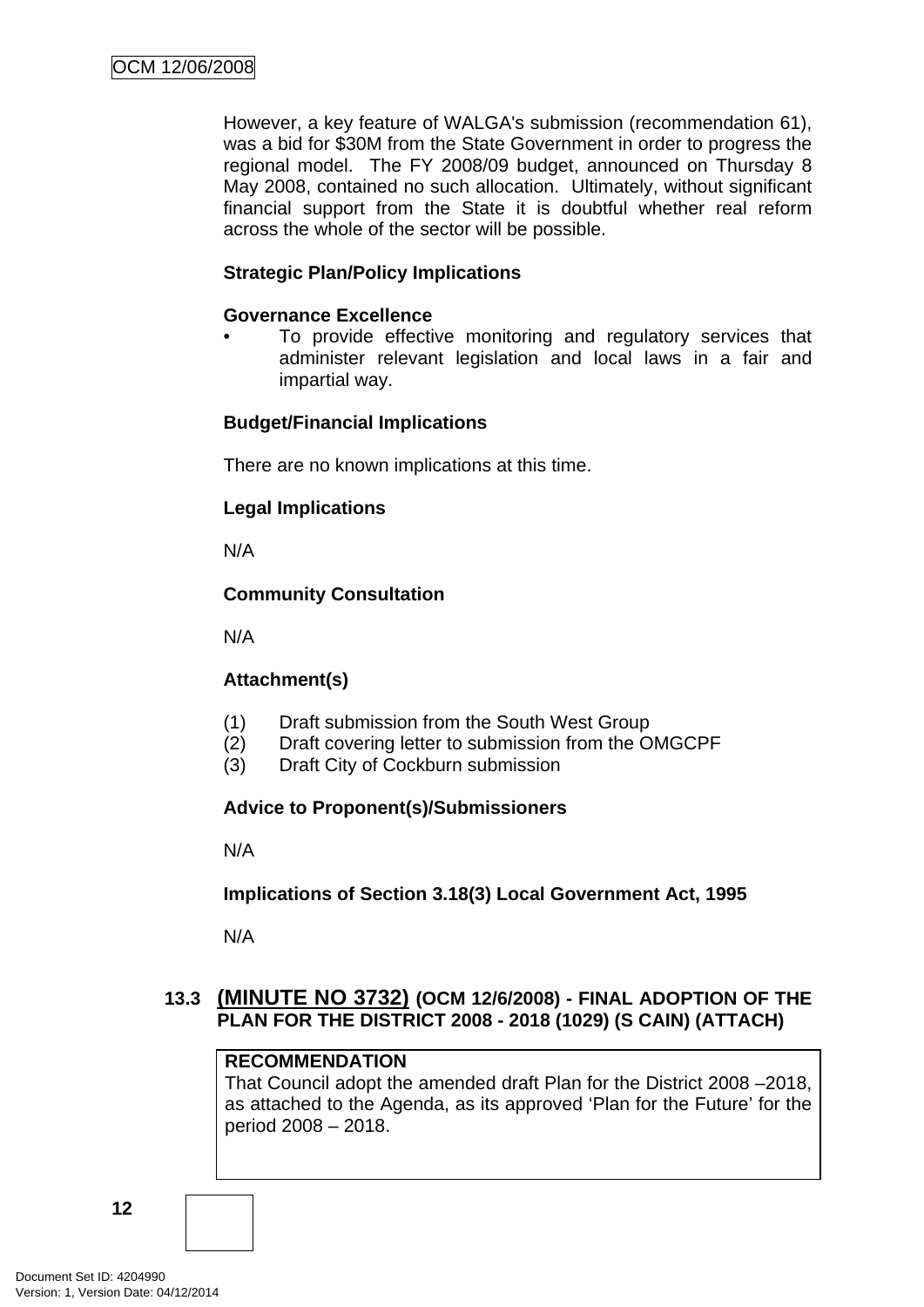However, a key feature of WALGA's submission (recommendation 61), was a bid for $30M from the State Government in order to progress the regional model. The FY 2008/09 budget, announced on Thursday 8 May 2008, contained no such allocation. Ultimately, without significant financial support from the State it is doubtful whether real reform across the whole of the sector will be possible.

**Strategic Plan/Policy Implications**

**Governance Excellence**

- To provide effective monitoring and regulatory services that administer relevant legislation and local laws in a fair and impartial way.

**Budget/Financial Implications**

There are no known implications at this time.

**Legal Implications**

N/A

**Community Consultation**

N/A

**Attachment(s)**

(1) Draft submission from the South West Group
(2) Draft covering letter to submission from the OMGCPF
(3) Draft City of Cockburn submission

**Advice to Proponent(s)/Submissioners**

N/A

**Implications of Section 3.18(3) Local Government Act, 1995**

N/A

### 13.3 (MINUTE NO 3732) (OCM 12/6/2008) - FINAL ADOPTION OF THE PLAN FOR THE DISTRICT 2008 - 2018 (1029) (S CAIN) (ATTACH)

**RECOMMENDATION**
That Council adopt the amended draft Plan for the District 2008 –2018, as attached to the Agenda, as its approved ‘Plan for the Future’ for the period 2008 – 2018.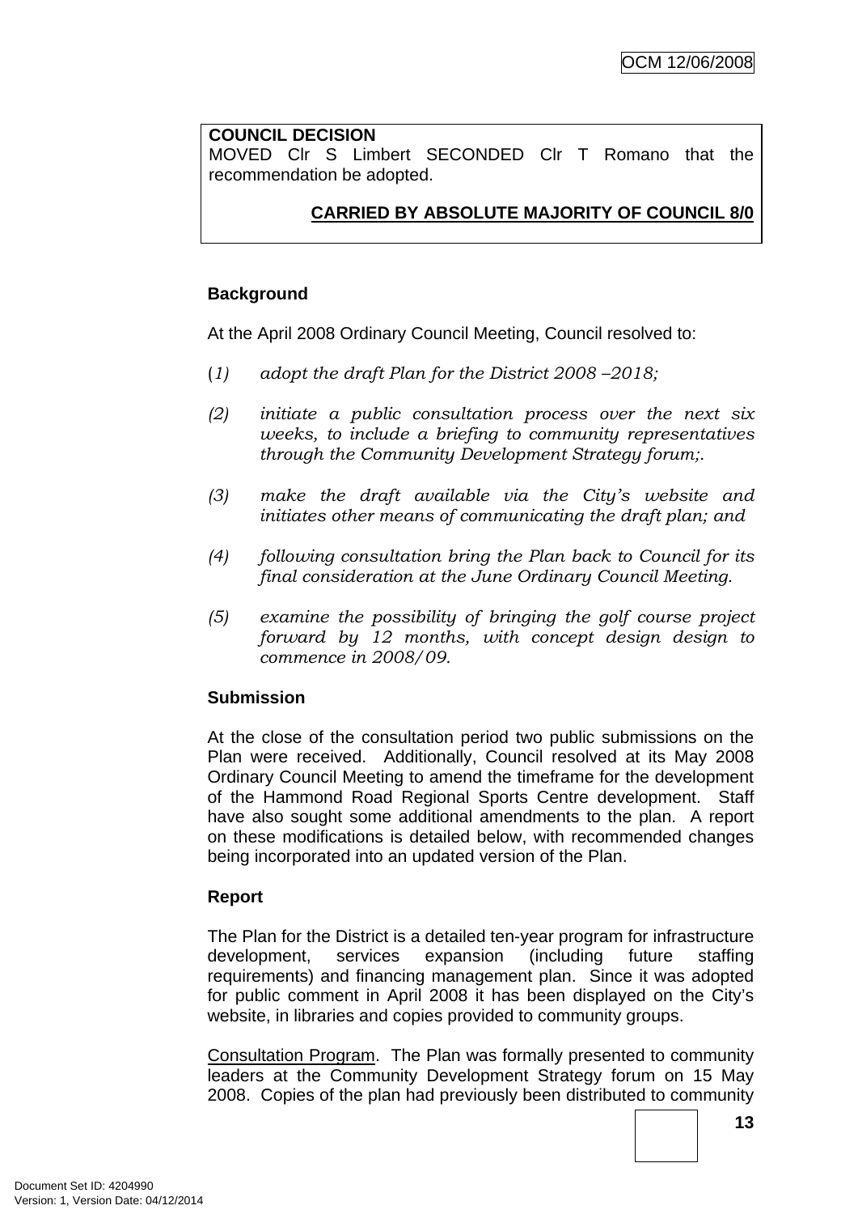**COUNCIL DECISION**
MOVED Clr S Limbert SECONDED Clr T Romano that the recommendation be adopted.

**CARRIED BY ABSOLUTE MAJORITY OF COUNCIL 8/0**

**Background**

At the April 2008 Ordinary Council Meeting, Council resolved to:

(*1) adopt the draft Plan for the District 2008 –2018;*

*(2) initiate a public consultation process over the next six weeks, to include a briefing to community representatives through the Community Development Strategy forum;.*

*(3) make the draft available via the City's website and initiates other means of communicating the draft plan; and*

*(4) following consultation bring the Plan back to Council for its final consideration at the June Ordinary Council Meeting.*

*(5) examine the possibility of bringing the golf course project forward by 12 months, with concept design design to commence in 2008/09.*

**Submission**

At the close of the consultation period two public submissions on the Plan were received. Additionally, Council resolved at its May 2008 Ordinary Council Meeting to amend the timeframe for the development of the Hammond Road Regional Sports Centre development. Staff have also sought some additional amendments to the plan. A report on these modifications is detailed below, with recommended changes being incorporated into an updated version of the Plan.

**Report**

The Plan for the District is a detailed ten-year program for infrastructure development, services expansion (including future staffing requirements) and financing management plan. Since it was adopted for public comment in April 2008 it has been displayed on the City's website, in libraries and copies provided to community groups.

Consultation Program. The Plan was formally presented to community leaders at the Community Development Strategy forum on 15 May 2008. Copies of the plan had previously been distributed to community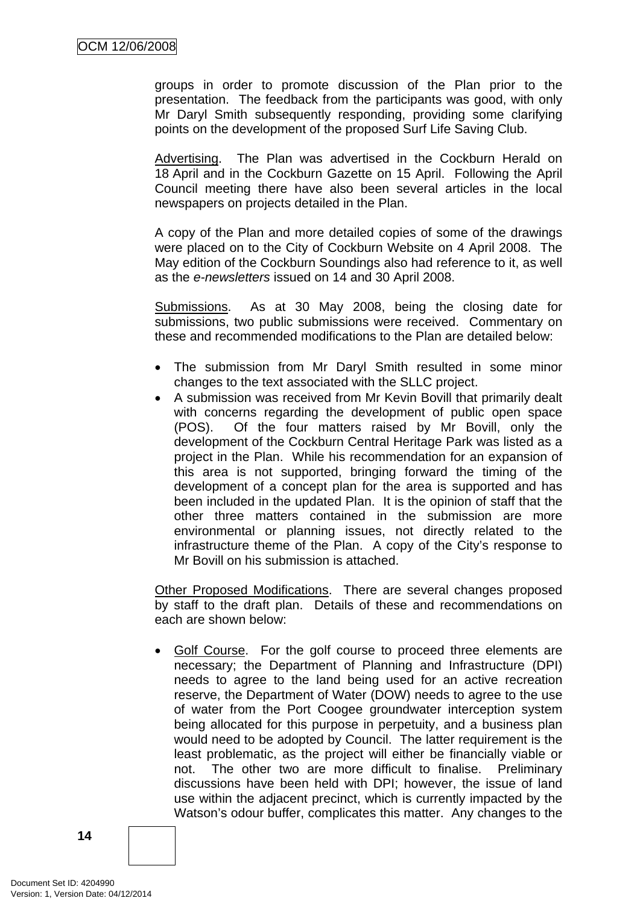groups in order to promote discussion of the Plan prior to the presentation. The feedback from the participants was good, with only Mr Daryl Smith subsequently responding, providing some clarifying points on the development of the proposed Surf Life Saving Club.

Advertising. The Plan was advertised in the Cockburn Herald on 18 April and in the Cockburn Gazette on 15 April. Following the April Council meeting there have also been several articles in the local newspapers on projects detailed in the Plan.

A copy of the Plan and more detailed copies of some of the drawings were placed on to the City of Cockburn Website on 4 April 2008. The May edition of the Cockburn Soundings also had reference to it, as well as the *e-newsletters* issued on 14 and 30 April 2008.

Submissions. As at 30 May 2008, being the closing date for submissions, two public submissions were received. Commentary on these and recommended modifications to the Plan are detailed below:

- The submission from Mr Daryl Smith resulted in some minor changes to the text associated with the SLLC project.
- A submission was received from Mr Kevin Bovill that primarily dealt with concerns regarding the development of public open space (POS). Of the four matters raised by Mr Bovill, only the development of the Cockburn Central Heritage Park was listed as a project in the Plan. While his recommendation for an expansion of this area is not supported, bringing forward the timing of the development of a concept plan for the area is supported and has been included in the updated Plan. It is the opinion of staff that the other three matters contained in the submission are more environmental or planning issues, not directly related to the infrastructure theme of the Plan. A copy of the City's response to Mr Bovill on his submission is attached.

Other Proposed Modifications. There are several changes proposed by staff to the draft plan. Details of these and recommendations on each are shown below:

- Golf Course. For the golf course to proceed three elements are necessary; the Department of Planning and Infrastructure (DPI) needs to agree to the land being used for an active recreation reserve, the Department of Water (DOW) needs to agree to the use of water from the Port Coogee groundwater interception system being allocated for this purpose in perpetuity, and a business plan would need to be adopted by Council. The latter requirement is the least problematic, as the project will either be financially viable or not. The other two are more difficult to finalise. Preliminary discussions have been held with DPI; however, the issue of land use within the adjacent precinct, which is currently impacted by the Watson's odour buffer, complicates this matter. Any changes to the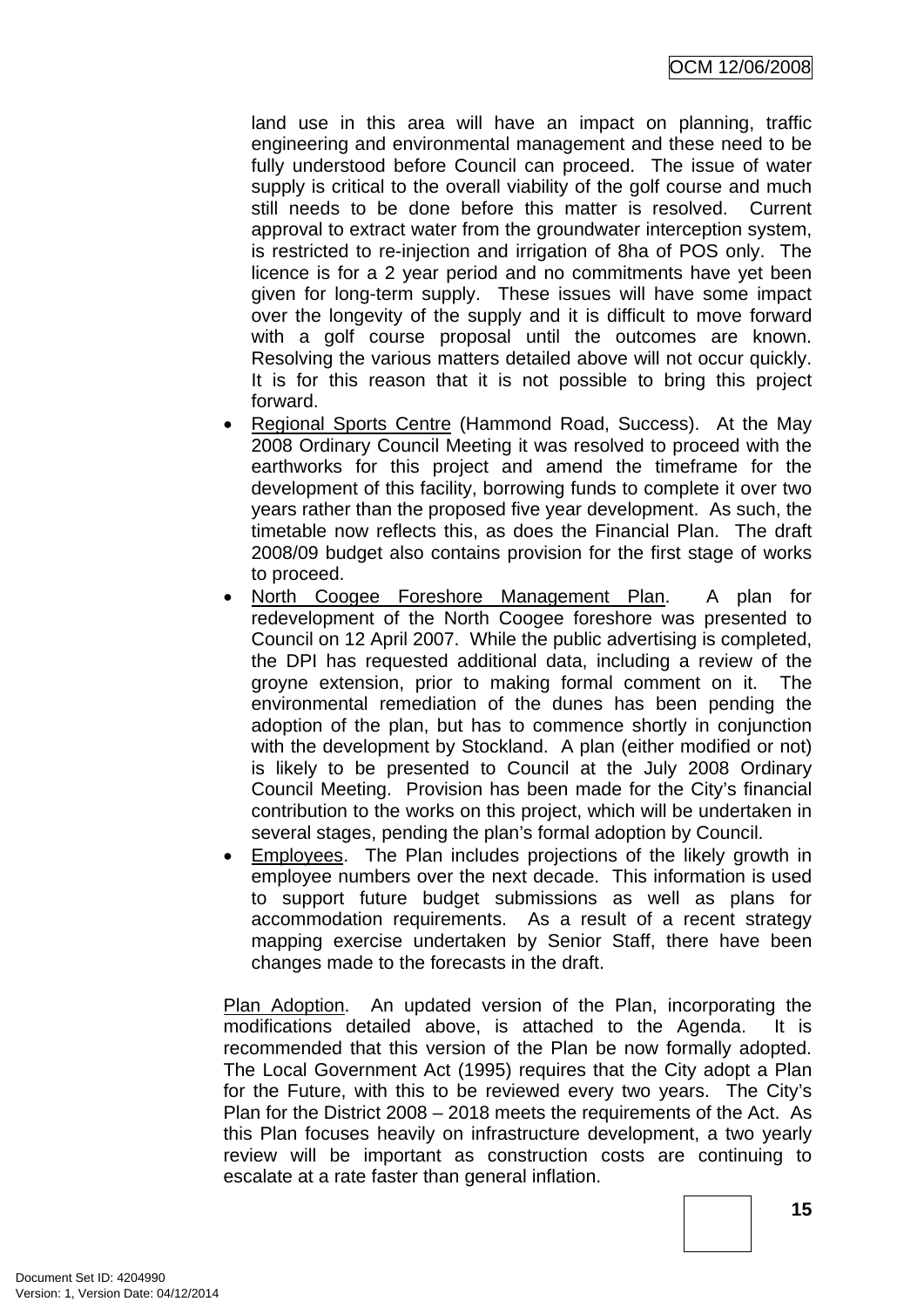land use in this area will have an impact on planning, traffic engineering and environmental management and these need to be fully understood before Council can proceed. The issue of water supply is critical to the overall viability of the golf course and much still needs to be done before this matter is resolved. Current approval to extract water from the groundwater interception system, is restricted to re-injection and irrigation of 8ha of POS only. The licence is for a 2 year period and no commitments have yet been given for long-term supply. These issues will have some impact over the longevity of the supply and it is difficult to move forward with a golf course proposal until the outcomes are known. Resolving the various matters detailed above will not occur quickly. It is for this reason that it is not possible to bring this project forward.

- Regional Sports Centre (Hammond Road, Success). At the May 2008 Ordinary Council Meeting it was resolved to proceed with the earthworks for this project and amend the timeframe for the development of this facility, borrowing funds to complete it over two years rather than the proposed five year development. As such, the timetable now reflects this, as does the Financial Plan. The draft 2008/09 budget also contains provision for the first stage of works to proceed.
- North Coogee Foreshore Management Plan. A plan for redevelopment of the North Coogee foreshore was presented to Council on 12 April 2007. While the public advertising is completed, the DPI has requested additional data, including a review of the groyne extension, prior to making formal comment on it. The environmental remediation of the dunes has been pending the adoption of the plan, but has to commence shortly in conjunction with the development by Stockland. A plan (either modified or not) is likely to be presented to Council at the July 2008 Ordinary Council Meeting. Provision has been made for the City's financial contribution to the works on this project, which will be undertaken in several stages, pending the plan's formal adoption by Council.
- Employees. The Plan includes projections of the likely growth in employee numbers over the next decade. This information is used to support future budget submissions as well as plans for accommodation requirements. As a result of a recent strategy mapping exercise undertaken by Senior Staff, there have been changes made to the forecasts in the draft.

Plan Adoption. An updated version of the Plan, incorporating the modifications detailed above, is attached to the Agenda. It is recommended that this version of the Plan be now formally adopted. The Local Government Act (1995) requires that the City adopt a Plan for the Future, with this to be reviewed every two years. The City's Plan for the District 2008 – 2018 meets the requirements of the Act. As this Plan focuses heavily on infrastructure development, a two yearly review will be important as construction costs are continuing to escalate at a rate faster than general inflation.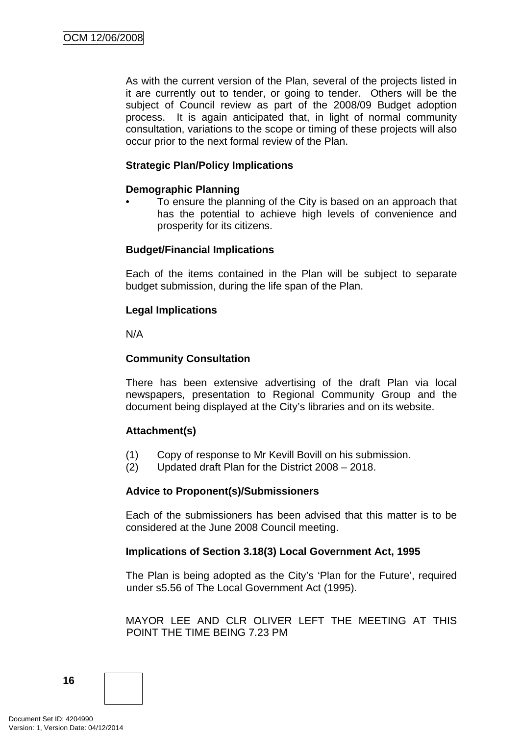As with the current version of the Plan, several of the projects listed in it are currently out to tender, or going to tender. Others will be the subject of Council review as part of the 2008/09 Budget adoption process. It is again anticipated that, in light of normal community consultation, variations to the scope or timing of these projects will also occur prior to the next formal review of the Plan.

**Strategic Plan/Policy Implications**

**Demographic Planning**

- To ensure the planning of the City is based on an approach that has the potential to achieve high levels of convenience and prosperity for its citizens.

**Budget/Financial Implications**

Each of the items contained in the Plan will be subject to separate budget submission, during the life span of the Plan.

**Legal Implications**

N/A

**Community Consultation**

There has been extensive advertising of the draft Plan via local newspapers, presentation to Regional Community Group and the document being displayed at the City's libraries and on its website.

**Attachment(s)**

(1) Copy of response to Mr Kevill Bovill on his submission.
(2) Updated draft Plan for the District 2008 – 2018.

**Advice to Proponent(s)/Submissioners**

Each of the submissioners has been advised that this matter is to be considered at the June 2008 Council meeting.

**Implications of Section 3.18(3) Local Government Act, 1995**

The Plan is being adopted as the City's 'Plan for the Future', required under s5.56 of The Local Government Act (1995).

MAYOR LEE AND CLR OLIVER LEFT THE MEETING AT THIS POINT THE TIME BEING 7.23 PM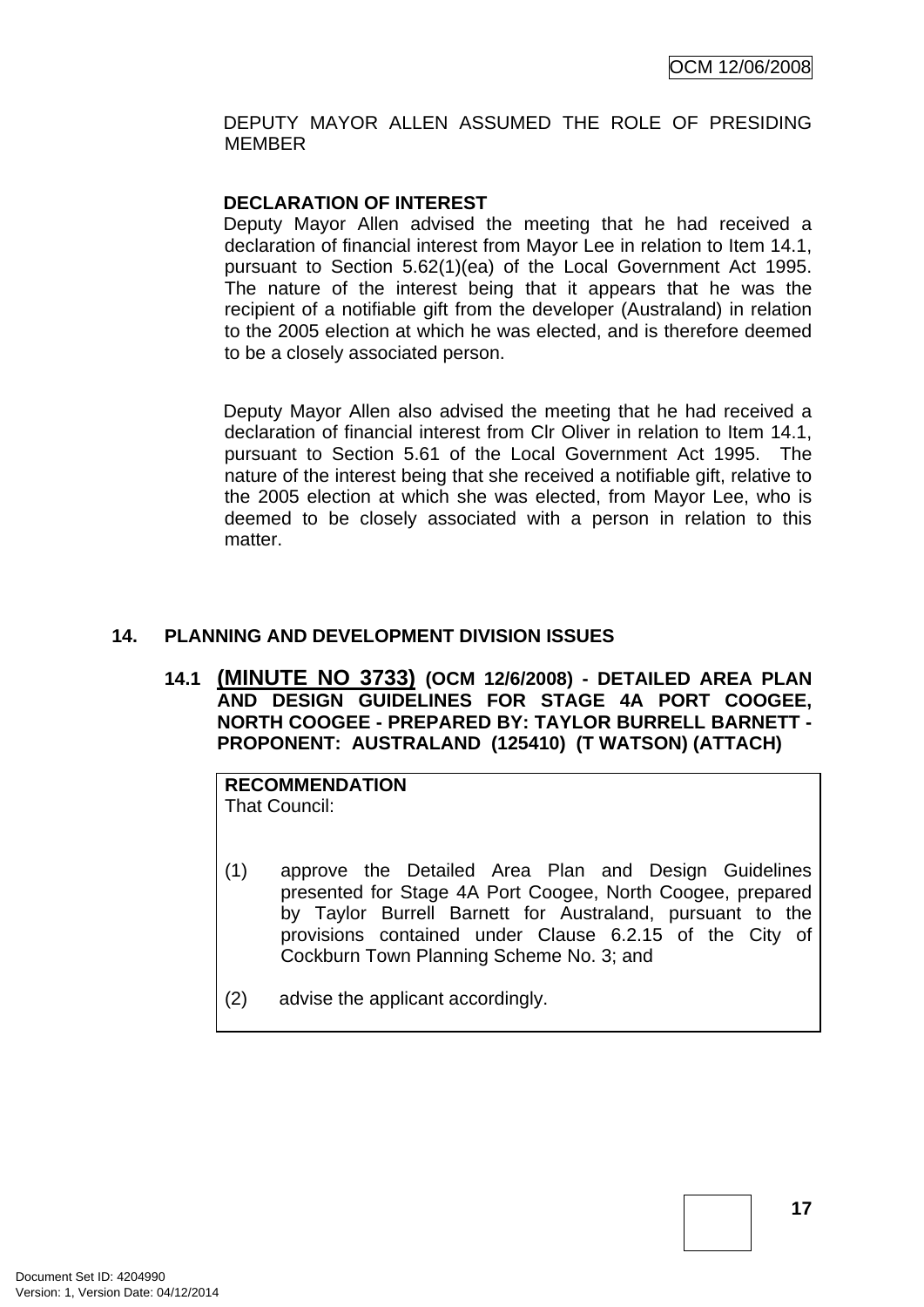DEPUTY MAYOR ALLEN ASSUMED THE ROLE OF PRESIDING MEMBER

**DECLARATION OF INTEREST**

Deputy Mayor Allen advised the meeting that he had received a declaration of financial interest from Mayor Lee in relation to Item 14.1, pursuant to Section 5.62(1)(ea) of the Local Government Act 1995. The nature of the interest being that it appears that he was the recipient of a notifiable gift from the developer (Australand) in relation to the 2005 election at which he was elected, and is therefore deemed to be a closely associated person.

Deputy Mayor Allen also advised the meeting that he had received a declaration of financial interest from Clr Oliver in relation to Item 14.1, pursuant to Section 5.61 of the Local Government Act 1995. The nature of the interest being that she received a notifiable gift, relative to the 2005 election at which she was elected, from Mayor Lee, who is deemed to be closely associated with a person in relation to this matter.

## 14. PLANNING AND DEVELOPMENT DIVISION ISSUES

### 14.1 (MINUTE NO 3733) (OCM 12/6/2008) - DETAILED AREA PLAN AND DESIGN GUIDELINES FOR STAGE 4A PORT COOGEE, NORTH COOGEE - PREPARED BY: TAYLOR BURRELL BARNETT - PROPONENT: AUSTRALAND (125410) (T WATSON) (ATTACH)

**RECOMMENDATION**

That Council:

(1) approve the Detailed Area Plan and Design Guidelines presented for Stage 4A Port Coogee, North Coogee, prepared by Taylor Burrell Barnett for Australand, pursuant to the provisions contained under Clause 6.2.15 of the City of Cockburn Town Planning Scheme No. 3; and

(2) advise the applicant accordingly.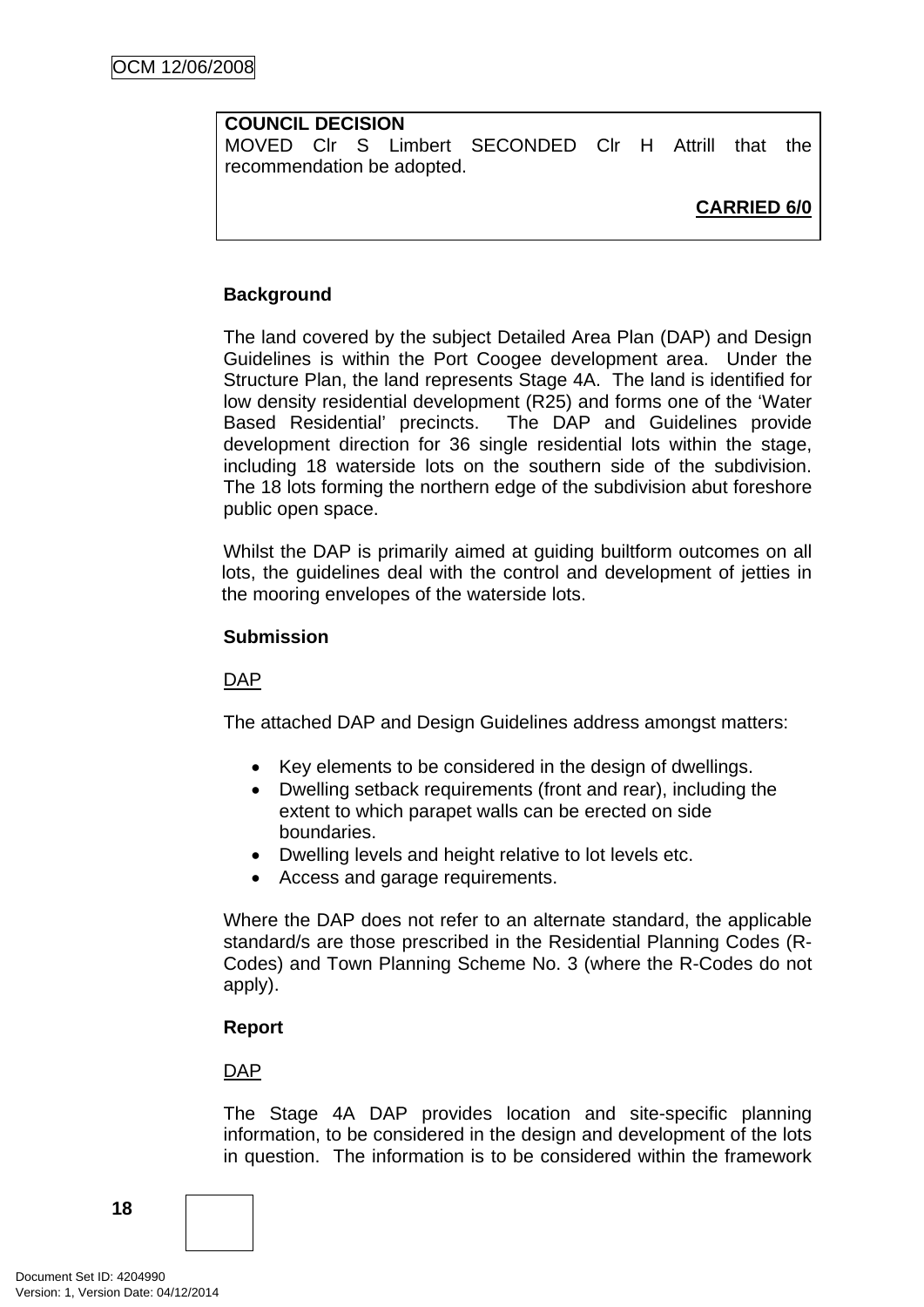**COUNCIL DECISION**
MOVED Clr S Limbert SECONDED Clr H Attrill that the recommendation be adopted.

**CARRIED 6/0**

**Background**

The land covered by the subject Detailed Area Plan (DAP) and Design Guidelines is within the Port Coogee development area. Under the Structure Plan, the land represents Stage 4A. The land is identified for low density residential development (R25) and forms one of the 'Water Based Residential' precincts. The DAP and Guidelines provide development direction for 36 single residential lots within the stage, including 18 waterside lots on the southern side of the subdivision. The 18 lots forming the northern edge of the subdivision abut foreshore public open space.

Whilst the DAP is primarily aimed at guiding builtform outcomes on all lots, the guidelines deal with the control and development of jetties in the mooring envelopes of the waterside lots.

**Submission**

DAP

The attached DAP and Design Guidelines address amongst matters:

- Key elements to be considered in the design of dwellings.
- Dwelling setback requirements (front and rear), including the extent to which parapet walls can be erected on side boundaries.
- Dwelling levels and height relative to lot levels etc.
- Access and garage requirements.

Where the DAP does not refer to an alternate standard, the applicable standard/s are those prescribed in the Residential Planning Codes (R-Codes) and Town Planning Scheme No. 3 (where the R-Codes do not apply).

**Report**

DAP

The Stage 4A DAP provides location and site-specific planning information, to be considered in the design and development of the lots in question. The information is to be considered within the framework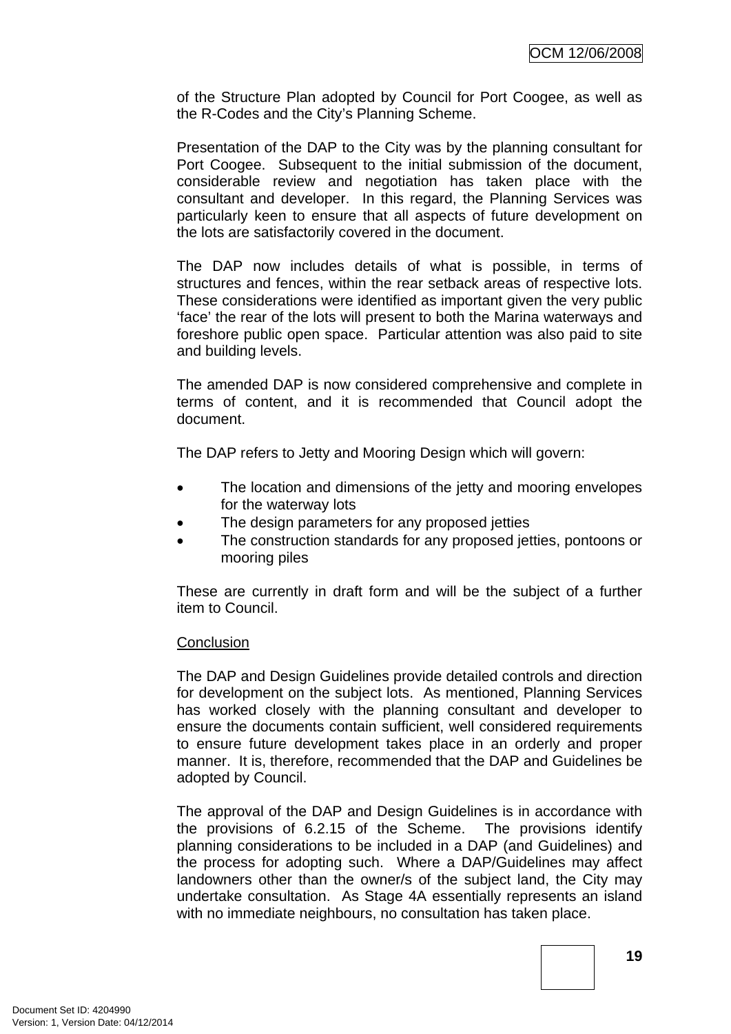of the Structure Plan adopted by Council for Port Coogee, as well as the R-Codes and the City's Planning Scheme.

Presentation of the DAP to the City was by the planning consultant for Port Coogee. Subsequent to the initial submission of the document, considerable review and negotiation has taken place with the consultant and developer. In this regard, the Planning Services was particularly keen to ensure that all aspects of future development on the lots are satisfactorily covered in the document.

The DAP now includes details of what is possible, in terms of structures and fences, within the rear setback areas of respective lots. These considerations were identified as important given the very public 'face' the rear of the lots will present to both the Marina waterways and foreshore public open space. Particular attention was also paid to site and building levels.

The amended DAP is now considered comprehensive and complete in terms of content, and it is recommended that Council adopt the document.

The DAP refers to Jetty and Mooring Design which will govern:

- The location and dimensions of the jetty and mooring envelopes for the waterway lots
- The design parameters for any proposed jetties
- The construction standards for any proposed jetties, pontoons or mooring piles

These are currently in draft form and will be the subject of a further item to Council.

Conclusion

The DAP and Design Guidelines provide detailed controls and direction for development on the subject lots. As mentioned, Planning Services has worked closely with the planning consultant and developer to ensure the documents contain sufficient, well considered requirements to ensure future development takes place in an orderly and proper manner. It is, therefore, recommended that the DAP and Guidelines be adopted by Council.

The approval of the DAP and Design Guidelines is in accordance with the provisions of 6.2.15 of the Scheme. The provisions identify planning considerations to be included in a DAP (and Guidelines) and the process for adopting such. Where a DAP/Guidelines may affect landowners other than the owner/s of the subject land, the City may undertake consultation. As Stage 4A essentially represents an island with no immediate neighbours, no consultation has taken place.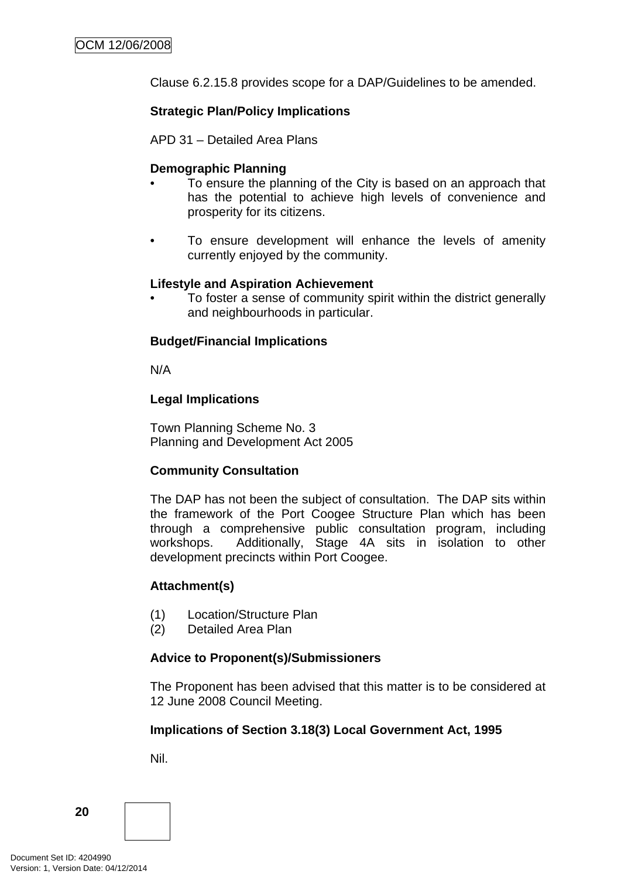Clause 6.2.15.8 provides scope for a DAP/Guidelines to be amended.

**Strategic Plan/Policy Implications**

APD 31 – Detailed Area Plans

**Demographic Planning**

- To ensure the planning of the City is based on an approach that has the potential to achieve high levels of convenience and prosperity for its citizens.

- To ensure development will enhance the levels of amenity currently enjoyed by the community.

**Lifestyle and Aspiration Achievement**

- To foster a sense of community spirit within the district generally and neighbourhoods in particular.

**Budget/Financial Implications**

N/A

**Legal Implications**

Town Planning Scheme No. 3
Planning and Development Act 2005

**Community Consultation**

The DAP has not been the subject of consultation. The DAP sits within the framework of the Port Coogee Structure Plan which has been through a comprehensive public consultation program, including workshops. Additionally, Stage 4A sits in isolation to other development precincts within Port Coogee.

**Attachment(s)**

(1) Location/Structure Plan
(2) Detailed Area Plan

**Advice to Proponent(s)/Submissioners**

The Proponent has been advised that this matter is to be considered at 12 June 2008 Council Meeting.

**Implications of Section 3.18(3) Local Government Act, 1995**

Nil.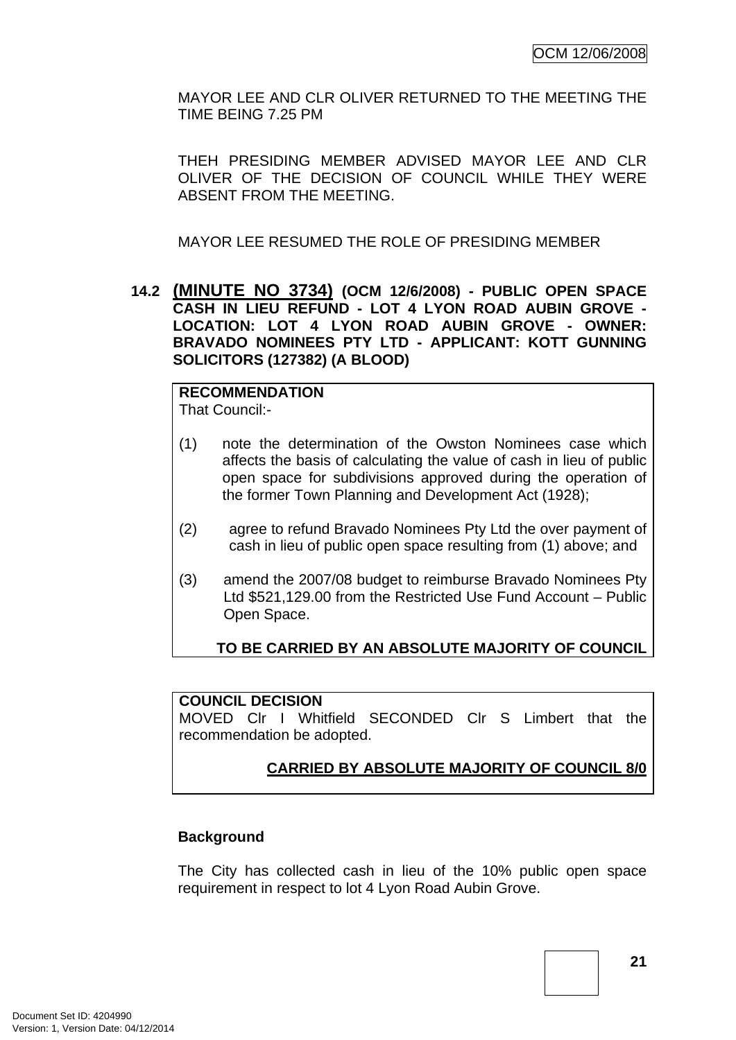MAYOR LEE AND CLR OLIVER RETURNED TO THE MEETING THE TIME BEING 7.25 PM

THEH PRESIDING MEMBER ADVISED MAYOR LEE AND CLR OLIVER OF THE DECISION OF COUNCIL WHILE THEY WERE ABSENT FROM THE MEETING.

MAYOR LEE RESUMED THE ROLE OF PRESIDING MEMBER

## 14.2 (MINUTE NO 3734) (OCM 12/6/2008) - PUBLIC OPEN SPACE CASH IN LIEU REFUND - LOT 4 LYON ROAD AUBIN GROVE - LOCATION: LOT 4 LYON ROAD AUBIN GROVE - OWNER: BRAVADO NOMINEES PTY LTD - APPLICANT: KOTT GUNNING SOLICITORS (127382) (A BLOOD)

**RECOMMENDATION**
That Council:-

(1) note the determination of the Owston Nominees case which affects the basis of calculating the value of cash in lieu of public open space for subdivisions approved during the operation of the former Town Planning and Development Act (1928);

(2) agree to refund Bravado Nominees Pty Ltd the over payment of cash in lieu of public open space resulting from (1) above; and

(3) amend the 2007/08 budget to reimburse Bravado Nominees Pty Ltd $521,129.00 from the Restricted Use Fund Account – Public Open Space.

**TO BE CARRIED BY AN ABSOLUTE MAJORITY OF COUNCIL**

**COUNCIL DECISION**
MOVED Clr I Whitfield SECONDED Clr S Limbert that the recommendation be adopted.

**CARRIED BY ABSOLUTE MAJORITY OF COUNCIL 8/0**

**Background**

The City has collected cash in lieu of the 10% public open space requirement in respect to lot 4 Lyon Road Aubin Grove.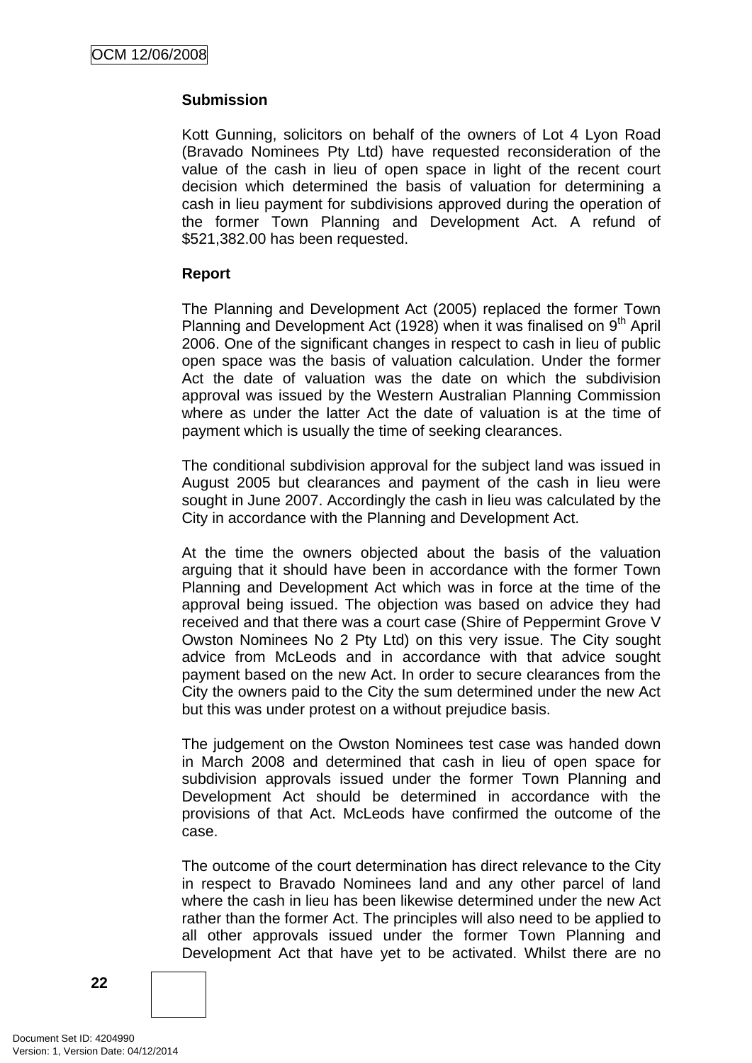**Submission**

Kott Gunning, solicitors on behalf of the owners of Lot 4 Lyon Road (Bravado Nominees Pty Ltd) have requested reconsideration of the value of the cash in lieu of open space in light of the recent court decision which determined the basis of valuation for determining a cash in lieu payment for subdivisions approved during the operation of the former Town Planning and Development Act. A refund of $521,382.00 has been requested.

**Report**

The Planning and Development Act (2005) replaced the former Town Planning and Development Act (1928) when it was finalised on 9th April 2006. One of the significant changes in respect to cash in lieu of public open space was the basis of valuation calculation. Under the former Act the date of valuation was the date on which the subdivision approval was issued by the Western Australian Planning Commission where as under the latter Act the date of valuation is at the time of payment which is usually the time of seeking clearances.

The conditional subdivision approval for the subject land was issued in August 2005 but clearances and payment of the cash in lieu were sought in June 2007. Accordingly the cash in lieu was calculated by the City in accordance with the Planning and Development Act.

At the time the owners objected about the basis of the valuation arguing that it should have been in accordance with the former Town Planning and Development Act which was in force at the time of the approval being issued. The objection was based on advice they had received and that there was a court case (Shire of Peppermint Grove V Owston Nominees No 2 Pty Ltd) on this very issue. The City sought advice from McLeods and in accordance with that advice sought payment based on the new Act. In order to secure clearances from the City the owners paid to the City the sum determined under the new Act but this was under protest on a without prejudice basis.

The judgement on the Owston Nominees test case was handed down in March 2008 and determined that cash in lieu of open space for subdivision approvals issued under the former Town Planning and Development Act should be determined in accordance with the provisions of that Act. McLeods have confirmed the outcome of the case.

The outcome of the court determination has direct relevance to the City in respect to Bravado Nominees land and any other parcel of land where the cash in lieu has been likewise determined under the new Act rather than the former Act. The principles will also need to be applied to all other approvals issued under the former Town Planning and Development Act that have yet to be activated. Whilst there are no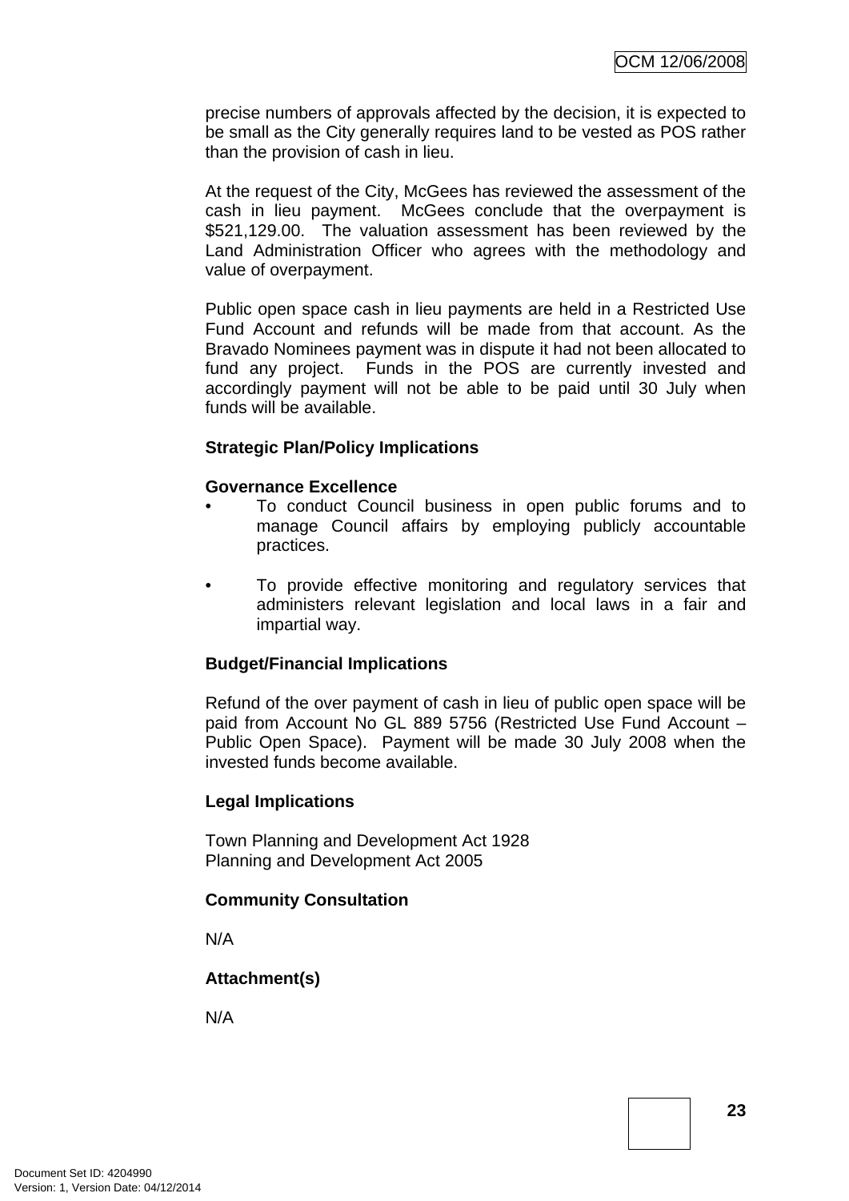precise numbers of approvals affected by the decision, it is expected to be small as the City generally requires land to be vested as POS rather than the provision of cash in lieu.

At the request of the City, McGees has reviewed the assessment of the cash in lieu payment. McGees conclude that the overpayment is $521,129.00. The valuation assessment has been reviewed by the Land Administration Officer who agrees with the methodology and value of overpayment.

Public open space cash in lieu payments are held in a Restricted Use Fund Account and refunds will be made from that account. As the Bravado Nominees payment was in dispute it had not been allocated to fund any project. Funds in the POS are currently invested and accordingly payment will not be able to be paid until 30 July when funds will be available.

**Strategic Plan/Policy Implications**

**Governance Excellence**

- To conduct Council business in open public forums and to manage Council affairs by employing publicly accountable practices.

- To provide effective monitoring and regulatory services that administers relevant legislation and local laws in a fair and impartial way.

**Budget/Financial Implications**

Refund of the over payment of cash in lieu of public open space will be paid from Account No GL 889 5756 (Restricted Use Fund Account – Public Open Space). Payment will be made 30 July 2008 when the invested funds become available.

**Legal Implications**

Town Planning and Development Act 1928
Planning and Development Act 2005

**Community Consultation**

N/A

**Attachment(s)**

N/A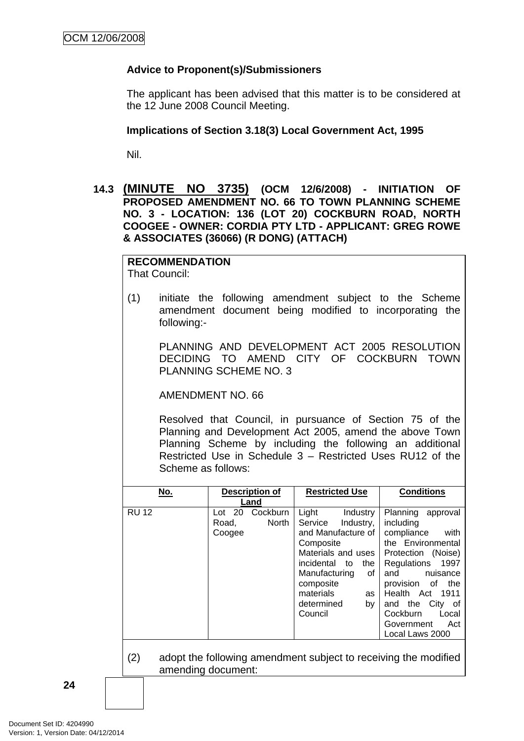**Advice to Proponent(s)/Submissioners**

The applicant has been advised that this matter is to be considered at the 12 June 2008 Council Meeting.

**Implications of Section 3.18(3) Local Government Act, 1995**

Nil.

### 14.3 (MINUTE NO 3735) (OCM 12/6/2008) - INITIATION OF PROPOSED AMENDMENT NO. 66 TO TOWN PLANNING SCHEME NO. 3 - LOCATION: 136 (LOT 20) COCKBURN ROAD, NORTH COOGEE - OWNER: CORDIA PTY LTD - APPLICANT: GREG ROWE & ASSOCIATES (36066) (R DONG) (ATTACH)

**RECOMMENDATION**
That Council:

(1) initiate the following amendment subject to the Scheme amendment document being modified to incorporating the following:-

PLANNING AND DEVELOPMENT ACT 2005 RESOLUTION DECIDING TO AMEND CITY OF COCKBURN TOWN PLANNING SCHEME NO. 3

AMENDMENT NO. 66

Resolved that Council, in pursuance of Section 75 of the Planning and Development Act 2005, amend the above Town Planning Scheme by including the following an additional Restricted Use in Schedule 3 – Restricted Uses RU12 of the Scheme as follows:

| No. | Description of Land | Restricted Use | Conditions |
|---|---|---|---|
| RU 12 | Lot 20 Cockburn Road, North Coogee | Light Industry Service Industry, and Manufacture of Composite Materials and uses incidental to the Manufacturing of composite materials as determined by Council | Planning approval including compliance with the Environmental Protection (Noise) Regulations 1997 and nuisance provision of the Health Act 1911 and the City of Cockburn Local Government Act Local Laws 2000 |

(2) adopt the following amendment subject to receiving the modified amending document: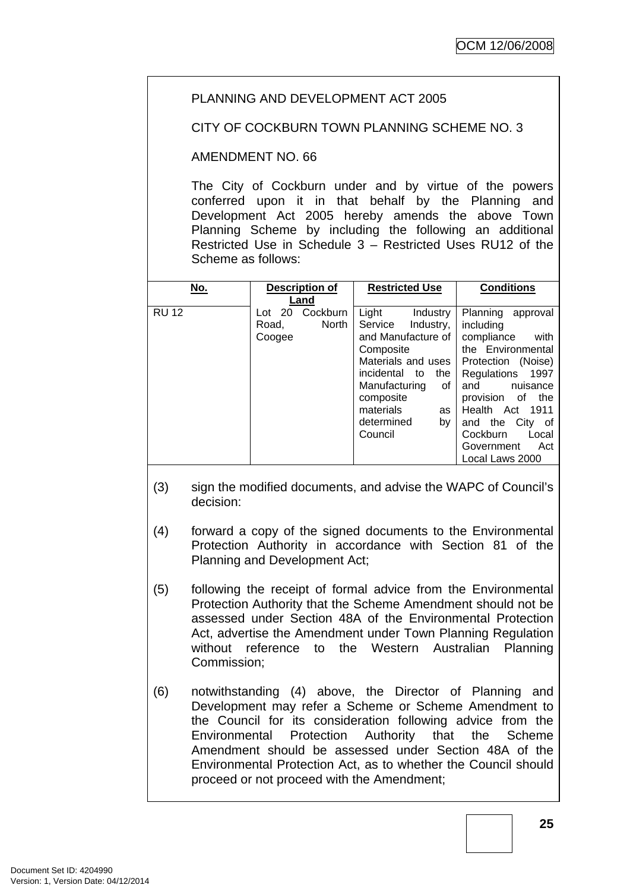PLANNING AND DEVELOPMENT ACT 2005

CITY OF COCKBURN TOWN PLANNING SCHEME NO. 3

AMENDMENT NO. 66

The City of Cockburn under and by virtue of the powers conferred upon it in that behalf by the Planning and Development Act 2005 hereby amends the above Town Planning Scheme by including the following an additional Restricted Use in Schedule 3 – Restricted Uses RU12 of the Scheme as follows:

| No. | Description of Land | Restricted Use | Conditions |
|---|---|---|---|
| RU 12 | Lot 20 Cockburn Road, North Coogee | Light Industry Service Industry, and Manufacture of Composite Materials and uses incidental to the Manufacturing of composite materials as determined by Council | Planning approval including compliance with the Environmental Protection (Noise) Regulations 1997 and nuisance provision of the Health Act 1911 and the City of Cockburn Local Government Act Local Laws 2000 |

(3) sign the modified documents, and advise the WAPC of Council's decision:

(4) forward a copy of the signed documents to the Environmental Protection Authority in accordance with Section 81 of the Planning and Development Act;

(5) following the receipt of formal advice from the Environmental Protection Authority that the Scheme Amendment should not be assessed under Section 48A of the Environmental Protection Act, advertise the Amendment under Town Planning Regulation without reference to the Western Australian Planning Commission;

(6) notwithstanding (4) above, the Director of Planning and Development may refer a Scheme or Scheme Amendment to the Council for its consideration following advice from the Environmental Protection Authority that the Scheme Amendment should be assessed under Section 48A of the Environmental Protection Act, as to whether the Council should proceed or not proceed with the Amendment;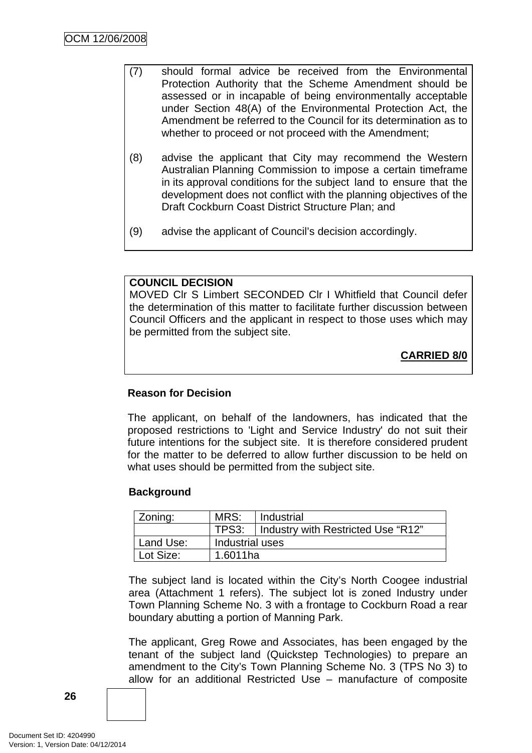(7) should formal advice be received from the Environmental Protection Authority that the Scheme Amendment should be assessed or in incapable of being environmentally acceptable under Section 48(A) of the Environmental Protection Act, the Amendment be referred to the Council for its determination as to whether to proceed or not proceed with the Amendment;

(8) advise the applicant that City may recommend the Western Australian Planning Commission to impose a certain timeframe in its approval conditions for the subject land to ensure that the development does not conflict with the planning objectives of the Draft Cockburn Coast District Structure Plan; and

(9) advise the applicant of Council's decision accordingly.

**COUNCIL DECISION**
MOVED Clr S Limbert SECONDED Clr I Whitfield that Council defer the determination of this matter to facilitate further discussion between Council Officers and the applicant in respect to those uses which may be permitted from the subject site.

**CARRIED 8/0**

**Reason for Decision**

The applicant, on behalf of the landowners, has indicated that the proposed restrictions to 'Light and Service Industry' do not suit their future intentions for the subject site. It is therefore considered prudent for the matter to be deferred to allow further discussion to be held on what uses should be permitted from the subject site.

**Background**

| Zoning: | MRS: | Industrial |
|---|---|---|
| | TPS3: | Industry with Restricted Use "R12" |
| Land Use: | Industrial uses | |
| Lot Size: | 1.6011ha | |

The subject land is located within the City's North Coogee industrial area (Attachment 1 refers). The subject lot is zoned Industry under Town Planning Scheme No. 3 with a frontage to Cockburn Road a rear boundary abutting a portion of Manning Park.

The applicant, Greg Rowe and Associates, has been engaged by the tenant of the subject land (Quickstep Technologies) to prepare an amendment to the City's Town Planning Scheme No. 3 (TPS No 3) to allow for an additional Restricted Use – manufacture of composite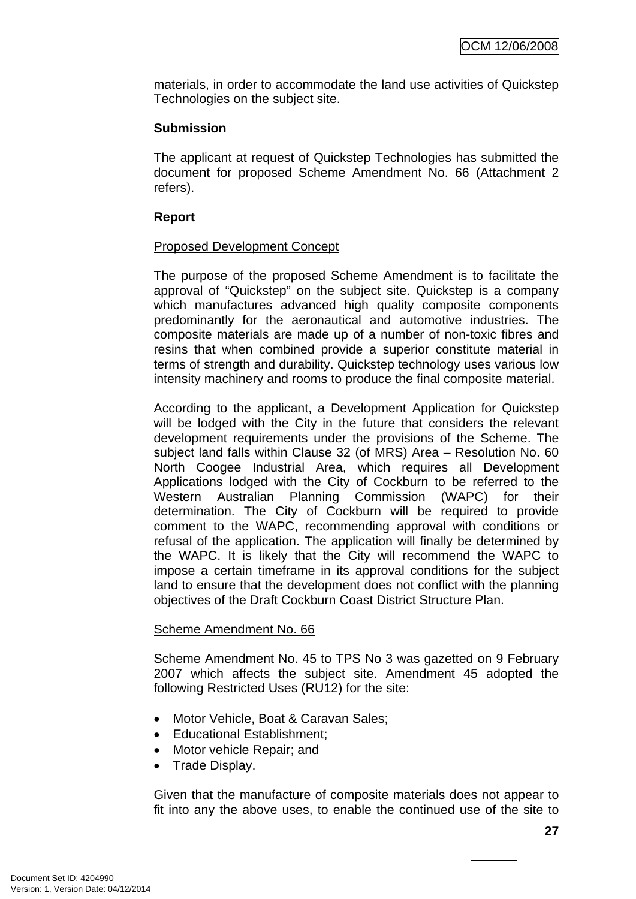materials, in order to accommodate the land use activities of Quickstep Technologies on the subject site.

**Submission**

The applicant at request of Quickstep Technologies has submitted the document for proposed Scheme Amendment No. 66 (Attachment 2 refers).

**Report**

<u>Proposed Development Concept</u>

The purpose of the proposed Scheme Amendment is to facilitate the approval of "Quickstep" on the subject site. Quickstep is a company which manufactures advanced high quality composite components predominantly for the aeronautical and automotive industries. The composite materials are made up of a number of non-toxic fibres and resins that when combined provide a superior constitute material in terms of strength and durability. Quickstep technology uses various low intensity machinery and rooms to produce the final composite material.

According to the applicant, a Development Application for Quickstep will be lodged with the City in the future that considers the relevant development requirements under the provisions of the Scheme. The subject land falls within Clause 32 (of MRS) Area – Resolution No. 60 North Coogee Industrial Area, which requires all Development Applications lodged with the City of Cockburn to be referred to the Western Australian Planning Commission (WAPC) for their determination. The City of Cockburn will be required to provide comment to the WAPC, recommending approval with conditions or refusal of the application. The application will finally be determined by the WAPC. It is likely that the City will recommend the WAPC to impose a certain timeframe in its approval conditions for the subject land to ensure that the development does not conflict with the planning objectives of the Draft Cockburn Coast District Structure Plan.

<u>Scheme Amendment No. 66</u>

Scheme Amendment No. 45 to TPS No 3 was gazetted on 9 February 2007 which affects the subject site. Amendment 45 adopted the following Restricted Uses (RU12) for the site:

- Motor Vehicle, Boat & Caravan Sales;
- Educational Establishment;
- Motor vehicle Repair; and
- Trade Display.

Given that the manufacture of composite materials does not appear to fit into any the above uses, to enable the continued use of the site to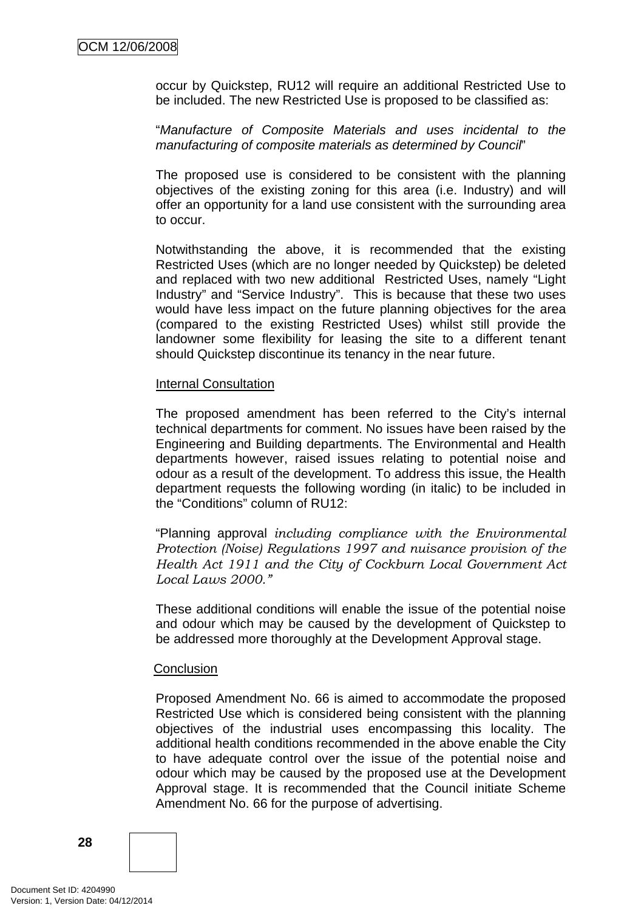occur by Quickstep, RU12 will require an additional Restricted Use to be included. The new Restricted Use is proposed to be classified as:

"*Manufacture of Composite Materials and uses incidental to the manufacturing of composite materials as determined by Council*"

The proposed use is considered to be consistent with the planning objectives of the existing zoning for this area (i.e. Industry) and will offer an opportunity for a land use consistent with the surrounding area to occur.

Notwithstanding the above, it is recommended that the existing Restricted Uses (which are no longer needed by Quickstep) be deleted and replaced with two new additional Restricted Uses, namely "Light Industry" and "Service Industry". This is because that these two uses would have less impact on the future planning objectives for the area (compared to the existing Restricted Uses) whilst still provide the landowner some flexibility for leasing the site to a different tenant should Quickstep discontinue its tenancy in the near future.

<u>Internal Consultation</u>

The proposed amendment has been referred to the City's internal technical departments for comment. No issues have been raised by the Engineering and Building departments. The Environmental and Health departments however, raised issues relating to potential noise and odour as a result of the development. To address this issue, the Health department requests the following wording (in italic) to be included in the "Conditions" column of RU12:

"Planning approval *including compliance with the Environmental Protection (Noise) Regulations 1997 and nuisance provision of the Health Act 1911 and the City of Cockburn Local Government Act Local Laws 2000."*

These additional conditions will enable the issue of the potential noise and odour which may be caused by the development of Quickstep to be addressed more thoroughly at the Development Approval stage.

<u>Conclusion</u>

Proposed Amendment No. 66 is aimed to accommodate the proposed Restricted Use which is considered being consistent with the planning objectives of the industrial uses encompassing this locality. The additional health conditions recommended in the above enable the City to have adequate control over the issue of the potential noise and odour which may be caused by the proposed use at the Development Approval stage. It is recommended that the Council initiate Scheme Amendment No. 66 for the purpose of advertising.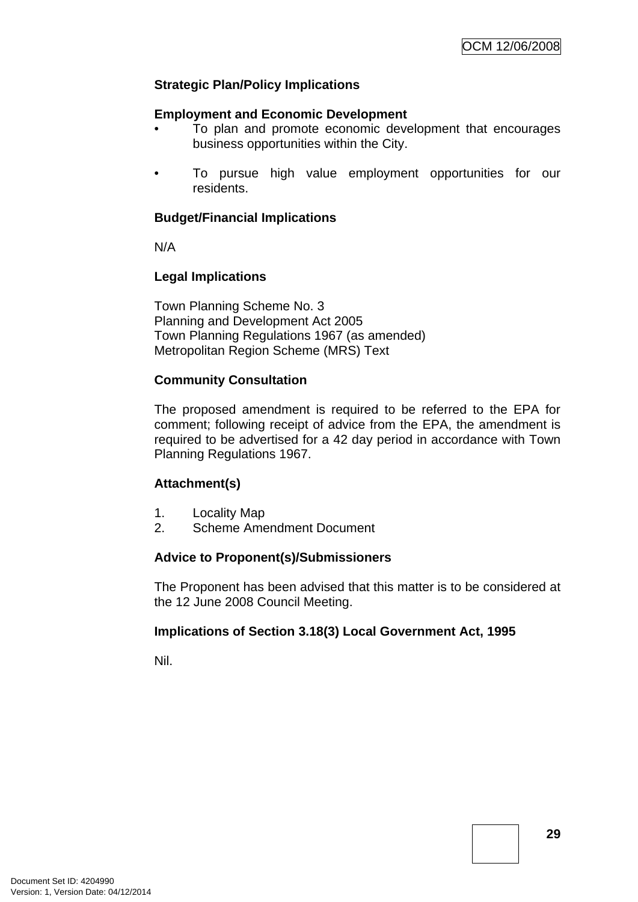**Strategic Plan/Policy Implications**

**Employment and Economic Development**

- To plan and promote economic development that encourages business opportunities within the City.
- To pursue high value employment opportunities for our residents.

**Budget/Financial Implications**

N/A

**Legal Implications**

Town Planning Scheme No. 3
Planning and Development Act 2005
Town Planning Regulations 1967 (as amended)
Metropolitan Region Scheme (MRS) Text

**Community Consultation**

The proposed amendment is required to be referred to the EPA for comment; following receipt of advice from the EPA, the amendment is required to be advertised for a 42 day period in accordance with Town Planning Regulations 1967.

**Attachment(s)**

1. Locality Map
2. Scheme Amendment Document

**Advice to Proponent(s)/Submissioners**

The Proponent has been advised that this matter is to be considered at the 12 June 2008 Council Meeting.

**Implications of Section 3.18(3) Local Government Act, 1995**

Nil.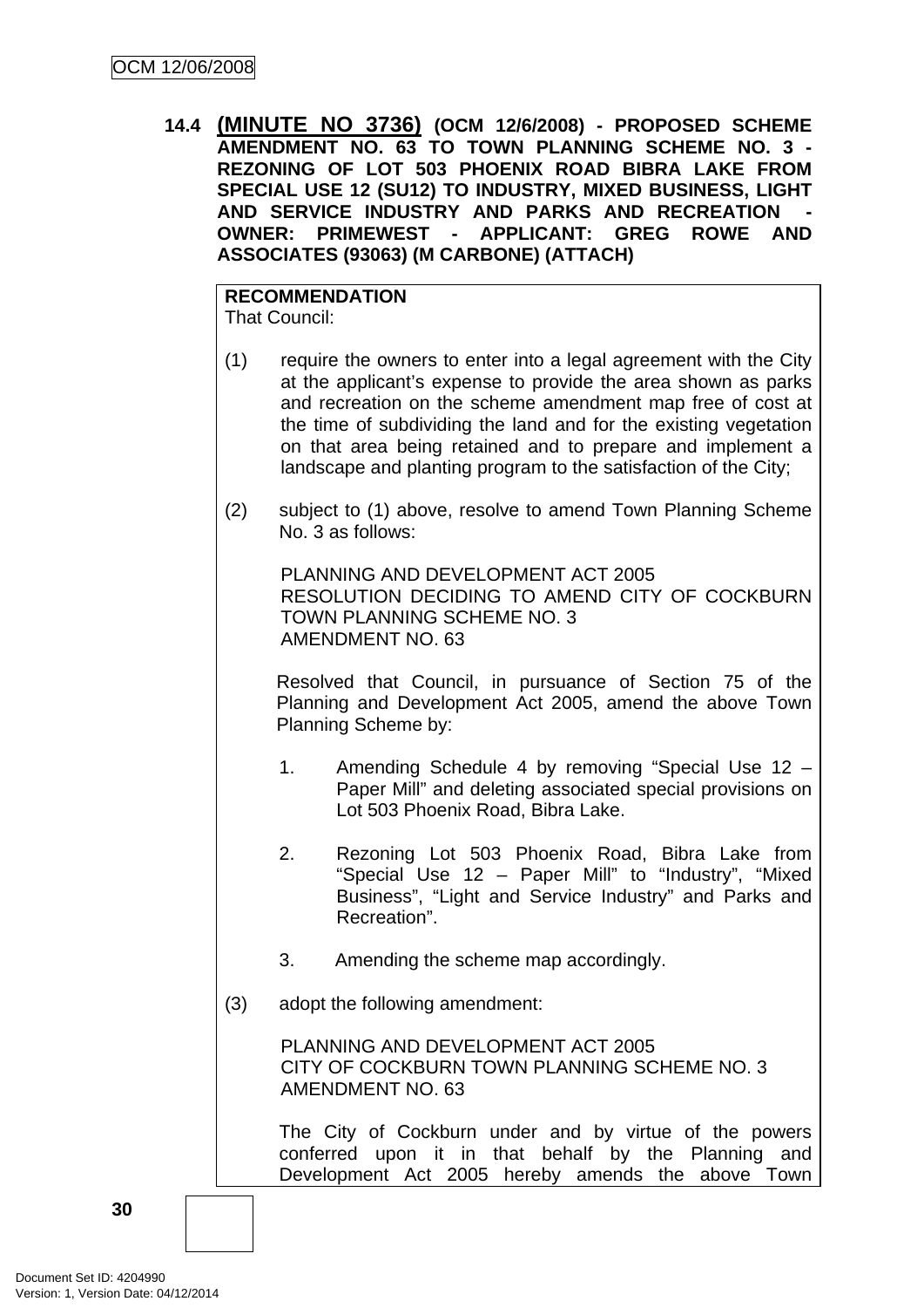### 14.4 (MINUTE NO 3736) (OCM 12/6/2008) - PROPOSED SCHEME AMENDMENT NO. 63 TO TOWN PLANNING SCHEME NO. 3 - REZONING OF LOT 503 PHOENIX ROAD BIBRA LAKE FROM SPECIAL USE 12 (SU12) TO INDUSTRY, MIXED BUSINESS, LIGHT AND SERVICE INDUSTRY AND PARKS AND RECREATION - OWNER: PRIMEWEST - APPLICANT: GREG ROWE AND ASSOCIATES (93063) (M CARBONE) (ATTACH)

**RECOMMENDATION**
That Council:

(1) require the owners to enter into a legal agreement with the City at the applicant's expense to provide the area shown as parks and recreation on the scheme amendment map free of cost at the time of subdividing the land and for the existing vegetation on that area being retained and to prepare and implement a landscape and planting program to the satisfaction of the City;

(2) subject to (1) above, resolve to amend Town Planning Scheme No. 3 as follows:

PLANNING AND DEVELOPMENT ACT 2005
RESOLUTION DECIDING TO AMEND CITY OF COCKBURN TOWN PLANNING SCHEME NO. 3
AMENDMENT NO. 63

Resolved that Council, in pursuance of Section 75 of the Planning and Development Act 2005, amend the above Town Planning Scheme by:

1. Amending Schedule 4 by removing "Special Use 12 – Paper Mill" and deleting associated special provisions on Lot 503 Phoenix Road, Bibra Lake.

2. Rezoning Lot 503 Phoenix Road, Bibra Lake from "Special Use 12 – Paper Mill" to "Industry", "Mixed Business", "Light and Service Industry" and Parks and Recreation".

3. Amending the scheme map accordingly.

(3) adopt the following amendment:

PLANNING AND DEVELOPMENT ACT 2005
CITY OF COCKBURN TOWN PLANNING SCHEME NO. 3
AMENDMENT NO. 63

The City of Cockburn under and by virtue of the powers conferred upon it in that behalf by the Planning and Development Act 2005 hereby amends the above Town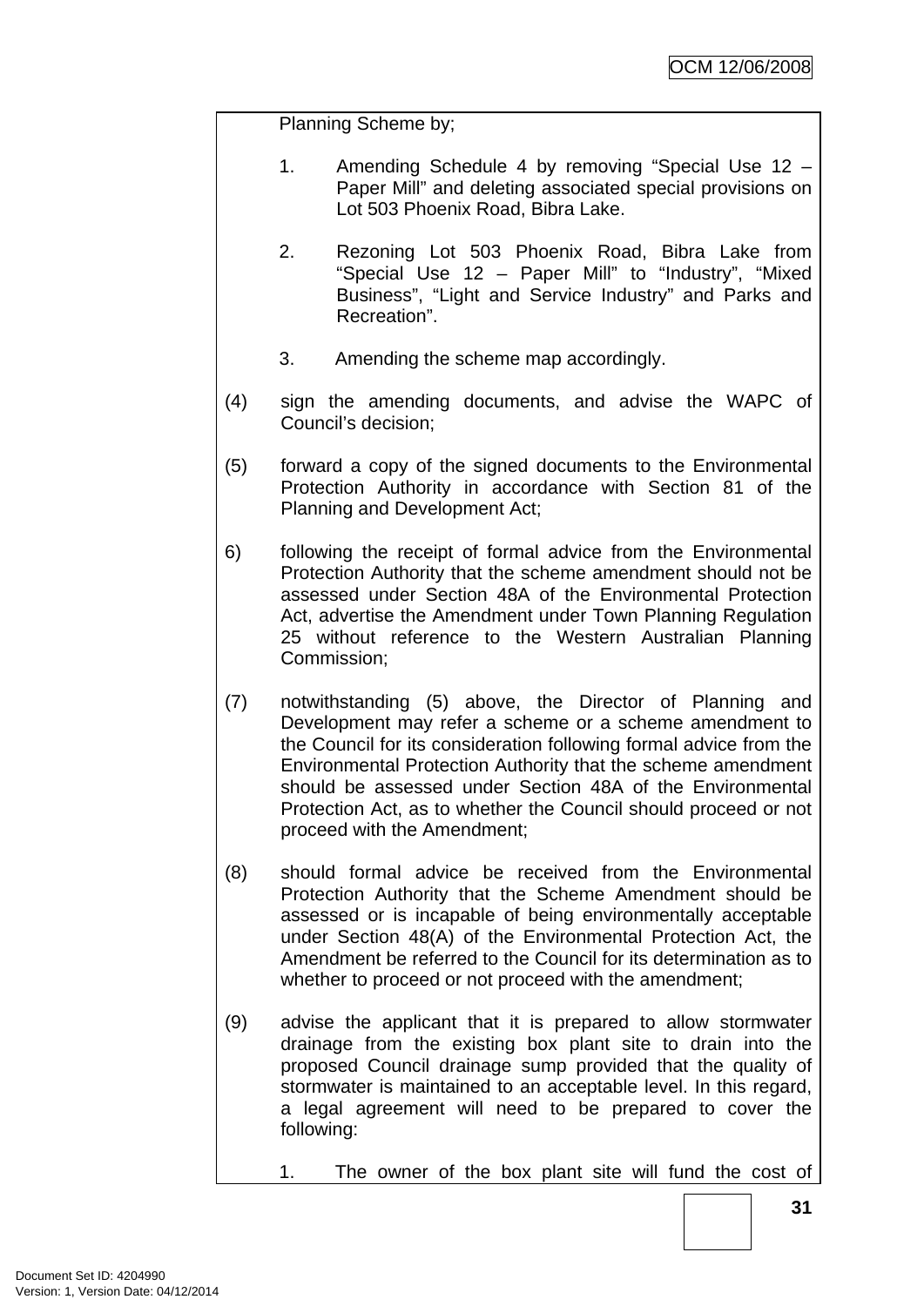Planning Scheme by;

1. Amending Schedule 4 by removing "Special Use 12 – Paper Mill" and deleting associated special provisions on Lot 503 Phoenix Road, Bibra Lake.

2. Rezoning Lot 503 Phoenix Road, Bibra Lake from "Special Use 12 – Paper Mill" to "Industry", "Mixed Business", "Light and Service Industry" and Parks and Recreation".

3. Amending the scheme map accordingly.

(4) sign the amending documents, and advise the WAPC of Council's decision;

(5) forward a copy of the signed documents to the Environmental Protection Authority in accordance with Section 81 of the Planning and Development Act;

6) following the receipt of formal advice from the Environmental Protection Authority that the scheme amendment should not be assessed under Section 48A of the Environmental Protection Act, advertise the Amendment under Town Planning Regulation 25 without reference to the Western Australian Planning Commission;

(7) notwithstanding (5) above, the Director of Planning and Development may refer a scheme or a scheme amendment to the Council for its consideration following formal advice from the Environmental Protection Authority that the scheme amendment should be assessed under Section 48A of the Environmental Protection Act, as to whether the Council should proceed or not proceed with the Amendment;

(8) should formal advice be received from the Environmental Protection Authority that the Scheme Amendment should be assessed or is incapable of being environmentally acceptable under Section 48(A) of the Environmental Protection Act, the Amendment be referred to the Council for its determination as to whether to proceed or not proceed with the amendment;

(9) advise the applicant that it is prepared to allow stormwater drainage from the existing box plant site to drain into the proposed Council drainage sump provided that the quality of stormwater is maintained to an acceptable level. In this regard, a legal agreement will need to be prepared to cover the following:

1. The owner of the box plant site will fund the cost of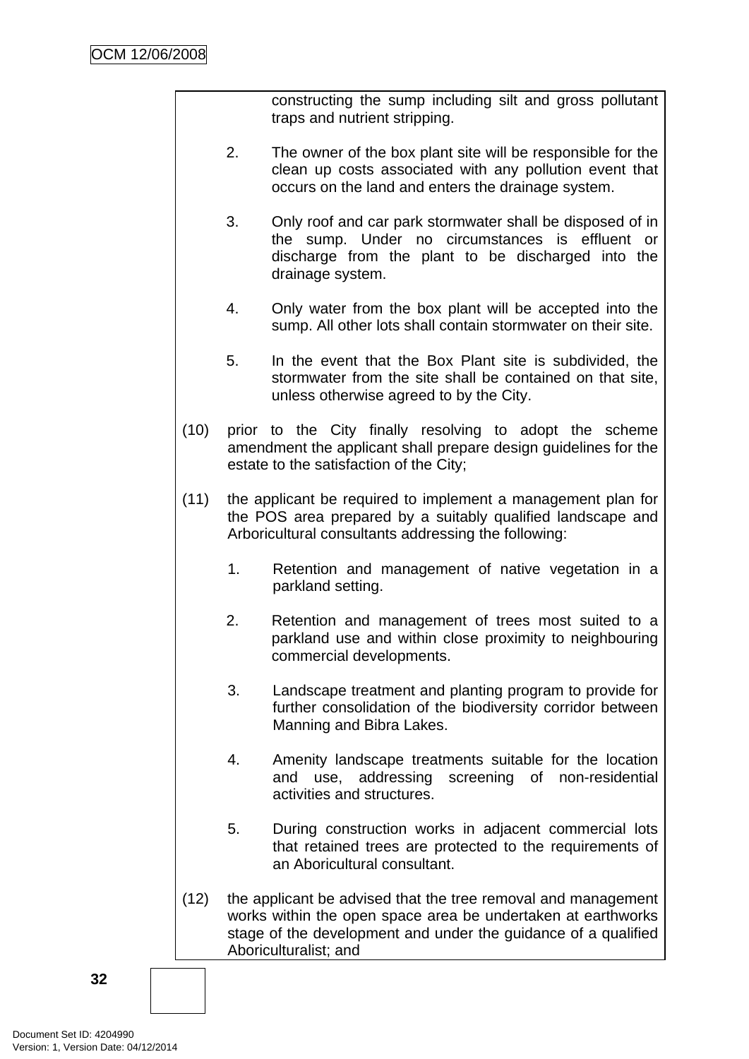constructing the sump including silt and gross pollutant traps and nutrient stripping.

2. The owner of the box plant site will be responsible for the clean up costs associated with any pollution event that occurs on the land and enters the drainage system.

3. Only roof and car park stormwater shall be disposed of in the sump. Under no circumstances is effluent or discharge from the plant to be discharged into the drainage system.

4. Only water from the box plant will be accepted into the sump. All other lots shall contain stormwater on their site.

5. In the event that the Box Plant site is subdivided, the stormwater from the site shall be contained on that site, unless otherwise agreed to by the City.

(10) prior to the City finally resolving to adopt the scheme amendment the applicant shall prepare design guidelines for the estate to the satisfaction of the City;

(11) the applicant be required to implement a management plan for the POS area prepared by a suitably qualified landscape and Arboricultural consultants addressing the following:

1. Retention and management of native vegetation in a parkland setting.

2. Retention and management of trees most suited to a parkland use and within close proximity to neighbouring commercial developments.

3. Landscape treatment and planting program to provide for further consolidation of the biodiversity corridor between Manning and Bibra Lakes.

4. Amenity landscape treatments suitable for the location and use, addressing screening of non-residential activities and structures.

5. During construction works in adjacent commercial lots that retained trees are protected to the requirements of an Aboricultural consultant.

(12) the applicant be advised that the tree removal and management works within the open space area be undertaken at earthworks stage of the development and under the guidance of a qualified Aboriculturalist; and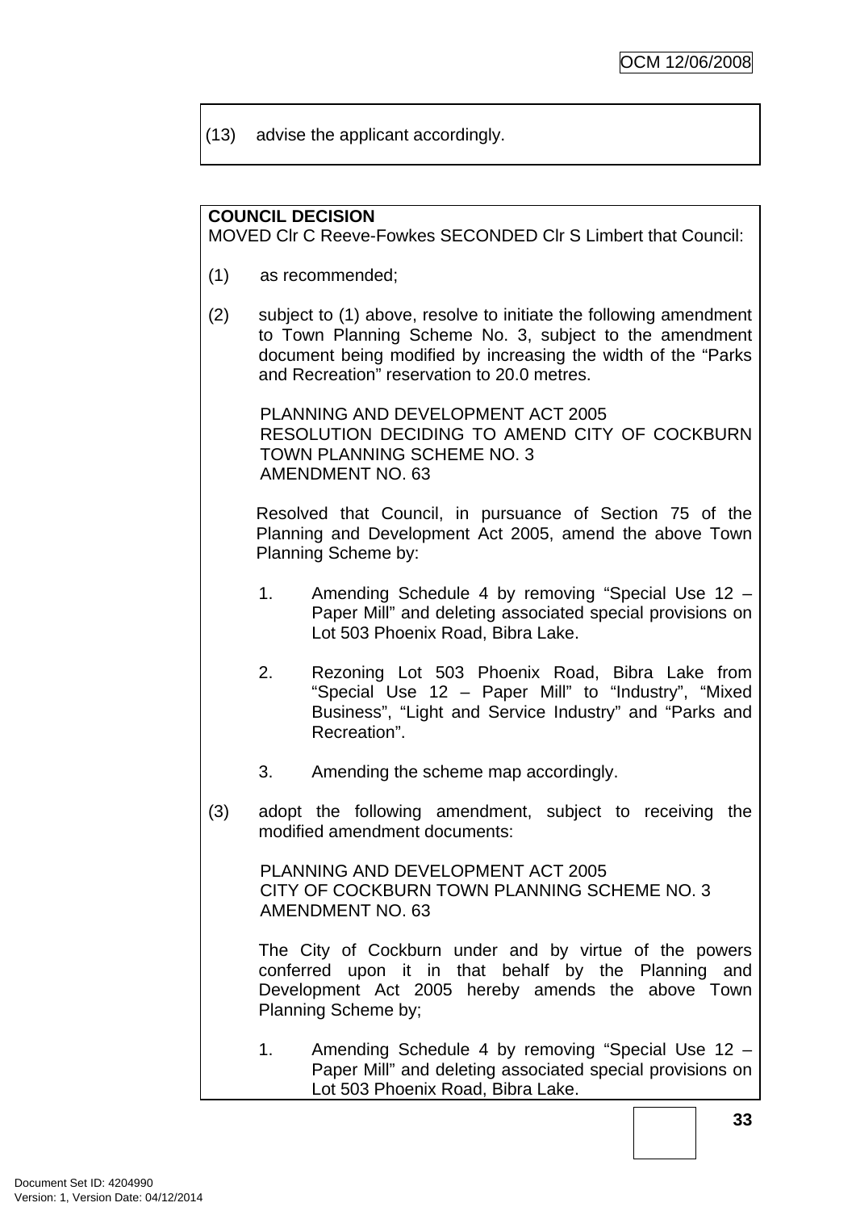(13) advise the applicant accordingly.

**COUNCIL DECISION**
MOVED Clr C Reeve-Fowkes SECONDED Clr S Limbert that Council:

(1) as recommended;

(2) subject to (1) above, resolve to initiate the following amendment to Town Planning Scheme No. 3, subject to the amendment document being modified by increasing the width of the "Parks and Recreation" reservation to 20.0 metres.

PLANNING AND DEVELOPMENT ACT 2005
RESOLUTION DECIDING TO AMEND CITY OF COCKBURN TOWN PLANNING SCHEME NO. 3
AMENDMENT NO. 63

Resolved that Council, in pursuance of Section 75 of the Planning and Development Act 2005, amend the above Town Planning Scheme by:

1. Amending Schedule 4 by removing "Special Use 12 – Paper Mill" and deleting associated special provisions on Lot 503 Phoenix Road, Bibra Lake.

2. Rezoning Lot 503 Phoenix Road, Bibra Lake from "Special Use 12 – Paper Mill" to "Industry", "Mixed Business", "Light and Service Industry" and "Parks and Recreation".

3. Amending the scheme map accordingly.

(3) adopt the following amendment, subject to receiving the modified amendment documents:

PLANNING AND DEVELOPMENT ACT 2005
CITY OF COCKBURN TOWN PLANNING SCHEME NO. 3
AMENDMENT NO. 63

The City of Cockburn under and by virtue of the powers conferred upon it in that behalf by the Planning and Development Act 2005 hereby amends the above Town Planning Scheme by;

1. Amending Schedule 4 by removing "Special Use 12 – Paper Mill" and deleting associated special provisions on Lot 503 Phoenix Road, Bibra Lake.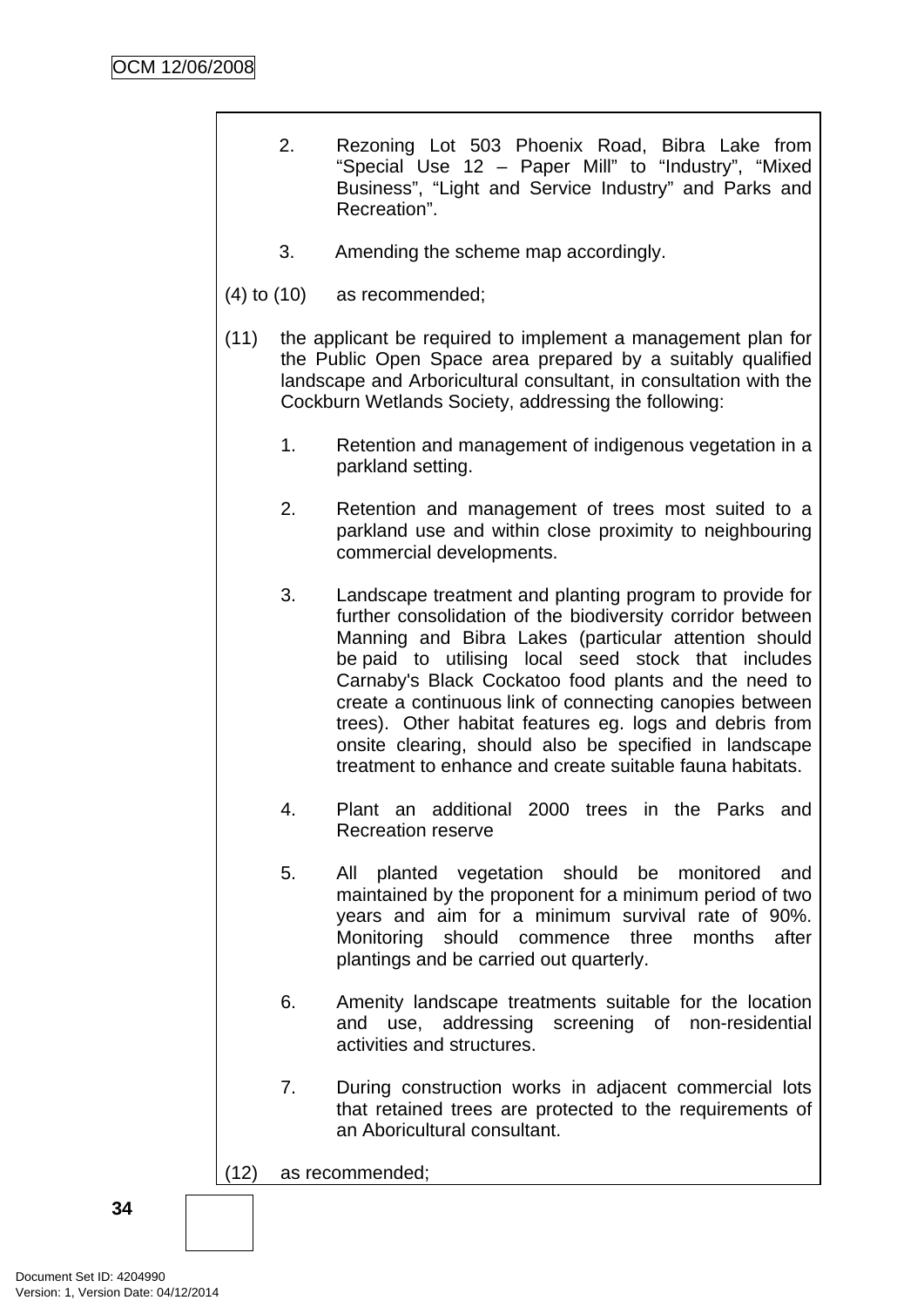2. Rezoning Lot 503 Phoenix Road, Bibra Lake from "Special Use 12 – Paper Mill" to "Industry", "Mixed Business", "Light and Service Industry" and Parks and Recreation".

3. Amending the scheme map accordingly.

(4) to (10) as recommended;

(11) the applicant be required to implement a management plan for the Public Open Space area prepared by a suitably qualified landscape and Arboricultural consultant, in consultation with the Cockburn Wetlands Society, addressing the following:

1. Retention and management of indigenous vegetation in a parkland setting.

2. Retention and management of trees most suited to a parkland use and within close proximity to neighbouring commercial developments.

3. Landscape treatment and planting program to provide for further consolidation of the biodiversity corridor between Manning and Bibra Lakes (particular attention should be paid to utilising local seed stock that includes Carnaby's Black Cockatoo food plants and the need to create a continuous link of connecting canopies between trees). Other habitat features eg. logs and debris from onsite clearing, should also be specified in landscape treatment to enhance and create suitable fauna habitats.

4. Plant an additional 2000 trees in the Parks and Recreation reserve

5. All planted vegetation should be monitored and maintained by the proponent for a minimum period of two years and aim for a minimum survival rate of 90%. Monitoring should commence three months after plantings and be carried out quarterly.

6. Amenity landscape treatments suitable for the location and use, addressing screening of non-residential activities and structures.

7. During construction works in adjacent commercial lots that retained trees are protected to the requirements of an Aboricultural consultant.

(12) as recommended;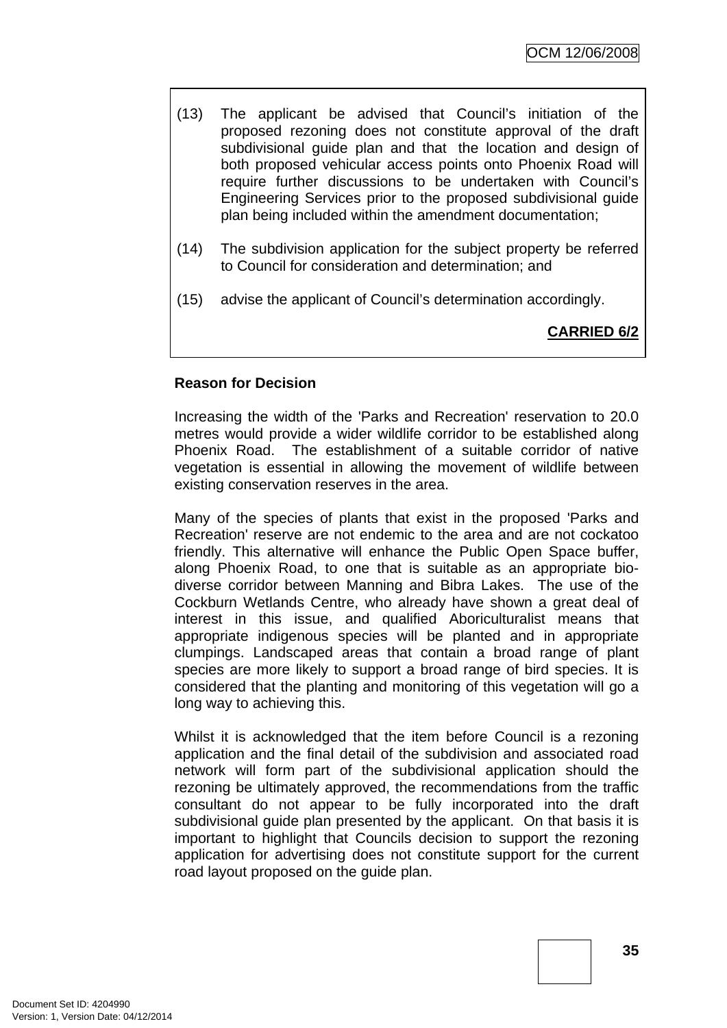(13) The applicant be advised that Council's initiation of the proposed rezoning does not constitute approval of the draft subdivisional guide plan and that the location and design of both proposed vehicular access points onto Phoenix Road will require further discussions to be undertaken with Council's Engineering Services prior to the proposed subdivisional guide plan being included within the amendment documentation;

(14) The subdivision application for the subject property be referred to Council for consideration and determination; and

(15) advise the applicant of Council's determination accordingly.

**CARRIED 6/2**

**Reason for Decision**

Increasing the width of the 'Parks and Recreation' reservation to 20.0 metres would provide a wider wildlife corridor to be established along Phoenix Road. The establishment of a suitable corridor of native vegetation is essential in allowing the movement of wildlife between existing conservation reserves in the area.

Many of the species of plants that exist in the proposed 'Parks and Recreation' reserve are not endemic to the area and are not cockatoo friendly. This alternative will enhance the Public Open Space buffer, along Phoenix Road, to one that is suitable as an appropriate bio-diverse corridor between Manning and Bibra Lakes. The use of the Cockburn Wetlands Centre, who already have shown a great deal of interest in this issue, and qualified Aboriculturalist means that appropriate indigenous species will be planted and in appropriate clumpings. Landscaped areas that contain a broad range of plant species are more likely to support a broad range of bird species. It is considered that the planting and monitoring of this vegetation will go a long way to achieving this.

Whilst it is acknowledged that the item before Council is a rezoning application and the final detail of the subdivision and associated road network will form part of the subdivisional application should the rezoning be ultimately approved, the recommendations from the traffic consultant do not appear to be fully incorporated into the draft subdivisional guide plan presented by the applicant. On that basis it is important to highlight that Councils decision to support the rezoning application for advertising does not constitute support for the current road layout proposed on the guide plan.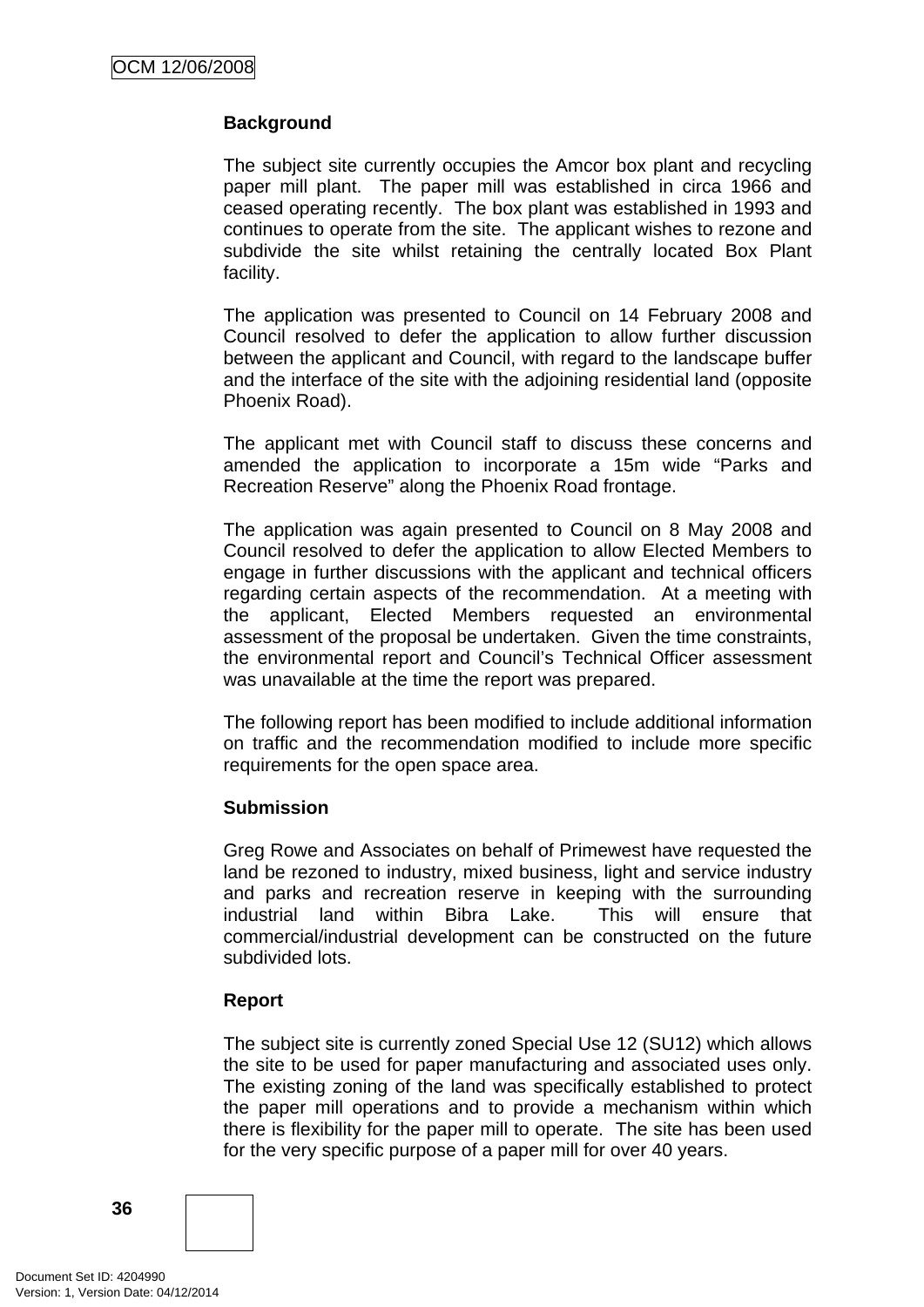**Background**

The subject site currently occupies the Amcor box plant and recycling paper mill plant. The paper mill was established in circa 1966 and ceased operating recently. The box plant was established in 1993 and continues to operate from the site. The applicant wishes to rezone and subdivide the site whilst retaining the centrally located Box Plant facility.

The application was presented to Council on 14 February 2008 and Council resolved to defer the application to allow further discussion between the applicant and Council, with regard to the landscape buffer and the interface of the site with the adjoining residential land (opposite Phoenix Road).

The applicant met with Council staff to discuss these concerns and amended the application to incorporate a 15m wide "Parks and Recreation Reserve" along the Phoenix Road frontage.

The application was again presented to Council on 8 May 2008 and Council resolved to defer the application to allow Elected Members to engage in further discussions with the applicant and technical officers regarding certain aspects of the recommendation. At a meeting with the applicant, Elected Members requested an environmental assessment of the proposal be undertaken. Given the time constraints, the environmental report and Council's Technical Officer assessment was unavailable at the time the report was prepared.

The following report has been modified to include additional information on traffic and the recommendation modified to include more specific requirements for the open space area.

**Submission**

Greg Rowe and Associates on behalf of Primewest have requested the land be rezoned to industry, mixed business, light and service industry and parks and recreation reserve in keeping with the surrounding industrial land within Bibra Lake. This will ensure that commercial/industrial development can be constructed on the future subdivided lots.

**Report**

The subject site is currently zoned Special Use 12 (SU12) which allows the site to be used for paper manufacturing and associated uses only. The existing zoning of the land was specifically established to protect the paper mill operations and to provide a mechanism within which there is flexibility for the paper mill to operate. The site has been used for the very specific purpose of a paper mill for over 40 years.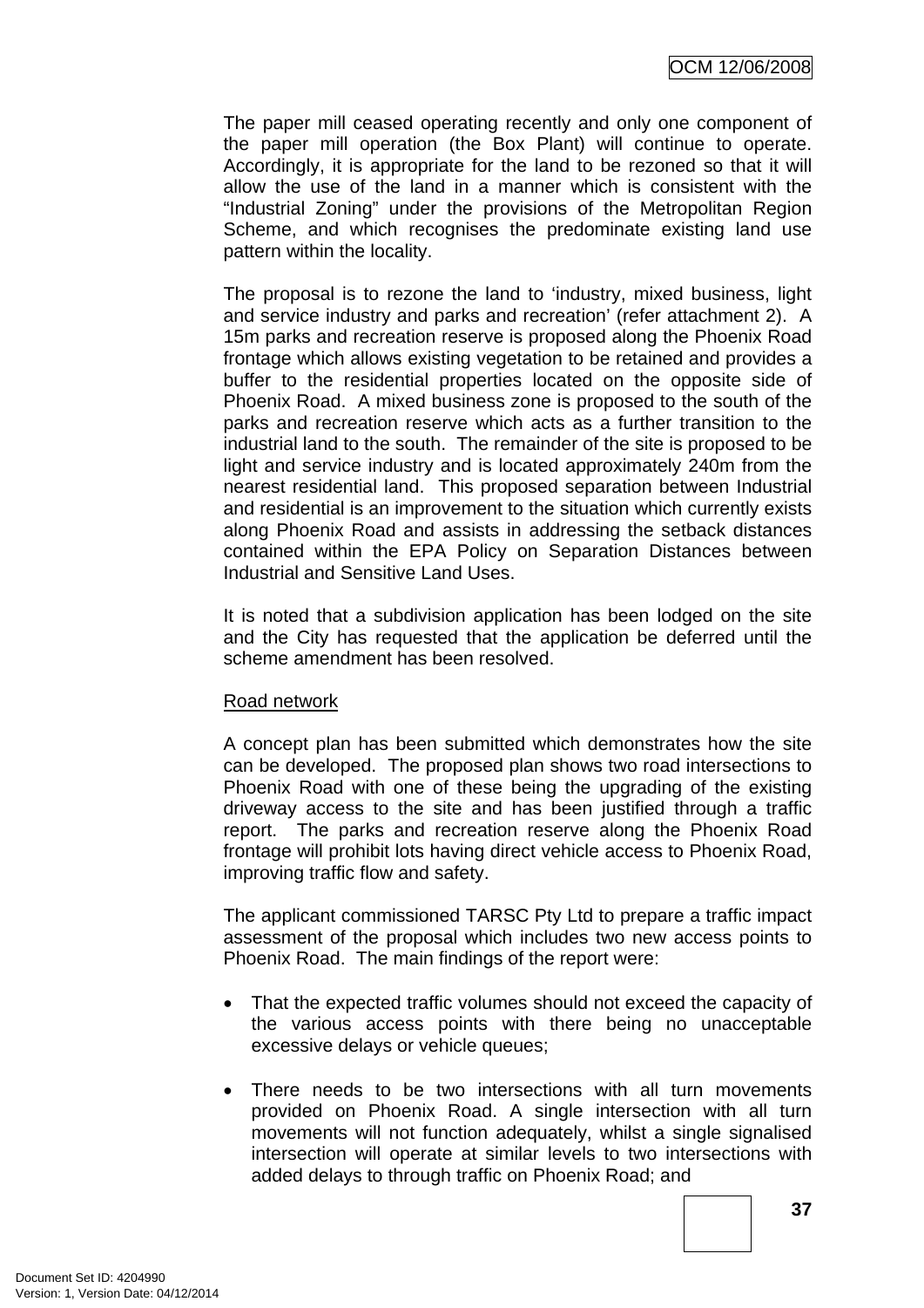The paper mill ceased operating recently and only one component of the paper mill operation (the Box Plant) will continue to operate. Accordingly, it is appropriate for the land to be rezoned so that it will allow the use of the land in a manner which is consistent with the "Industrial Zoning" under the provisions of the Metropolitan Region Scheme, and which recognises the predominate existing land use pattern within the locality.

The proposal is to rezone the land to 'industry, mixed business, light and service industry and parks and recreation' (refer attachment 2). A 15m parks and recreation reserve is proposed along the Phoenix Road frontage which allows existing vegetation to be retained and provides a buffer to the residential properties located on the opposite side of Phoenix Road. A mixed business zone is proposed to the south of the parks and recreation reserve which acts as a further transition to the industrial land to the south. The remainder of the site is proposed to be light and service industry and is located approximately 240m from the nearest residential land. This proposed separation between Industrial and residential is an improvement to the situation which currently exists along Phoenix Road and assists in addressing the setback distances contained within the EPA Policy on Separation Distances between Industrial and Sensitive Land Uses.

It is noted that a subdivision application has been lodged on the site and the City has requested that the application be deferred until the scheme amendment has been resolved.

Road network

A concept plan has been submitted which demonstrates how the site can be developed. The proposed plan shows two road intersections to Phoenix Road with one of these being the upgrading of the existing driveway access to the site and has been justified through a traffic report. The parks and recreation reserve along the Phoenix Road frontage will prohibit lots having direct vehicle access to Phoenix Road, improving traffic flow and safety.

The applicant commissioned TARSC Pty Ltd to prepare a traffic impact assessment of the proposal which includes two new access points to Phoenix Road. The main findings of the report were:

- That the expected traffic volumes should not exceed the capacity of the various access points with there being no unacceptable excessive delays or vehicle queues;

- There needs to be two intersections with all turn movements provided on Phoenix Road. A single intersection with all turn movements will not function adequately, whilst a single signalised intersection will operate at similar levels to two intersections with added delays to through traffic on Phoenix Road; and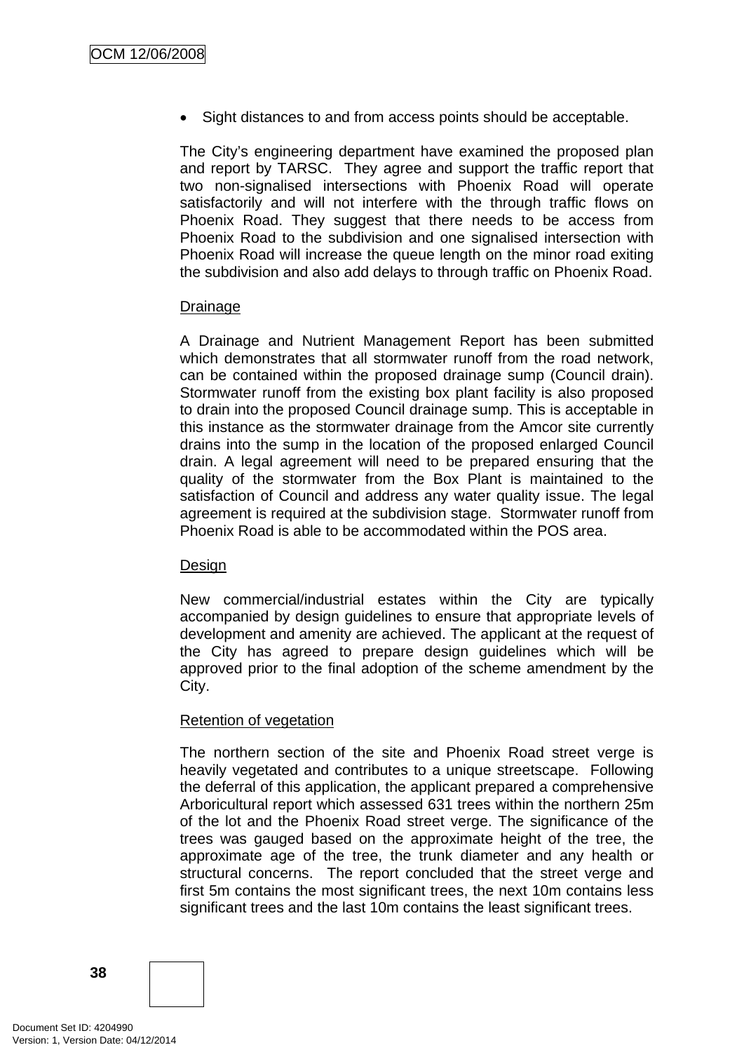- Sight distances to and from access points should be acceptable.

The City's engineering department have examined the proposed plan and report by TARSC. They agree and support the traffic report that two non-signalised intersections with Phoenix Road will operate satisfactorily and will not interfere with the through traffic flows on Phoenix Road. They suggest that there needs to be access from Phoenix Road to the subdivision and one signalised intersection with Phoenix Road will increase the queue length on the minor road exiting the subdivision and also add delays to through traffic on Phoenix Road.

Drainage

A Drainage and Nutrient Management Report has been submitted which demonstrates that all stormwater runoff from the road network, can be contained within the proposed drainage sump (Council drain). Stormwater runoff from the existing box plant facility is also proposed to drain into the proposed Council drainage sump. This is acceptable in this instance as the stormwater drainage from the Amcor site currently drains into the sump in the location of the proposed enlarged Council drain. A legal agreement will need to be prepared ensuring that the quality of the stormwater from the Box Plant is maintained to the satisfaction of Council and address any water quality issue. The legal agreement is required at the subdivision stage. Stormwater runoff from Phoenix Road is able to be accommodated within the POS area.

Design

New commercial/industrial estates within the City are typically accompanied by design guidelines to ensure that appropriate levels of development and amenity are achieved. The applicant at the request of the City has agreed to prepare design guidelines which will be approved prior to the final adoption of the scheme amendment by the City.

Retention of vegetation

The northern section of the site and Phoenix Road street verge is heavily vegetated and contributes to a unique streetscape. Following the deferral of this application, the applicant prepared a comprehensive Arboricultural report which assessed 631 trees within the northern 25m of the lot and the Phoenix Road street verge. The significance of the trees was gauged based on the approximate height of the tree, the approximate age of the tree, the trunk diameter and any health or structural concerns. The report concluded that the street verge and first 5m contains the most significant trees, the next 10m contains less significant trees and the last 10m contains the least significant trees.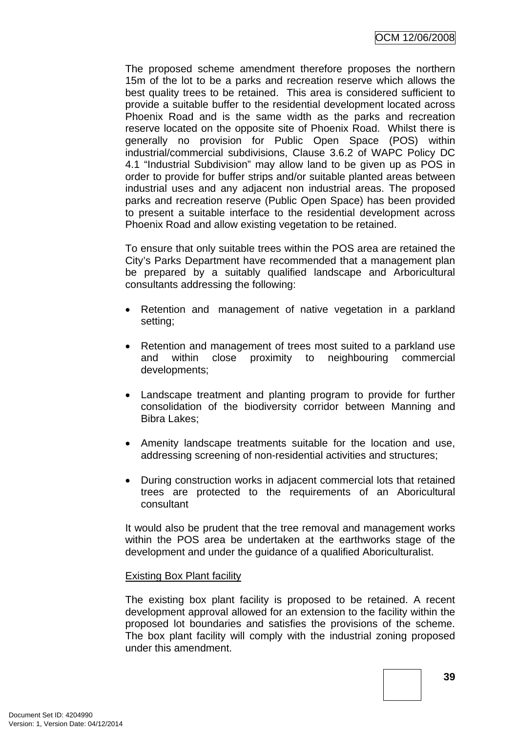The proposed scheme amendment therefore proposes the northern 15m of the lot to be a parks and recreation reserve which allows the best quality trees to be retained. This area is considered sufficient to provide a suitable buffer to the residential development located across Phoenix Road and is the same width as the parks and recreation reserve located on the opposite site of Phoenix Road. Whilst there is generally no provision for Public Open Space (POS) within industrial/commercial subdivisions, Clause 3.6.2 of WAPC Policy DC 4.1 "Industrial Subdivision" may allow land to be given up as POS in order to provide for buffer strips and/or suitable planted areas between industrial uses and any adjacent non industrial areas. The proposed parks and recreation reserve (Public Open Space) has been provided to present a suitable interface to the residential development across Phoenix Road and allow existing vegetation to be retained.

To ensure that only suitable trees within the POS area are retained the City's Parks Department have recommended that a management plan be prepared by a suitably qualified landscape and Arboricultural consultants addressing the following:

- Retention and management of native vegetation in a parkland setting;
- Retention and management of trees most suited to a parkland use and within close proximity to neighbouring commercial developments;
- Landscape treatment and planting program to provide for further consolidation of the biodiversity corridor between Manning and Bibra Lakes;
- Amenity landscape treatments suitable for the location and use, addressing screening of non-residential activities and structures;
- During construction works in adjacent commercial lots that retained trees are protected to the requirements of an Aboricultural consultant

It would also be prudent that the tree removal and management works within the POS area be undertaken at the earthworks stage of the development and under the guidance of a qualified Aboriculturalist.

Existing Box Plant facility

The existing box plant facility is proposed to be retained. A recent development approval allowed for an extension to the facility within the proposed lot boundaries and satisfies the provisions of the scheme. The box plant facility will comply with the industrial zoning proposed under this amendment.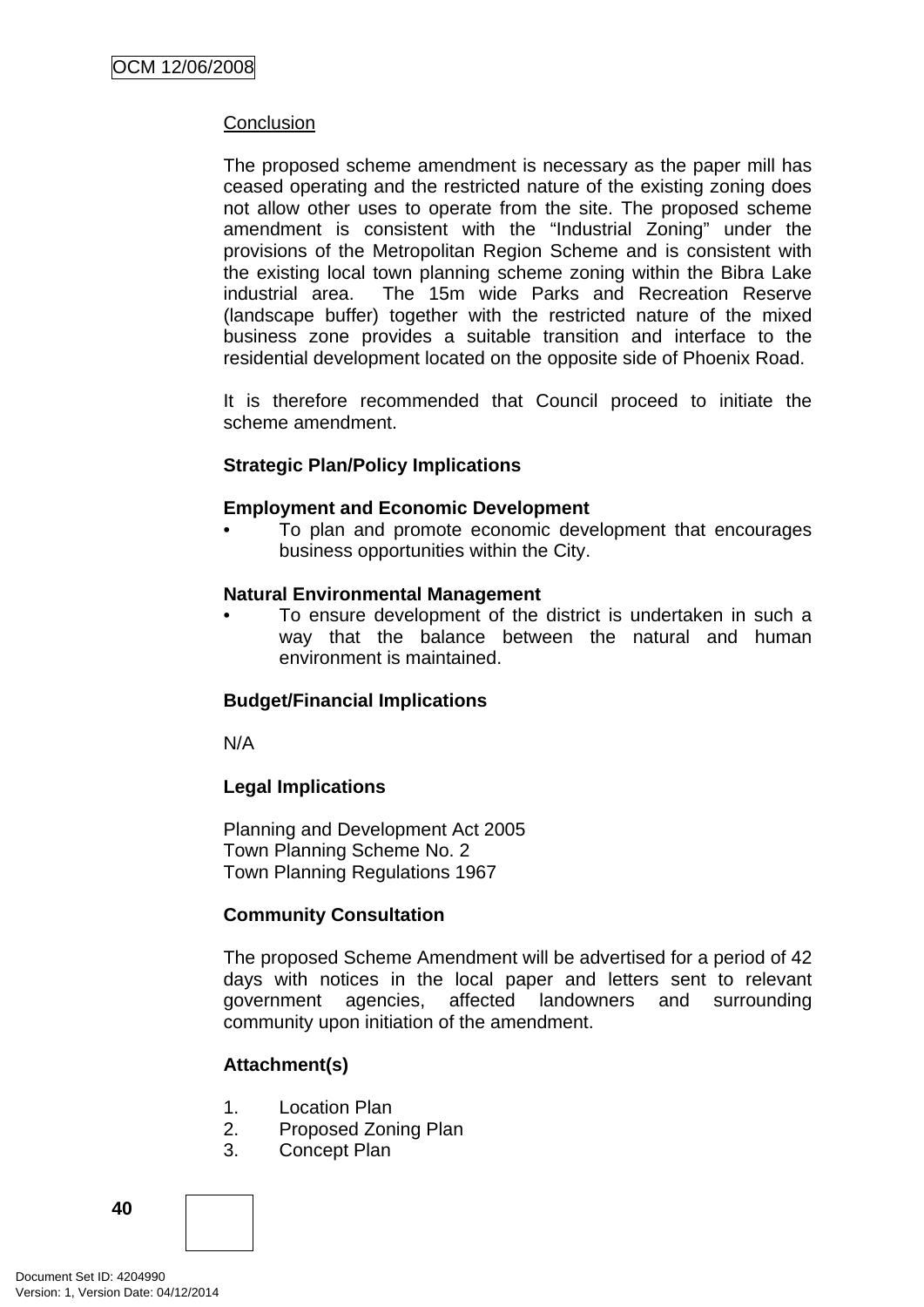<u>Conclusion</u>

The proposed scheme amendment is necessary as the paper mill has ceased operating and the restricted nature of the existing zoning does not allow other uses to operate from the site. The proposed scheme amendment is consistent with the "Industrial Zoning" under the provisions of the Metropolitan Region Scheme and is consistent with the existing local town planning scheme zoning within the Bibra Lake industrial area. The 15m wide Parks and Recreation Reserve (landscape buffer) together with the restricted nature of the mixed business zone provides a suitable transition and interface to the residential development located on the opposite side of Phoenix Road.

It is therefore recommended that Council proceed to initiate the scheme amendment.

**Strategic Plan/Policy Implications**

**Employment and Economic Development**

- To plan and promote economic development that encourages business opportunities within the City.

**Natural Environmental Management**

- To ensure development of the district is undertaken in such a way that the balance between the natural and human environment is maintained.

**Budget/Financial Implications**

N/A

**Legal Implications**

Planning and Development Act 2005
Town Planning Scheme No. 2
Town Planning Regulations 1967

**Community Consultation**

The proposed Scheme Amendment will be advertised for a period of 42 days with notices in the local paper and letters sent to relevant government agencies, affected landowners and surrounding community upon initiation of the amendment.

**Attachment(s)**

1. Location Plan
2. Proposed Zoning Plan
3. Concept Plan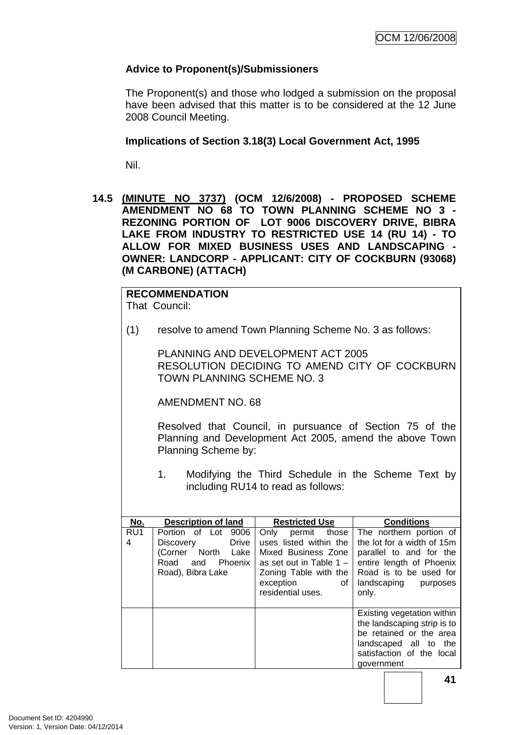**Advice to Proponent(s)/Submissioners**

The Proponent(s) and those who lodged a submission on the proposal have been advised that this matter is to be considered at the 12 June 2008 Council Meeting.

**Implications of Section 3.18(3) Local Government Act, 1995**

Nil.

**14.5 (MINUTE NO 3737) (OCM 12/6/2008) - PROPOSED SCHEME AMENDMENT NO 68 TO TOWN PLANNING SCHEME NO 3 - REZONING PORTION OF LOT 9006 DISCOVERY DRIVE, BIBRA LAKE FROM INDUSTRY TO RESTRICTED USE 14 (RU 14) - TO ALLOW FOR MIXED BUSINESS USES AND LANDSCAPING - OWNER: LANDCORP - APPLICANT: CITY OF COCKBURN (93068) (M CARBONE) (ATTACH)**

**RECOMMENDATION**
That Council:

(1) resolve to amend Town Planning Scheme No. 3 as follows:

PLANNING AND DEVELOPMENT ACT 2005
RESOLUTION DECIDING TO AMEND CITY OF COCKBURN TOWN PLANNING SCHEME NO. 3

AMENDMENT NO. 68

Resolved that Council, in pursuance of Section 75 of the Planning and Development Act 2005, amend the above Town Planning Scheme by:

1. Modifying the Third Schedule in the Scheme Text by including RU14 to read as follows:

| No. | Description of land | Restricted Use | Conditions |
|---|---|---|---|
| RU14 | Portion of Lot 9006 Discovery Drive (Corner North Lake Road and Phoenix Road), Bibra Lake | Only permit those uses listed within the Mixed Business Zone as set out in Table 1 – Zoning Table with the exception of residential uses. | The northern portion of the lot for a width of 15m parallel to and for the entire length of Phoenix Road is to be used for landscaping purposes only. |
| | | | Existing vegetation within the landscaping strip is to be retained or the area landscaped all to the satisfaction of the local government |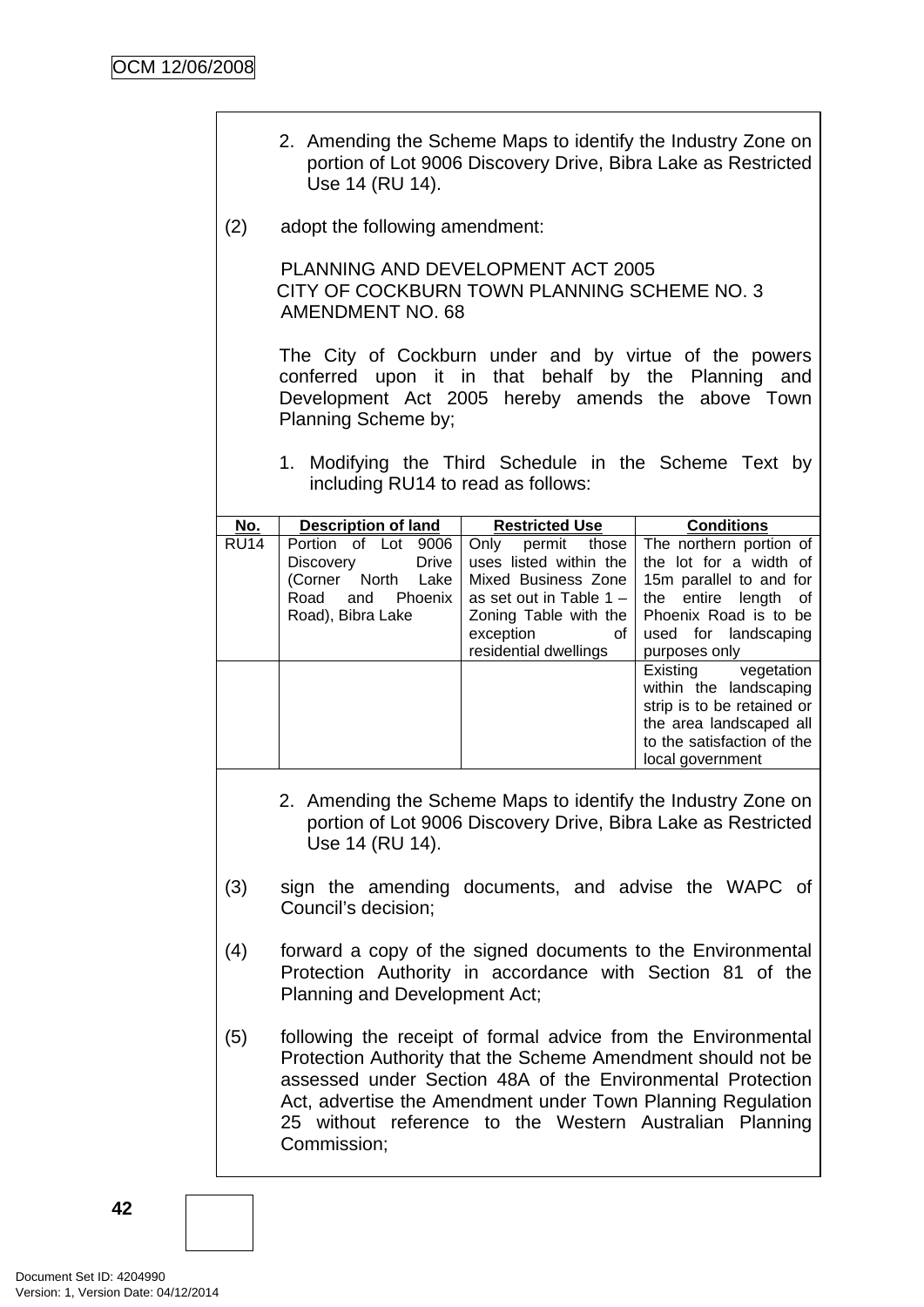2. Amending the Scheme Maps to identify the Industry Zone on portion of Lot 9006 Discovery Drive, Bibra Lake as Restricted Use 14 (RU 14).

(2) adopt the following amendment:

PLANNING AND DEVELOPMENT ACT 2005
CITY OF COCKBURN TOWN PLANNING SCHEME NO. 3
AMENDMENT NO. 68

The City of Cockburn under and by virtue of the powers conferred upon it in that behalf by the Planning and Development Act 2005 hereby amends the above Town Planning Scheme by;

1. Modifying the Third Schedule in the Scheme Text by including RU14 to read as follows:

| No. | Description of land | Restricted Use | Conditions |
|---|---|---|---|
| RU14 | Portion of Lot 9006 Discovery Drive (Corner North Lake Road and Phoenix Road), Bibra Lake | Only permit those uses listed within the Mixed Business Zone as set out in Table 1 – Zoning Table with the exception of residential dwellings | The northern portion of the lot for a width of 15m parallel to and for the entire length of Phoenix Road is to be used for landscaping purposes only |
| | | | Existing vegetation within the landscaping strip is to be retained or the area landscaped all to the satisfaction of the local government |

2. Amending the Scheme Maps to identify the Industry Zone on portion of Lot 9006 Discovery Drive, Bibra Lake as Restricted Use 14 (RU 14).

(3) sign the amending documents, and advise the WAPC of Council's decision;

(4) forward a copy of the signed documents to the Environmental Protection Authority in accordance with Section 81 of the Planning and Development Act;

(5) following the receipt of formal advice from the Environmental Protection Authority that the Scheme Amendment should not be assessed under Section 48A of the Environmental Protection Act, advertise the Amendment under Town Planning Regulation 25 without reference to the Western Australian Planning Commission;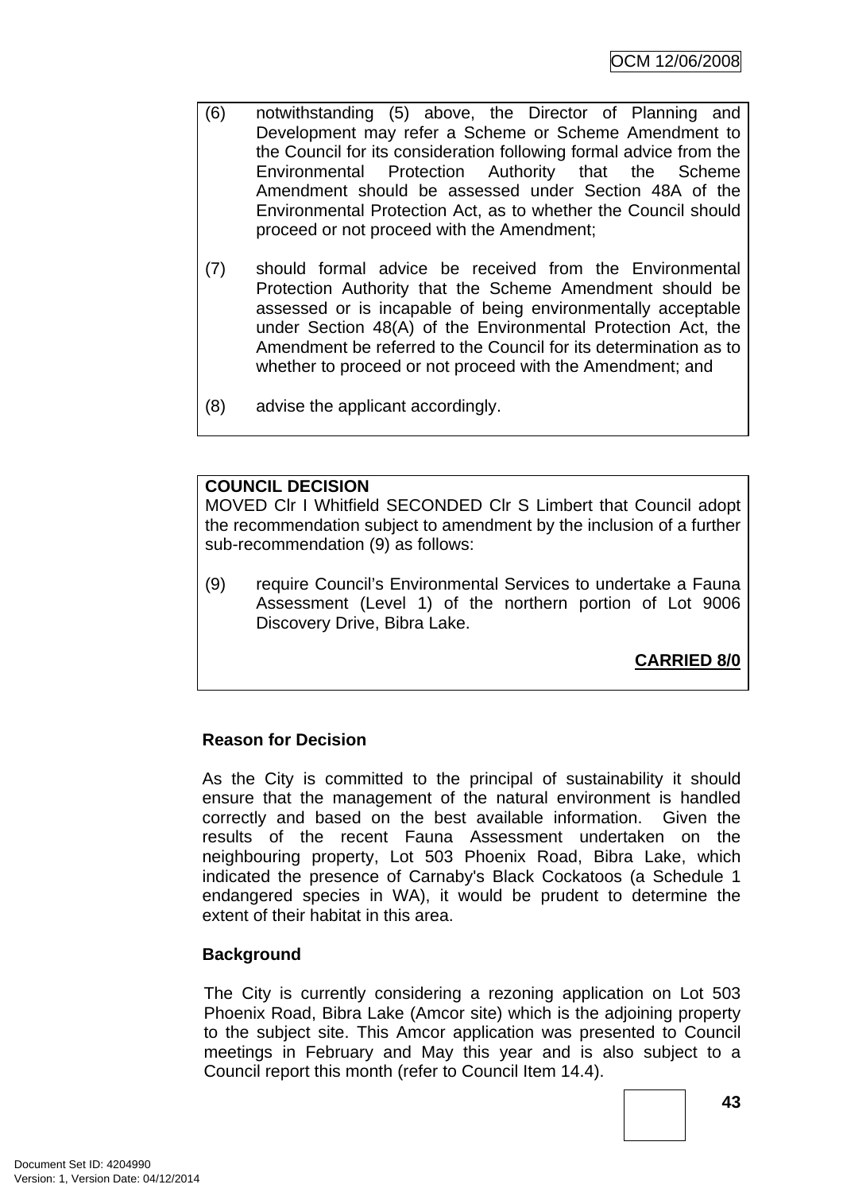(6) notwithstanding (5) above, the Director of Planning and Development may refer a Scheme or Scheme Amendment to the Council for its consideration following formal advice from the Environmental Protection Authority that the Scheme Amendment should be assessed under Section 48A of the Environmental Protection Act, as to whether the Council should proceed or not proceed with the Amendment;

(7) should formal advice be received from the Environmental Protection Authority that the Scheme Amendment should be assessed or is incapable of being environmentally acceptable under Section 48(A) of the Environmental Protection Act, the Amendment be referred to the Council for its determination as to whether to proceed or not proceed with the Amendment; and

(8) advise the applicant accordingly.

**COUNCIL DECISION**

MOVED Clr I Whitfield SECONDED Clr S Limbert that Council adopt the recommendation subject to amendment by the inclusion of a further sub-recommendation (9) as follows:

(9) require Council's Environmental Services to undertake a Fauna Assessment (Level 1) of the northern portion of Lot 9006 Discovery Drive, Bibra Lake.

**CARRIED 8/0**

**Reason for Decision**

As the City is committed to the principal of sustainability it should ensure that the management of the natural environment is handled correctly and based on the best available information. Given the results of the recent Fauna Assessment undertaken on the neighbouring property, Lot 503 Phoenix Road, Bibra Lake, which indicated the presence of Carnaby's Black Cockatoos (a Schedule 1 endangered species in WA), it would be prudent to determine the extent of their habitat in this area.

**Background**

The City is currently considering a rezoning application on Lot 503 Phoenix Road, Bibra Lake (Amcor site) which is the adjoining property to the subject site. This Amcor application was presented to Council meetings in February and May this year and is also subject to a Council report this month (refer to Council Item 14.4).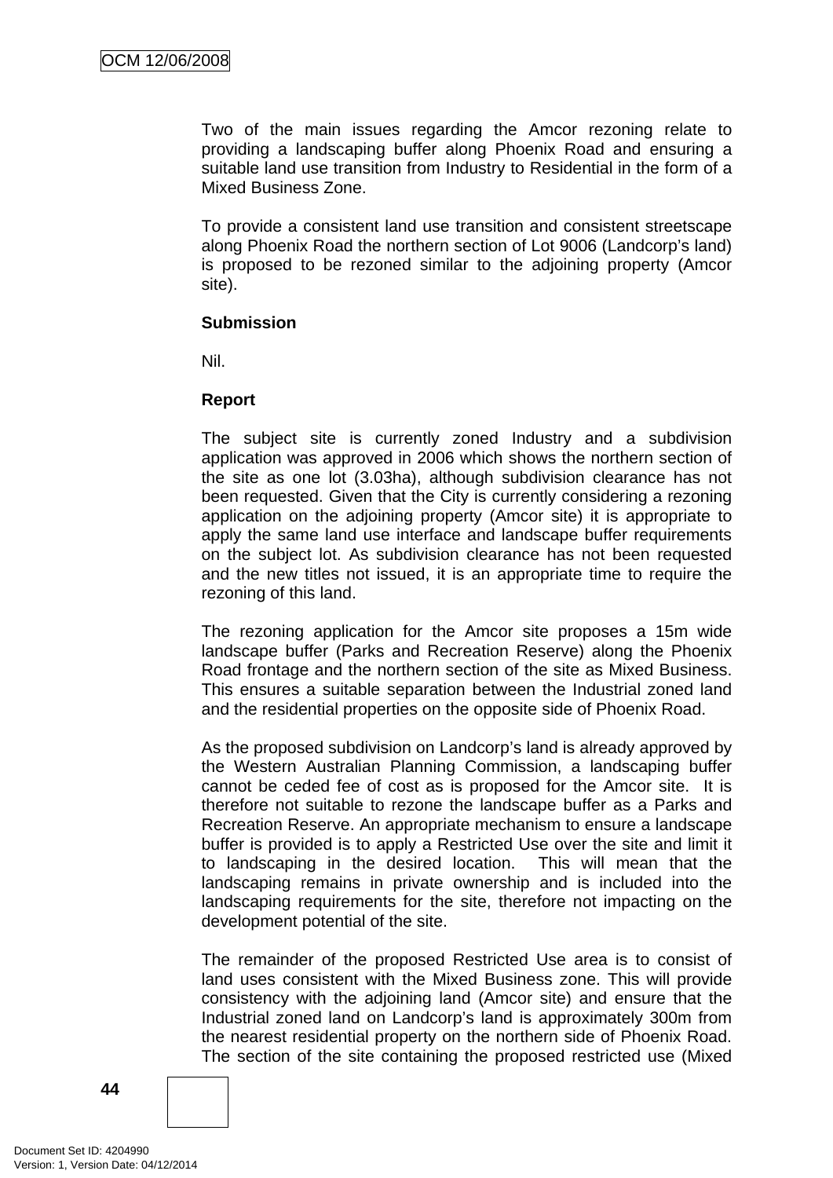Two of the main issues regarding the Amcor rezoning relate to providing a landscaping buffer along Phoenix Road and ensuring a suitable land use transition from Industry to Residential in the form of a Mixed Business Zone.

To provide a consistent land use transition and consistent streetscape along Phoenix Road the northern section of Lot 9006 (Landcorp's land) is proposed to be rezoned similar to the adjoining property (Amcor site).

**Submission**

Nil.

**Report**

The subject site is currently zoned Industry and a subdivision application was approved in 2006 which shows the northern section of the site as one lot (3.03ha), although subdivision clearance has not been requested. Given that the City is currently considering a rezoning application on the adjoining property (Amcor site) it is appropriate to apply the same land use interface and landscape buffer requirements on the subject lot. As subdivision clearance has not been requested and the new titles not issued, it is an appropriate time to require the rezoning of this land.

The rezoning application for the Amcor site proposes a 15m wide landscape buffer (Parks and Recreation Reserve) along the Phoenix Road frontage and the northern section of the site as Mixed Business. This ensures a suitable separation between the Industrial zoned land and the residential properties on the opposite side of Phoenix Road.

As the proposed subdivision on Landcorp's land is already approved by the Western Australian Planning Commission, a landscaping buffer cannot be ceded fee of cost as is proposed for the Amcor site. It is therefore not suitable to rezone the landscape buffer as a Parks and Recreation Reserve. An appropriate mechanism to ensure a landscape buffer is provided is to apply a Restricted Use over the site and limit it to landscaping in the desired location. This will mean that the landscaping remains in private ownership and is included into the landscaping requirements for the site, therefore not impacting on the development potential of the site.

The remainder of the proposed Restricted Use area is to consist of land uses consistent with the Mixed Business zone. This will provide consistency with the adjoining land (Amcor site) and ensure that the Industrial zoned land on Landcorp's land is approximately 300m from the nearest residential property on the northern side of Phoenix Road. The section of the site containing the proposed restricted use (Mixed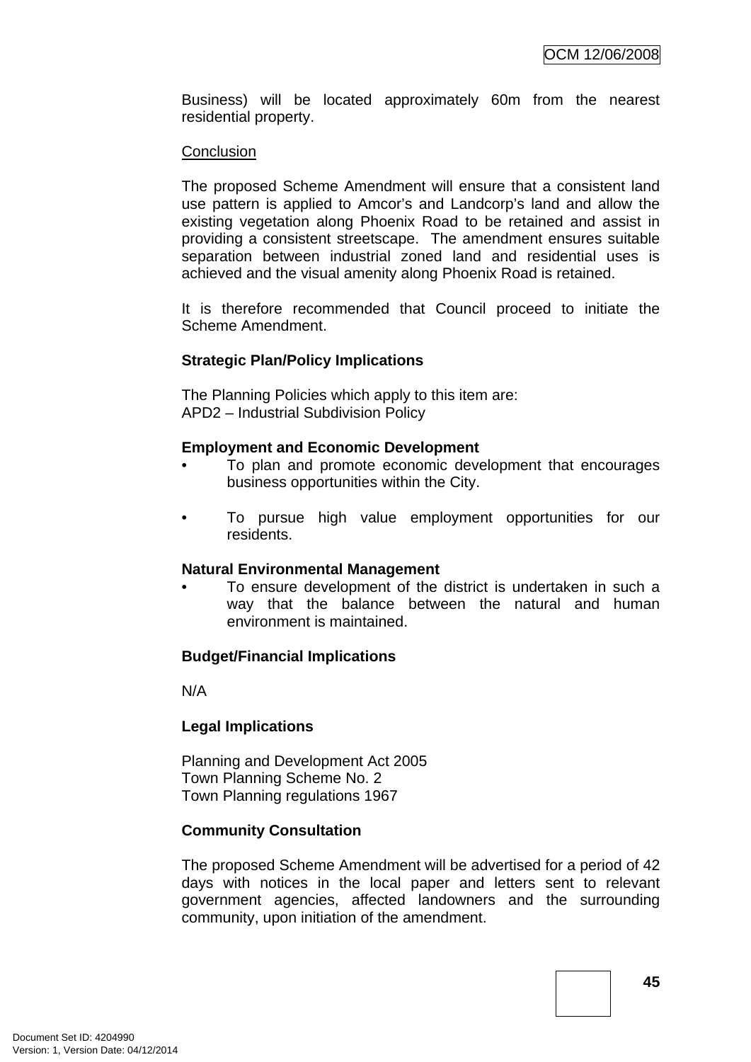Business) will be located approximately 60m from the nearest residential property.

Conclusion

The proposed Scheme Amendment will ensure that a consistent land use pattern is applied to Amcor's and Landcorp's land and allow the existing vegetation along Phoenix Road to be retained and assist in providing a consistent streetscape. The amendment ensures suitable separation between industrial zoned land and residential uses is achieved and the visual amenity along Phoenix Road is retained.

It is therefore recommended that Council proceed to initiate the Scheme Amendment.

**Strategic Plan/Policy Implications**

The Planning Policies which apply to this item are:
APD2 – Industrial Subdivision Policy

**Employment and Economic Development**

- To plan and promote economic development that encourages business opportunities within the City.

- To pursue high value employment opportunities for our residents.

**Natural Environmental Management**

- To ensure development of the district is undertaken in such a way that the balance between the natural and human environment is maintained.

**Budget/Financial Implications**

N/A

**Legal Implications**

Planning and Development Act 2005
Town Planning Scheme No. 2
Town Planning regulations 1967

**Community Consultation**

The proposed Scheme Amendment will be advertised for a period of 42 days with notices in the local paper and letters sent to relevant government agencies, affected landowners and the surrounding community, upon initiation of the amendment.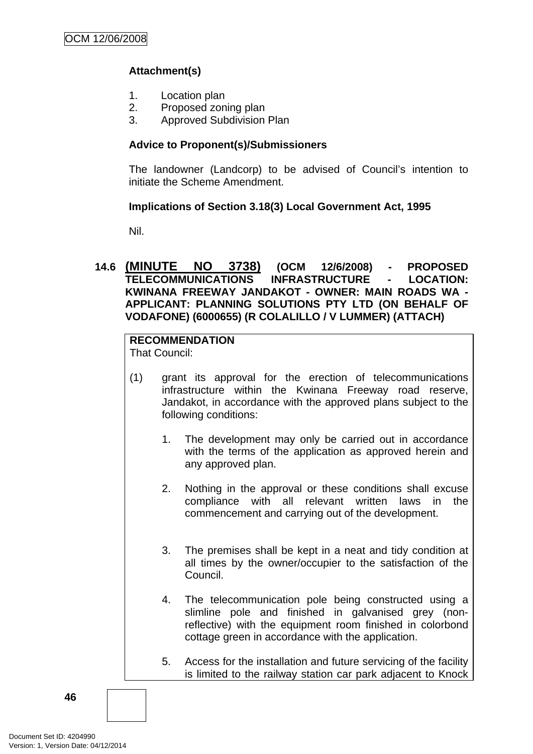**Attachment(s)**

1. Location plan
2. Proposed zoning plan
3. Approved Subdivision Plan

**Advice to Proponent(s)/Submissioners**

The landowner (Landcorp) to be advised of Council's intention to initiate the Scheme Amendment.

**Implications of Section 3.18(3) Local Government Act, 1995**

Nil.

### 14.6 (MINUTE NO 3738) (OCM 12/6/2008) - PROPOSED TELECOMMUNICATIONS INFRASTRUCTURE - LOCATION: KWINANA FREEWAY JANDAKOT - OWNER: MAIN ROADS WA - APPLICANT: PLANNING SOLUTIONS PTY LTD (ON BEHALF OF VODAFONE) (6000655) (R COLALILLO / V LUMMER) (ATTACH)

**RECOMMENDATION**
That Council:

(1) grant its approval for the erection of telecommunications infrastructure within the Kwinana Freeway road reserve, Jandakot, in accordance with the approved plans subject to the following conditions:

1. The development may only be carried out in accordance with the terms of the application as approved herein and any approved plan.

2. Nothing in the approval or these conditions shall excuse compliance with all relevant written laws in the commencement and carrying out of the development.

3. The premises shall be kept in a neat and tidy condition at all times by the owner/occupier to the satisfaction of the Council.

4. The telecommunication pole being constructed using a slimline pole and finished in galvanised grey (non-reflective) with the equipment room finished in colorbond cottage green in accordance with the application.

5. Access for the installation and future servicing of the facility is limited to the railway station car park adjacent to Knock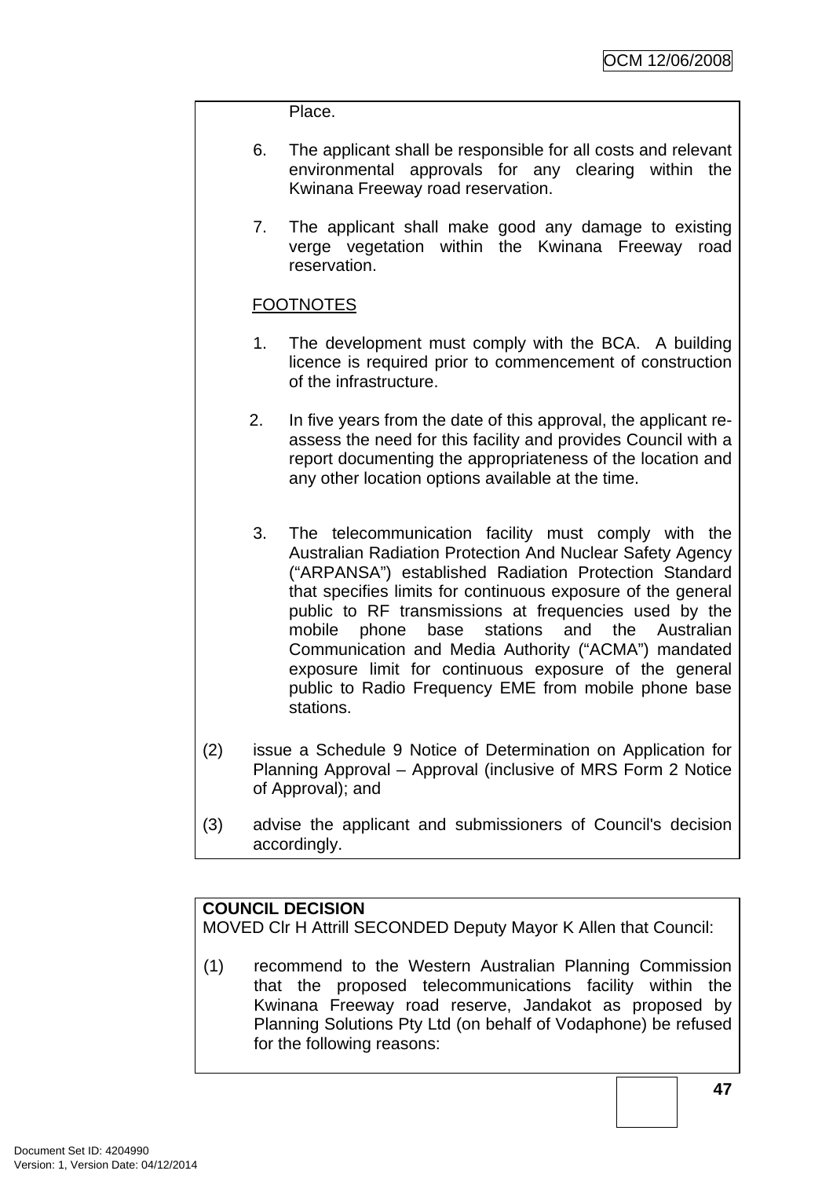Place.

6. The applicant shall be responsible for all costs and relevant environmental approvals for any clearing within the Kwinana Freeway road reservation.

7. The applicant shall make good any damage to existing verge vegetation within the Kwinana Freeway road reservation.

FOOTNOTES

1. The development must comply with the BCA. A building licence is required prior to commencement of construction of the infrastructure.

2. In five years from the date of this approval, the applicant re-assess the need for this facility and provides Council with a report documenting the appropriateness of the location and any other location options available at the time.

3. The telecommunication facility must comply with the Australian Radiation Protection And Nuclear Safety Agency ("ARPANSA") established Radiation Protection Standard that specifies limits for continuous exposure of the general public to RF transmissions at frequencies used by the mobile phone base stations and the Australian Communication and Media Authority ("ACMA") mandated exposure limit for continuous exposure of the general public to Radio Frequency EME from mobile phone base stations.

(2) issue a Schedule 9 Notice of Determination on Application for Planning Approval – Approval (inclusive of MRS Form 2 Notice of Approval); and

(3) advise the applicant and submissioners of Council's decision accordingly.

**COUNCIL DECISION**
MOVED Clr H Attrill SECONDED Deputy Mayor K Allen that Council:

(1) recommend to the Western Australian Planning Commission that the proposed telecommunications facility within the Kwinana Freeway road reserve, Jandakot as proposed by Planning Solutions Pty Ltd (on behalf of Vodaphone) be refused for the following reasons: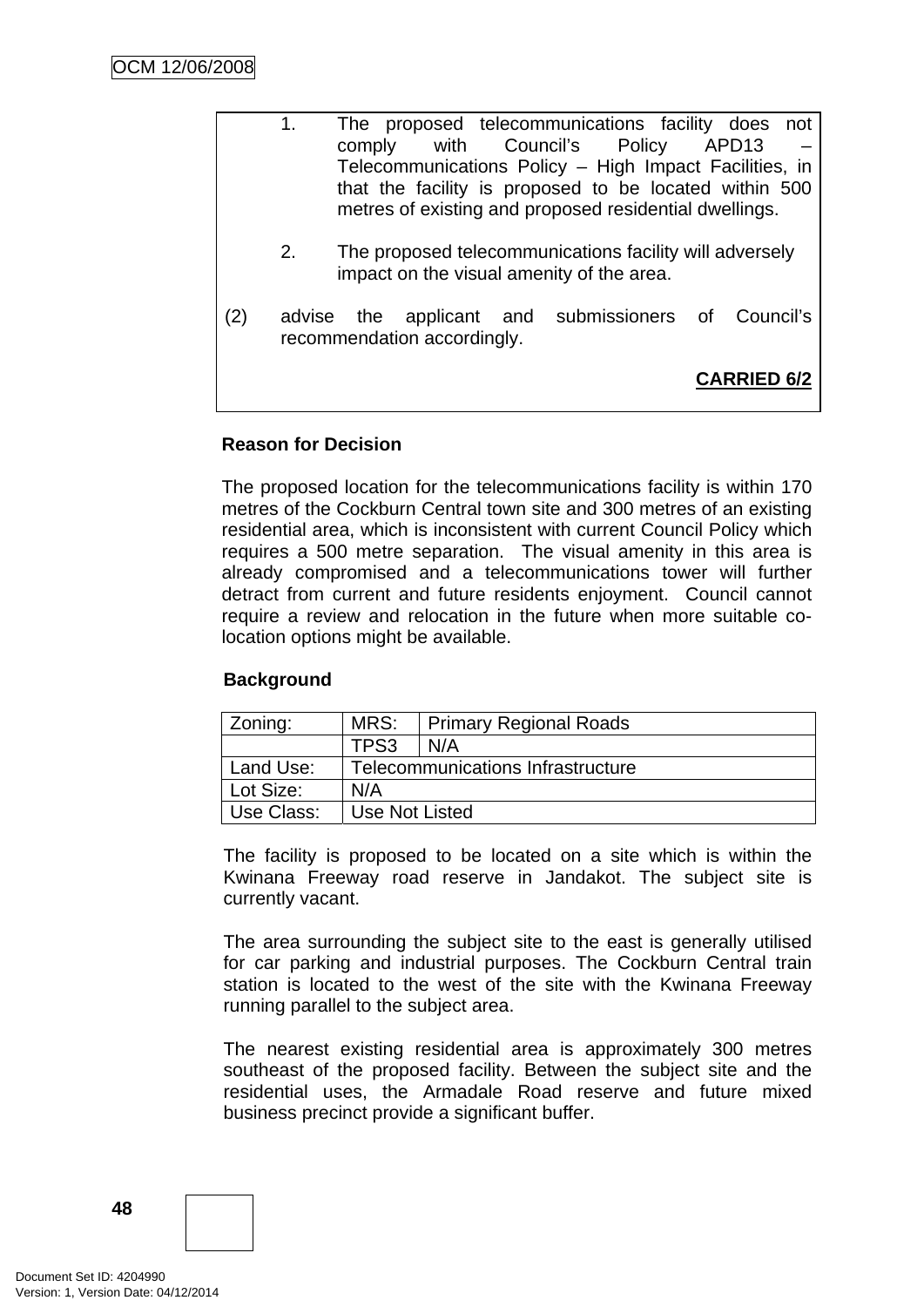1. The proposed telecommunications facility does not comply with Council's Policy APD13 – Telecommunications Policy – High Impact Facilities, in that the facility is proposed to be located within 500 metres of existing and proposed residential dwellings.

2. The proposed telecommunications facility will adversely impact on the visual amenity of the area.

(2) advise the applicant and submissioners of Council's recommendation accordingly.

**CARRIED 6/2**

**Reason for Decision**

The proposed location for the telecommunications facility is within 170 metres of the Cockburn Central town site and 300 metres of an existing residential area, which is inconsistent with current Council Policy which requires a 500 metre separation. The visual amenity in this area is already compromised and a telecommunications tower will further detract from current and future residents enjoyment. Council cannot require a review and relocation in the future when more suitable co-location options might be available.

**Background**

| Zoning: | MRS: | Primary Regional Roads |
|---|---|---|
| | TPS3 | N/A |
| Land Use: | Telecommunications Infrastructure | |
| Lot Size: | N/A | |
| Use Class: | Use Not Listed | |

The facility is proposed to be located on a site which is within the Kwinana Freeway road reserve in Jandakot. The subject site is currently vacant.

The area surrounding the subject site to the east is generally utilised for car parking and industrial purposes. The Cockburn Central train station is located to the west of the site with the Kwinana Freeway running parallel to the subject area.

The nearest existing residential area is approximately 300 metres southeast of the proposed facility. Between the subject site and the residential uses, the Armadale Road reserve and future mixed business precinct provide a significant buffer.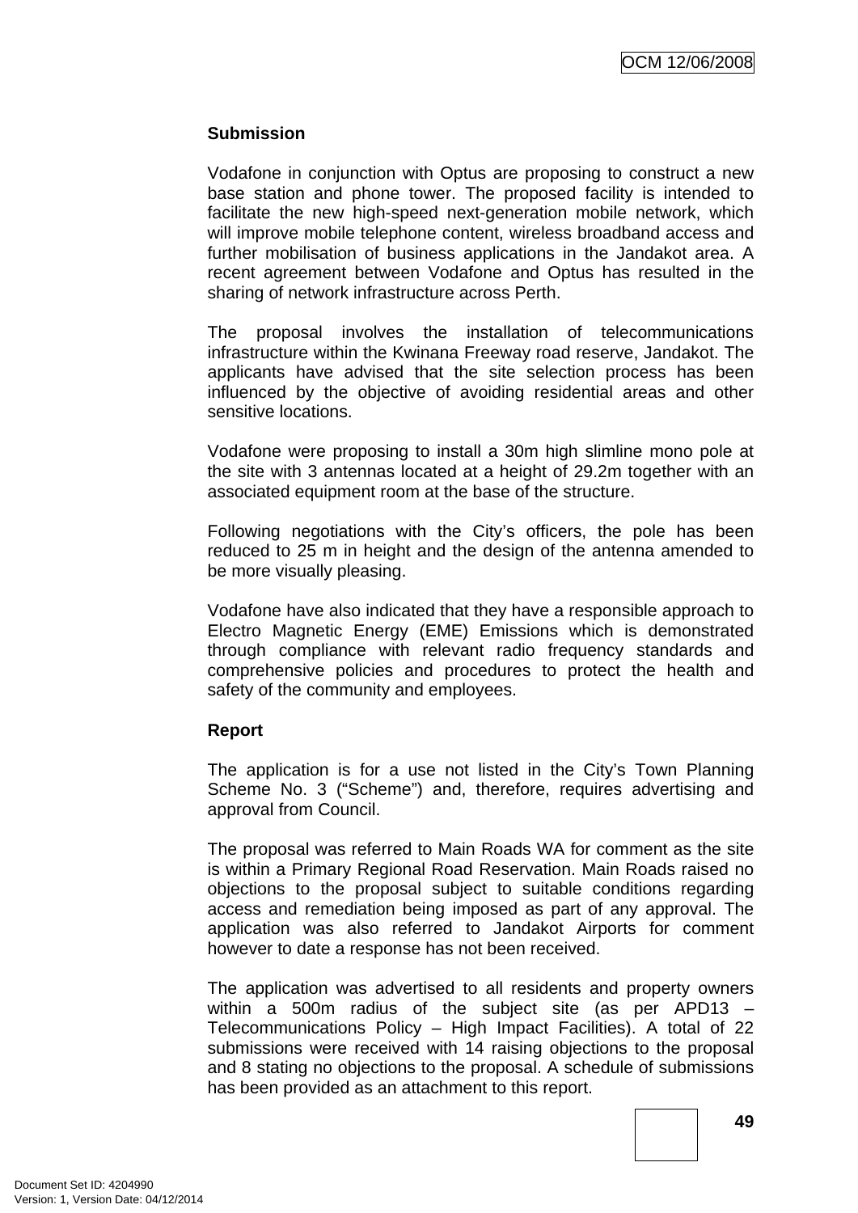**Submission**

Vodafone in conjunction with Optus are proposing to construct a new base station and phone tower. The proposed facility is intended to facilitate the new high-speed next-generation mobile network, which will improve mobile telephone content, wireless broadband access and further mobilisation of business applications in the Jandakot area. A recent agreement between Vodafone and Optus has resulted in the sharing of network infrastructure across Perth.

The proposal involves the installation of telecommunications infrastructure within the Kwinana Freeway road reserve, Jandakot. The applicants have advised that the site selection process has been influenced by the objective of avoiding residential areas and other sensitive locations.

Vodafone were proposing to install a 30m high slimline mono pole at the site with 3 antennas located at a height of 29.2m together with an associated equipment room at the base of the structure.

Following negotiations with the City's officers, the pole has been reduced to 25 m in height and the design of the antenna amended to be more visually pleasing.

Vodafone have also indicated that they have a responsible approach to Electro Magnetic Energy (EME) Emissions which is demonstrated through compliance with relevant radio frequency standards and comprehensive policies and procedures to protect the health and safety of the community and employees.

**Report**

The application is for a use not listed in the City's Town Planning Scheme No. 3 ("Scheme") and, therefore, requires advertising and approval from Council.

The proposal was referred to Main Roads WA for comment as the site is within a Primary Regional Road Reservation. Main Roads raised no objections to the proposal subject to suitable conditions regarding access and remediation being imposed as part of any approval. The application was also referred to Jandakot Airports for comment however to date a response has not been received.

The application was advertised to all residents and property owners within a 500m radius of the subject site (as per APD13 – Telecommunications Policy – High Impact Facilities). A total of 22 submissions were received with 14 raising objections to the proposal and 8 stating no objections to the proposal. A schedule of submissions has been provided as an attachment to this report.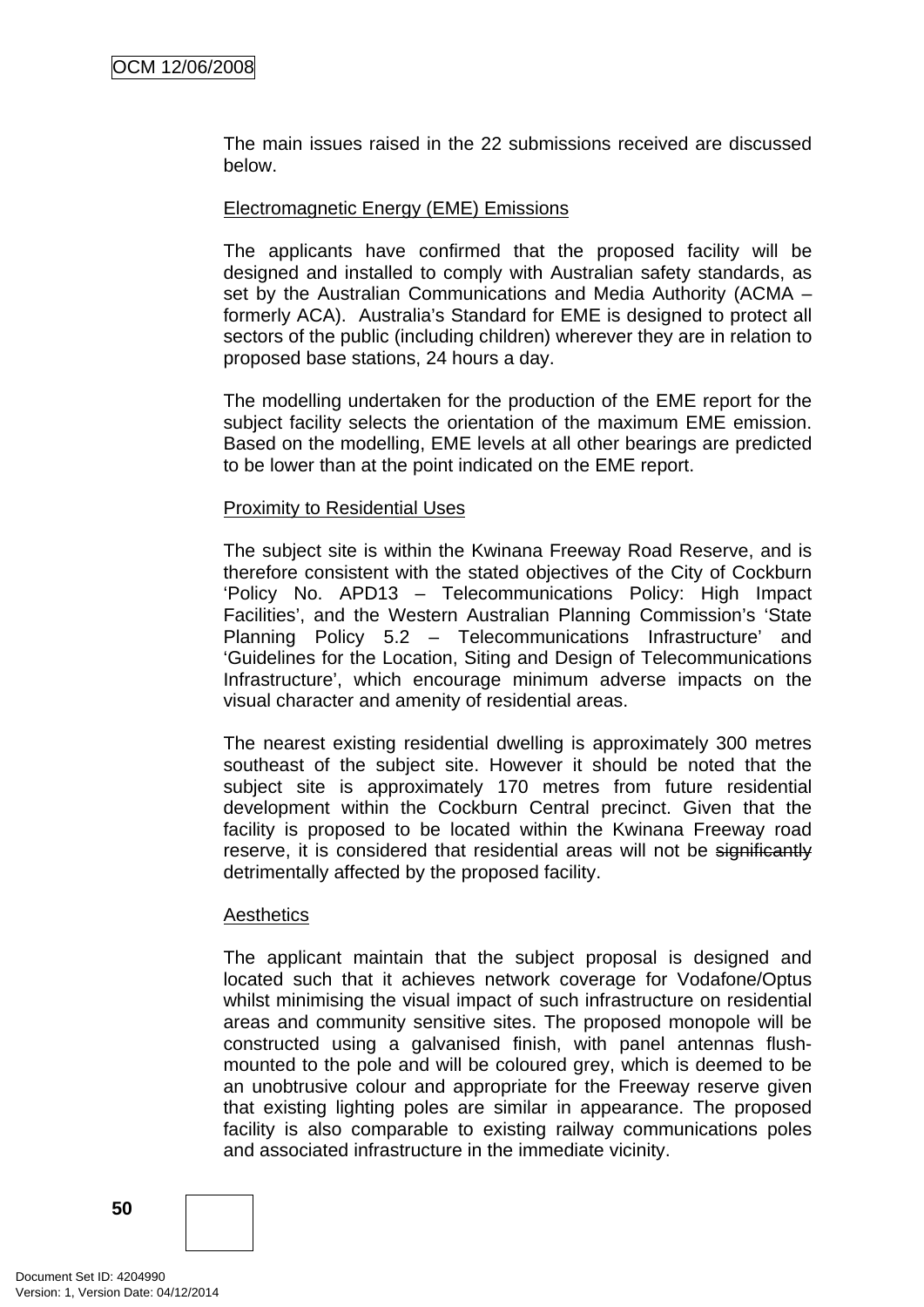The main issues raised in the 22 submissions received are discussed below.

Electromagnetic Energy (EME) Emissions

The applicants have confirmed that the proposed facility will be designed and installed to comply with Australian safety standards, as set by the Australian Communications and Media Authority (ACMA – formerly ACA). Australia's Standard for EME is designed to protect all sectors of the public (including children) wherever they are in relation to proposed base stations, 24 hours a day.

The modelling undertaken for the production of the EME report for the subject facility selects the orientation of the maximum EME emission. Based on the modelling, EME levels at all other bearings are predicted to be lower than at the point indicated on the EME report.

Proximity to Residential Uses

The subject site is within the Kwinana Freeway Road Reserve, and is therefore consistent with the stated objectives of the City of Cockburn 'Policy No. APD13 – Telecommunications Policy: High Impact Facilities', and the Western Australian Planning Commission's 'State Planning Policy 5.2 – Telecommunications Infrastructure' and 'Guidelines for the Location, Siting and Design of Telecommunications Infrastructure', which encourage minimum adverse impacts on the visual character and amenity of residential areas.

The nearest existing residential dwelling is approximately 300 metres southeast of the subject site. However it should be noted that the subject site is approximately 170 metres from future residential development within the Cockburn Central precinct. Given that the facility is proposed to be located within the Kwinana Freeway road reserve, it is considered that residential areas will not be ~~significantly~~ detrimentally affected by the proposed facility.

Aesthetics

The applicant maintain that the subject proposal is designed and located such that it achieves network coverage for Vodafone/Optus whilst minimising the visual impact of such infrastructure on residential areas and community sensitive sites. The proposed monopole will be constructed using a galvanised finish, with panel antennas flush-mounted to the pole and will be coloured grey, which is deemed to be an unobtrusive colour and appropriate for the Freeway reserve given that existing lighting poles are similar in appearance. The proposed facility is also comparable to existing railway communications poles and associated infrastructure in the immediate vicinity.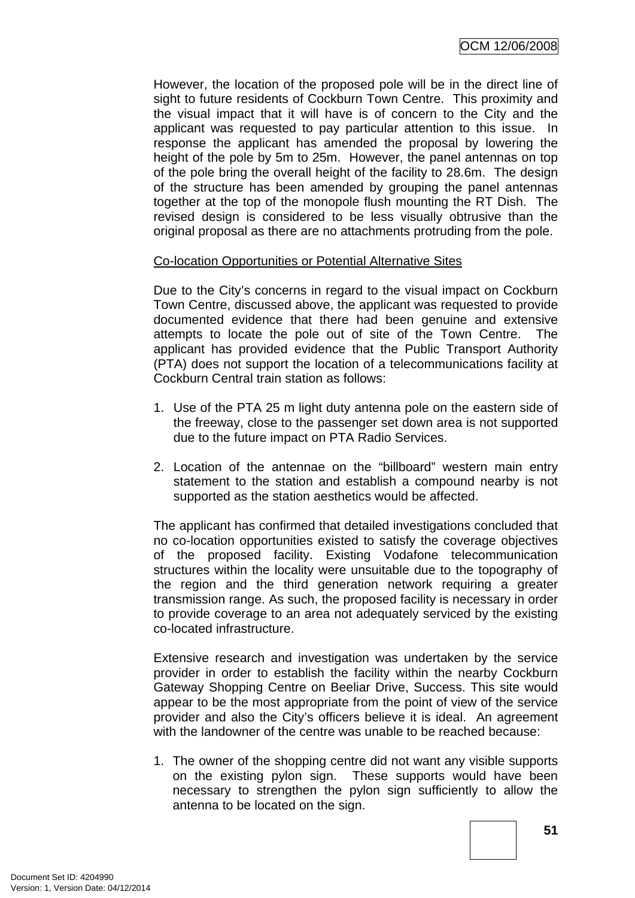However, the location of the proposed pole will be in the direct line of sight to future residents of Cockburn Town Centre. This proximity and the visual impact that it will have is of concern to the City and the applicant was requested to pay particular attention to this issue. In response the applicant has amended the proposal by lowering the height of the pole by 5m to 25m. However, the panel antennas on top of the pole bring the overall height of the facility to 28.6m. The design of the structure has been amended by grouping the panel antennas together at the top of the monopole flush mounting the RT Dish. The revised design is considered to be less visually obtrusive than the original proposal as there are no attachments protruding from the pole.

Co-location Opportunities or Potential Alternative Sites

Due to the City's concerns in regard to the visual impact on Cockburn Town Centre, discussed above, the applicant was requested to provide documented evidence that there had been genuine and extensive attempts to locate the pole out of site of the Town Centre. The applicant has provided evidence that the Public Transport Authority (PTA) does not support the location of a telecommunications facility at Cockburn Central train station as follows:

1. Use of the PTA 25 m light duty antenna pole on the eastern side of the freeway, close to the passenger set down area is not supported due to the future impact on PTA Radio Services.

2. Location of the antennae on the "billboard" western main entry statement to the station and establish a compound nearby is not supported as the station aesthetics would be affected.

The applicant has confirmed that detailed investigations concluded that no co-location opportunities existed to satisfy the coverage objectives of the proposed facility. Existing Vodafone telecommunication structures within the locality were unsuitable due to the topography of the region and the third generation network requiring a greater transmission range. As such, the proposed facility is necessary in order to provide coverage to an area not adequately serviced by the existing co-located infrastructure.

Extensive research and investigation was undertaken by the service provider in order to establish the facility within the nearby Cockburn Gateway Shopping Centre on Beeliar Drive, Success. This site would appear to be the most appropriate from the point of view of the service provider and also the City's officers believe it is ideal. An agreement with the landowner of the centre was unable to be reached because:

1. The owner of the shopping centre did not want any visible supports on the existing pylon sign. These supports would have been necessary to strengthen the pylon sign sufficiently to allow the antenna to be located on the sign.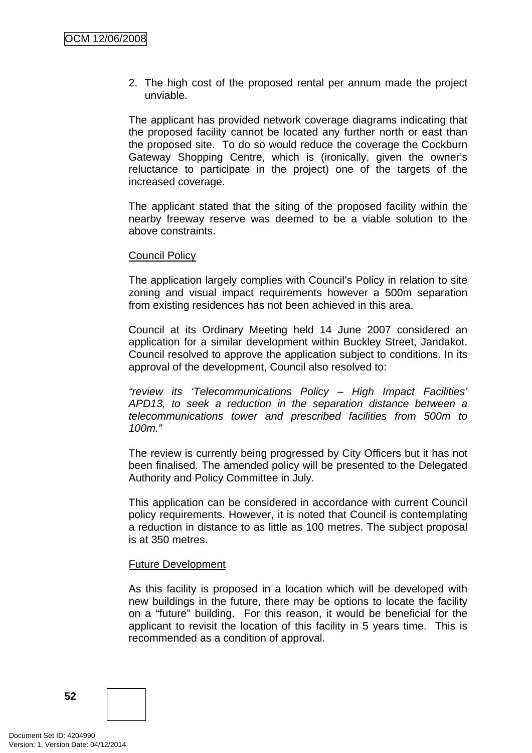2. The high cost of the proposed rental per annum made the project unviable.

The applicant has provided network coverage diagrams indicating that the proposed facility cannot be located any further north or east than the proposed site. To do so would reduce the coverage the Cockburn Gateway Shopping Centre, which is (ironically, given the owner's reluctance to participate in the project) one of the targets of the increased coverage.

The applicant stated that the siting of the proposed facility within the nearby freeway reserve was deemed to be a viable solution to the above constraints.

Council Policy

The application largely complies with Council's Policy in relation to site zoning and visual impact requirements however a 500m separation from existing residences has not been achieved in this area.

Council at its Ordinary Meeting held 14 June 2007 considered an application for a similar development within Buckley Street, Jandakot. Council resolved to approve the application subject to conditions. In its approval of the development, Council also resolved to:

*"review its 'Telecommunications Policy – High Impact Facilities' APD13, to seek a reduction in the separation distance between a telecommunications tower and prescribed facilities from 500m to 100m."*

The review is currently being progressed by City Officers but it has not been finalised. The amended policy will be presented to the Delegated Authority and Policy Committee in July.

This application can be considered in accordance with current Council policy requirements. However, it is noted that Council is contemplating a reduction in distance to as little as 100 metres. The subject proposal is at 350 metres.

Future Development

As this facility is proposed in a location which will be developed with new buildings in the future, there may be options to locate the facility on a "future" building. For this reason, it would be beneficial for the applicant to revisit the location of this facility in 5 years time. This is recommended as a condition of approval.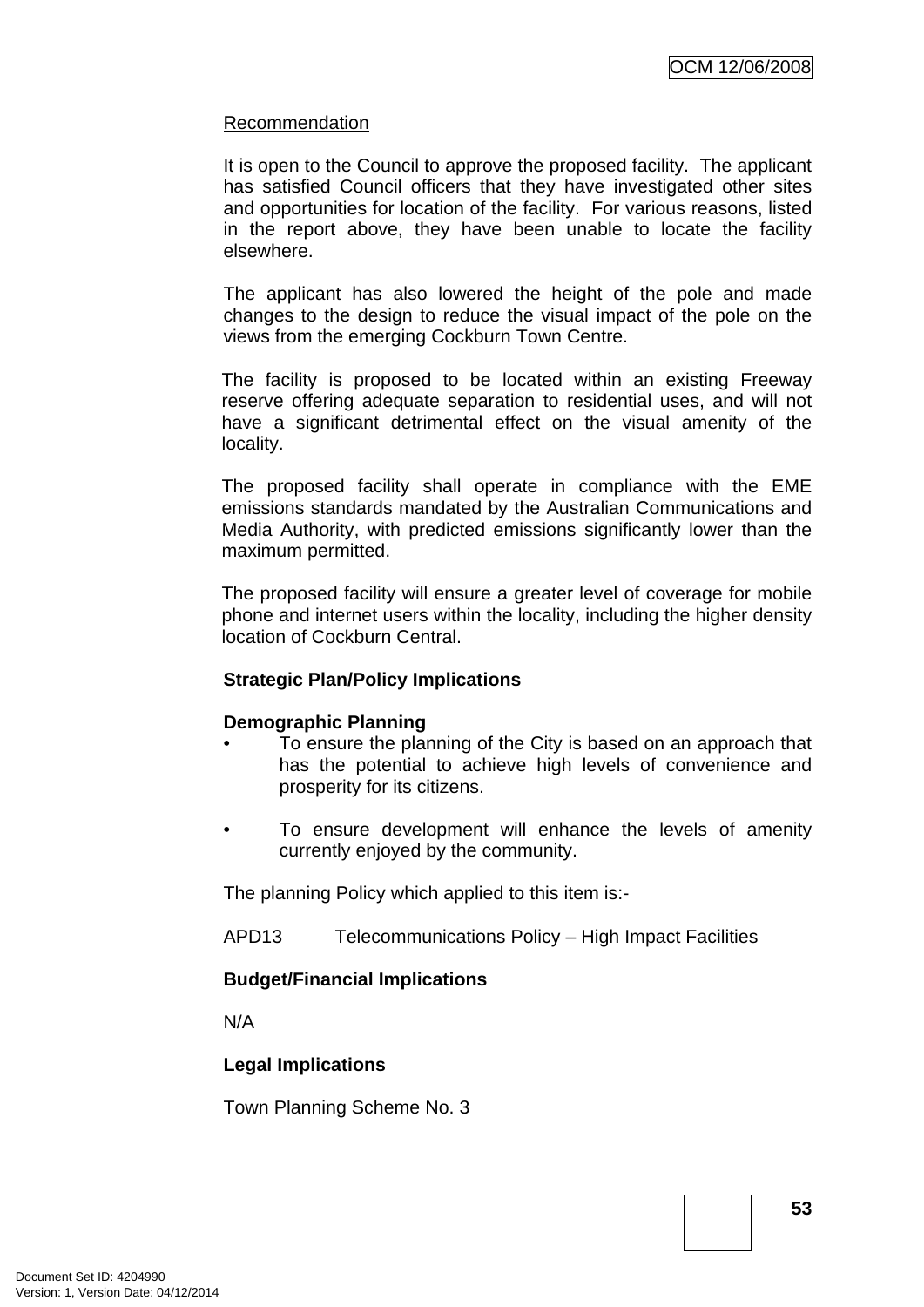Recommendation

It is open to the Council to approve the proposed facility. The applicant has satisfied Council officers that they have investigated other sites and opportunities for location of the facility. For various reasons, listed in the report above, they have been unable to locate the facility elsewhere.

The applicant has also lowered the height of the pole and made changes to the design to reduce the visual impact of the pole on the views from the emerging Cockburn Town Centre.

The facility is proposed to be located within an existing Freeway reserve offering adequate separation to residential uses, and will not have a significant detrimental effect on the visual amenity of the locality.

The proposed facility shall operate in compliance with the EME emissions standards mandated by the Australian Communications and Media Authority, with predicted emissions significantly lower than the maximum permitted.

The proposed facility will ensure a greater level of coverage for mobile phone and internet users within the locality, including the higher density location of Cockburn Central.

**Strategic Plan/Policy Implications**

**Demographic Planning**

- To ensure the planning of the City is based on an approach that has the potential to achieve high levels of convenience and prosperity for its citizens.

- To ensure development will enhance the levels of amenity currently enjoyed by the community.

The planning Policy which applied to this item is:-

APD13 Telecommunications Policy – High Impact Facilities

**Budget/Financial Implications**

N/A

**Legal Implications**

Town Planning Scheme No. 3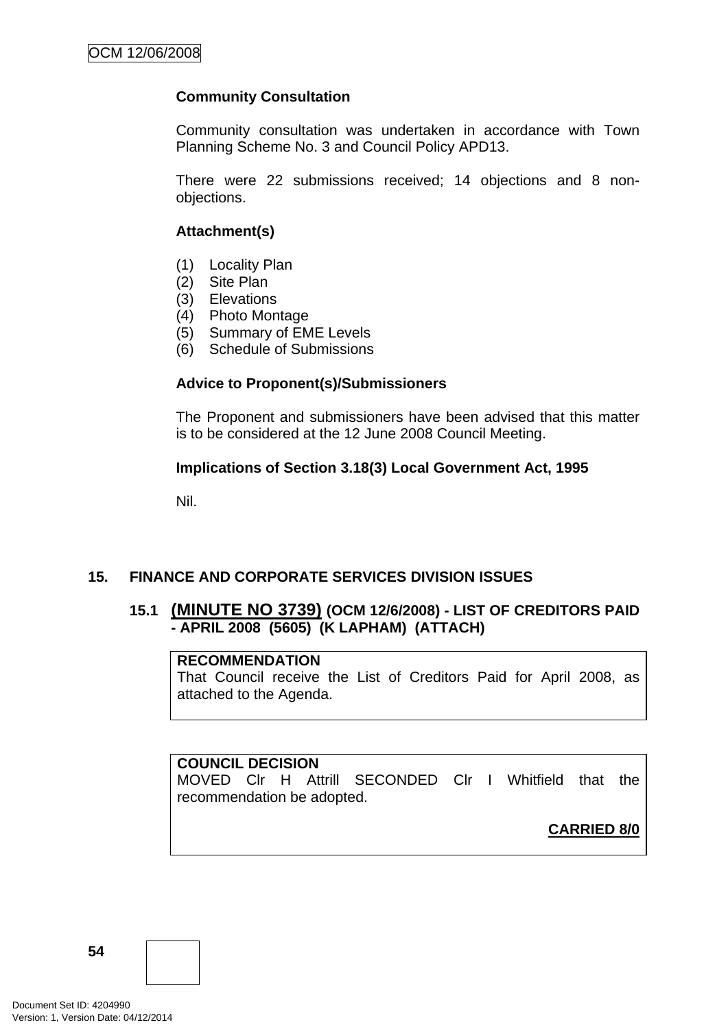**Community Consultation**

Community consultation was undertaken in accordance with Town Planning Scheme No. 3 and Council Policy APD13.

There were 22 submissions received; 14 objections and 8 non-objections.

**Attachment(s)**

(1) Locality Plan
(2) Site Plan
(3) Elevations
(4) Photo Montage
(5) Summary of EME Levels
(6) Schedule of Submissions

**Advice to Proponent(s)/Submissioners**

The Proponent and submissioners have been advised that this matter is to be considered at the 12 June 2008 Council Meeting.

**Implications of Section 3.18(3) Local Government Act, 1995**

Nil.

## 15. FINANCE AND CORPORATE SERVICES DIVISION ISSUES

### 15.1 (MINUTE NO 3739) (OCM 12/6/2008) - LIST OF CREDITORS PAID - APRIL 2008 (5605) (K LAPHAM) (ATTACH)

**RECOMMENDATION**
That Council receive the List of Creditors Paid for April 2008, as attached to the Agenda.

**COUNCIL DECISION**
MOVED Clr H Attrill SECONDED Clr I Whitfield that the recommendation be adopted.

**CARRIED 8/0**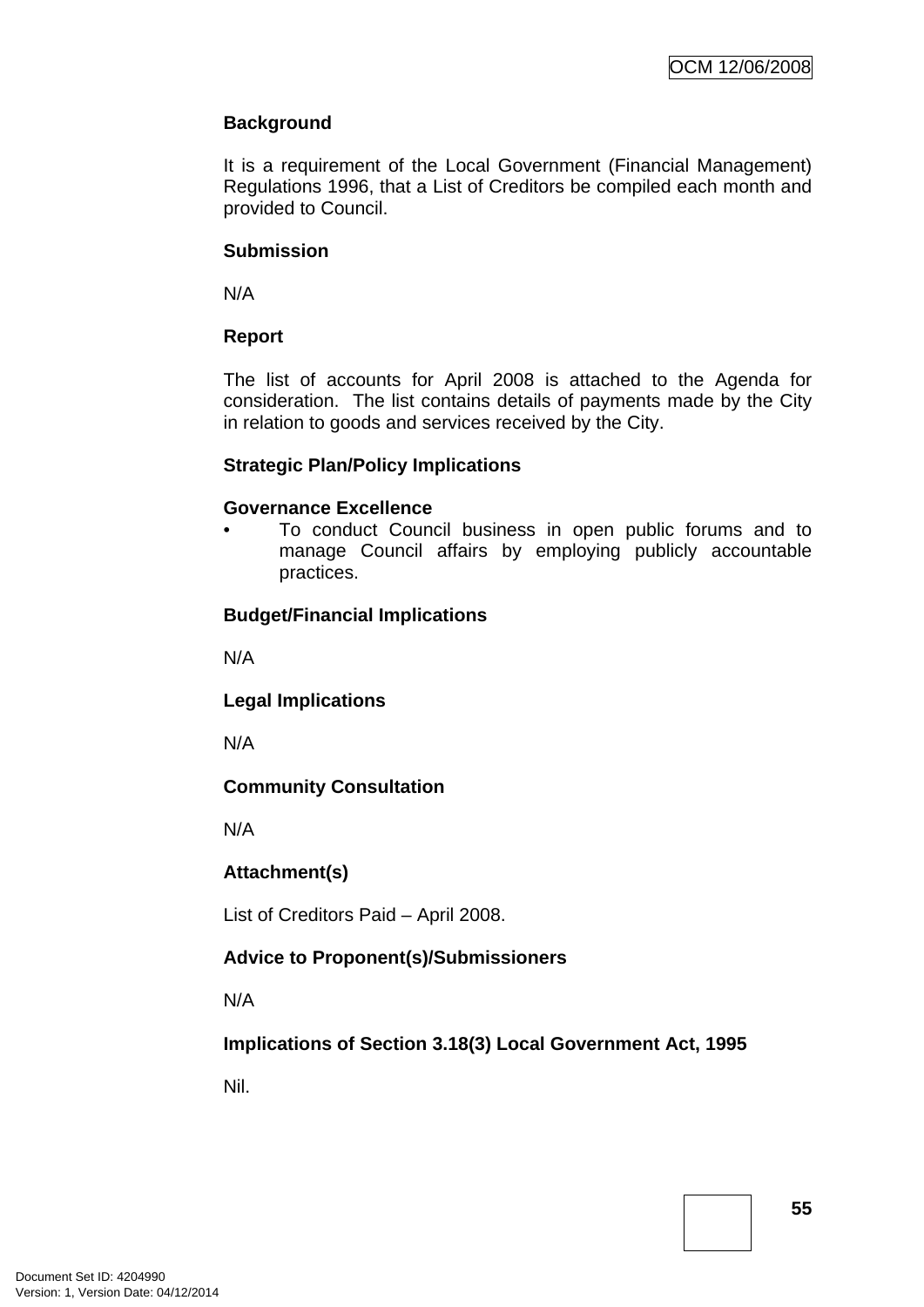**Background**

It is a requirement of the Local Government (Financial Management) Regulations 1996, that a List of Creditors be compiled each month and provided to Council.

**Submission**

N/A

**Report**

The list of accounts for April 2008 is attached to the Agenda for consideration. The list contains details of payments made by the City in relation to goods and services received by the City.

**Strategic Plan/Policy Implications**

**Governance Excellence**

- To conduct Council business in open public forums and to manage Council affairs by employing publicly accountable practices.

**Budget/Financial Implications**

N/A

**Legal Implications**

N/A

**Community Consultation**

N/A

**Attachment(s)**

List of Creditors Paid – April 2008.

**Advice to Proponent(s)/Submissioners**

N/A

**Implications of Section 3.18(3) Local Government Act, 1995**

Nil.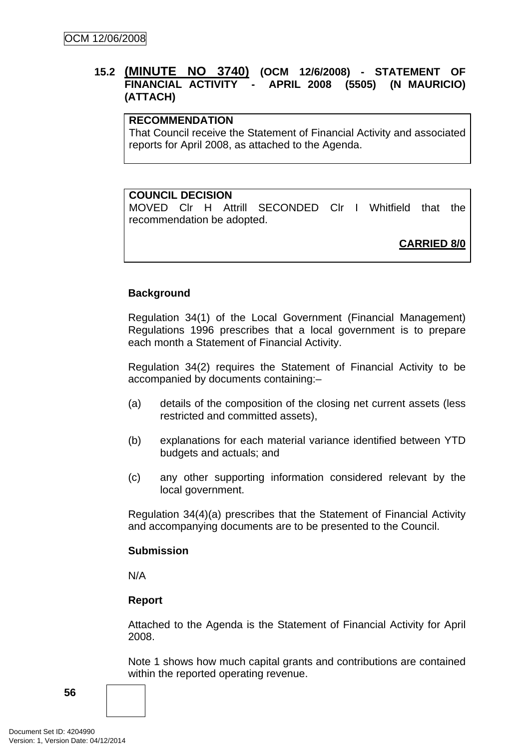## 15.2 (MINUTE NO 3740) (OCM 12/6/2008) - STATEMENT OF FINANCIAL ACTIVITY - APRIL 2008 (5505) (N MAURICIO) (ATTACH)

**RECOMMENDATION**
That Council receive the Statement of Financial Activity and associated reports for April 2008, as attached to the Agenda.

**COUNCIL DECISION**
MOVED Clr H Attrill SECONDED Clr I Whitfield that the recommendation be adopted.

**CARRIED 8/0**

**Background**

Regulation 34(1) of the Local Government (Financial Management) Regulations 1996 prescribes that a local government is to prepare each month a Statement of Financial Activity.

Regulation 34(2) requires the Statement of Financial Activity to be accompanied by documents containing:–

(a) details of the composition of the closing net current assets (less restricted and committed assets),

(b) explanations for each material variance identified between YTD budgets and actuals; and

(c) any other supporting information considered relevant by the local government.

Regulation 34(4)(a) prescribes that the Statement of Financial Activity and accompanying documents are to be presented to the Council.

**Submission**

N/A

**Report**

Attached to the Agenda is the Statement of Financial Activity for April 2008.

Note 1 shows how much capital grants and contributions are contained within the reported operating revenue.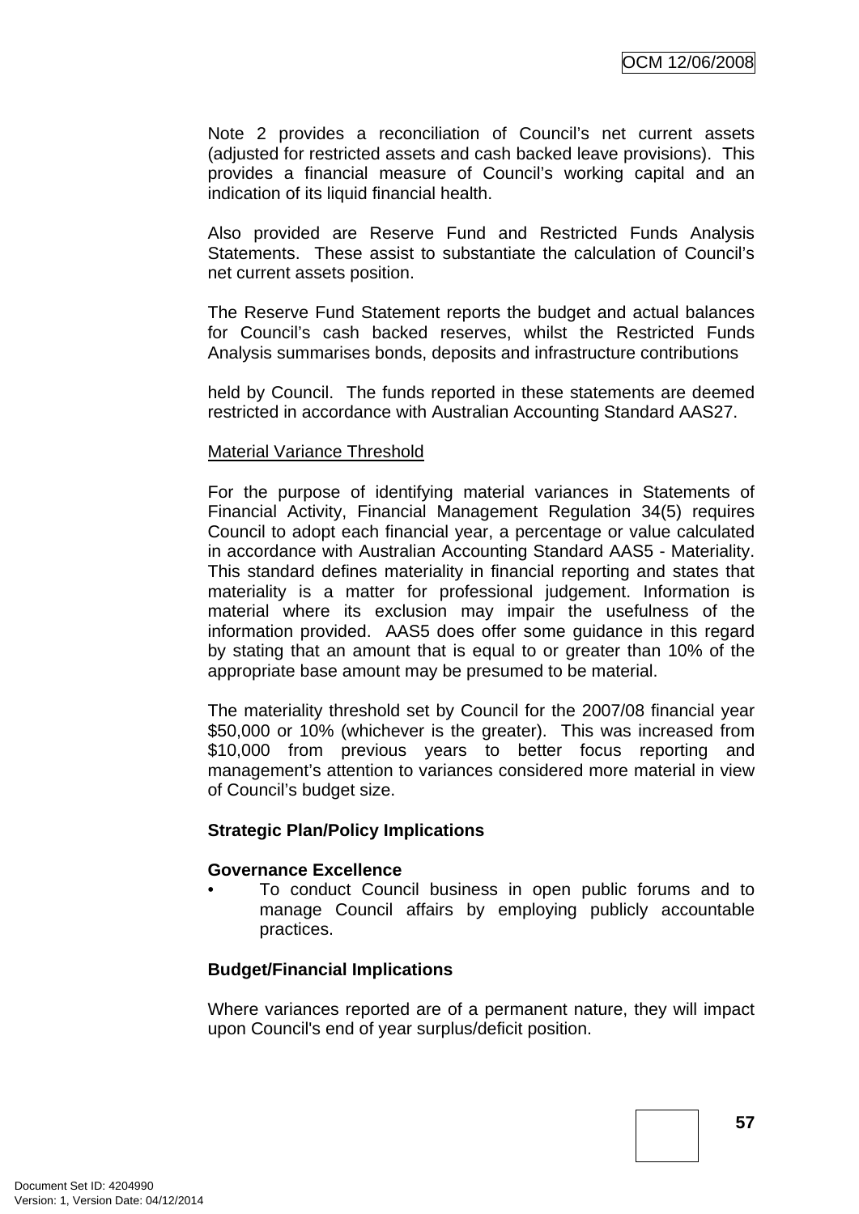Note 2 provides a reconciliation of Council's net current assets (adjusted for restricted assets and cash backed leave provisions). This provides a financial measure of Council's working capital and an indication of its liquid financial health.

Also provided are Reserve Fund and Restricted Funds Analysis Statements. These assist to substantiate the calculation of Council's net current assets position.

The Reserve Fund Statement reports the budget and actual balances for Council's cash backed reserves, whilst the Restricted Funds Analysis summarises bonds, deposits and infrastructure contributions

held by Council. The funds reported in these statements are deemed restricted in accordance with Australian Accounting Standard AAS27.

<u>Material Variance Threshold</u>

For the purpose of identifying material variances in Statements of Financial Activity, Financial Management Regulation 34(5) requires Council to adopt each financial year, a percentage or value calculated in accordance with Australian Accounting Standard AAS5 - Materiality. This standard defines materiality in financial reporting and states that materiality is a matter for professional judgement. Information is material where its exclusion may impair the usefulness of the information provided. AAS5 does offer some guidance in this regard by stating that an amount that is equal to or greater than 10% of the appropriate base amount may be presumed to be material.

The materiality threshold set by Council for the 2007/08 financial year $50,000 or 10% (whichever is the greater). This was increased from $10,000 from previous years to better focus reporting and management's attention to variances considered more material in view of Council's budget size.

**Strategic Plan/Policy Implications**

**Governance Excellence**

- To conduct Council business in open public forums and to manage Council affairs by employing publicly accountable practices.

**Budget/Financial Implications**

Where variances reported are of a permanent nature, they will impact upon Council's end of year surplus/deficit position.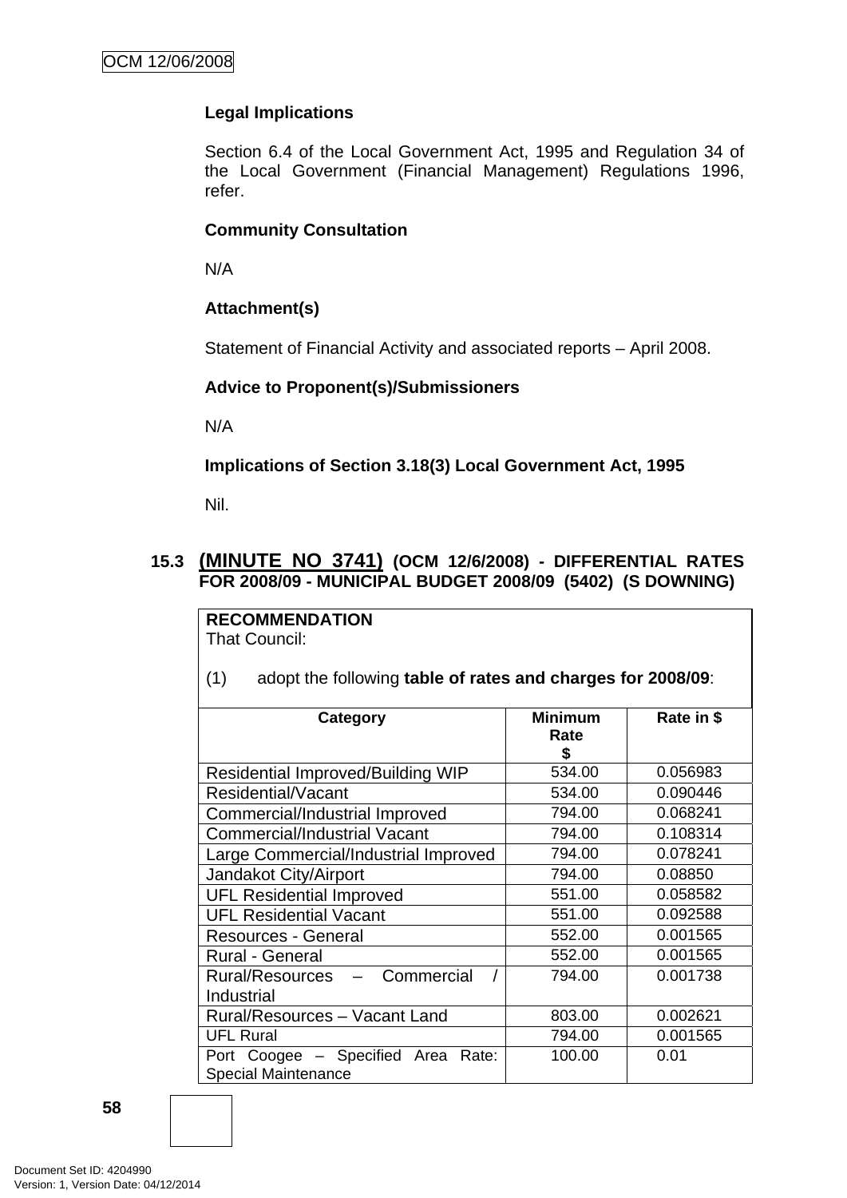**Legal Implications**

Section 6.4 of the Local Government Act, 1995 and Regulation 34 of the Local Government (Financial Management) Regulations 1996, refer.

**Community Consultation**

N/A

**Attachment(s)**

Statement of Financial Activity and associated reports – April 2008.

**Advice to Proponent(s)/Submissioners**

N/A

**Implications of Section 3.18(3) Local Government Act, 1995**

Nil.

## 15.3 (MINUTE NO 3741) (OCM 12/6/2008) - DIFFERENTIAL RATES FOR 2008/09 - MUNICIPAL BUDGET 2008/09 (5402) (S DOWNING)

**RECOMMENDATION**

That Council:

(1) adopt the following **table of rates and charges for 2008/09**:

| Category | Minimum Rate $ | Rate in $ |
|---|---|---|
| Residential Improved/Building WIP | 534.00 | 0.056983 |
| Residential/Vacant | 534.00 | 0.090446 |
| Commercial/Industrial Improved | 794.00 | 0.068241 |
| Commercial/Industrial Vacant | 794.00 | 0.108314 |
| Large Commercial/Industrial Improved | 794.00 | 0.078241 |
| Jandakot City/Airport | 794.00 | 0.08850 |
| UFL Residential Improved | 551.00 | 0.058582 |
| UFL Residential Vacant | 551.00 | 0.092588 |
| Resources - General | 552.00 | 0.001565 |
| Rural - General | 552.00 | 0.001565 |
| Rural/Resources – Commercial / Industrial | 794.00 | 0.001738 |
| Rural/Resources – Vacant Land | 803.00 | 0.002621 |
| UFL Rural | 794.00 | 0.001565 |
| Port Coogee – Specified Area Rate: Special Maintenance | 100.00 | 0.01 |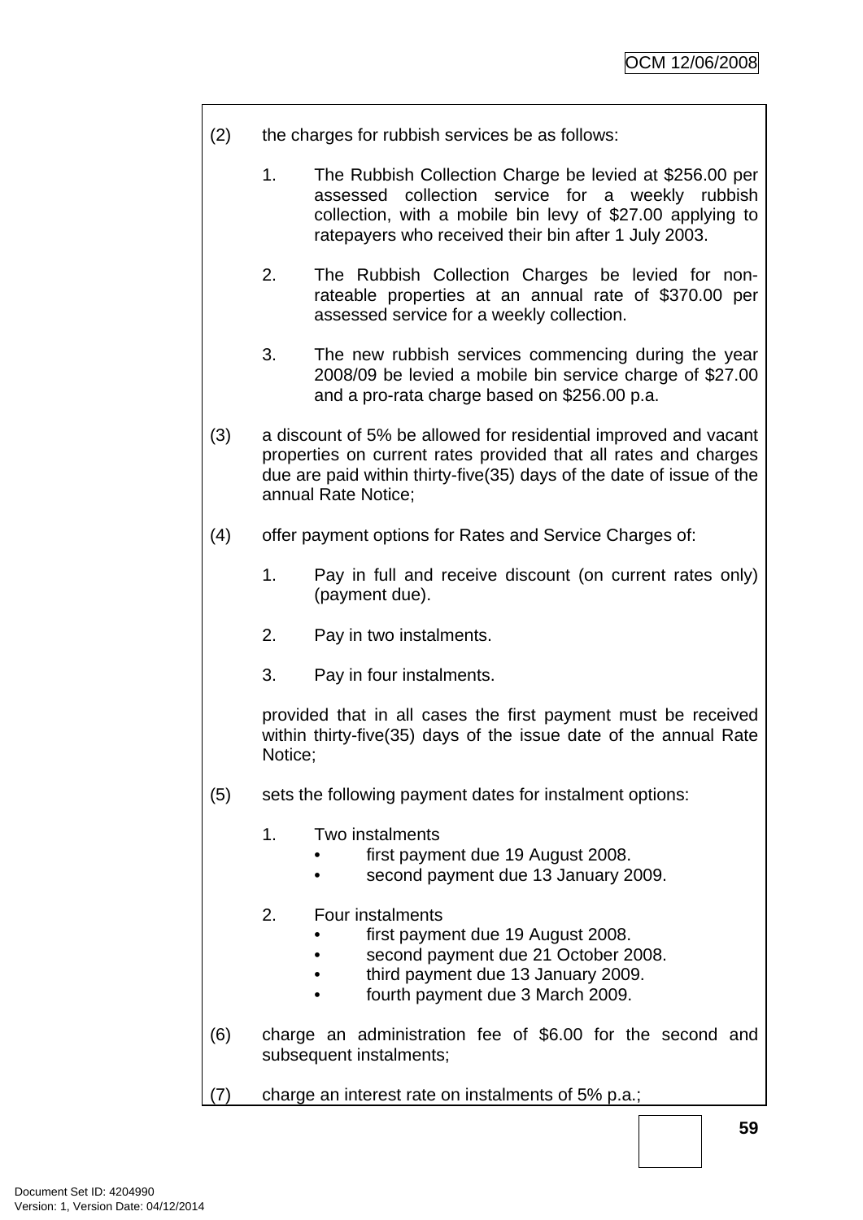(2) the charges for rubbish services be as follows:

1. The Rubbish Collection Charge be levied at $256.00 per assessed collection service for a weekly rubbish collection, with a mobile bin levy of $27.00 applying to ratepayers who received their bin after 1 July 2003.

2. The Rubbish Collection Charges be levied for non-rateable properties at an annual rate of $370.00 per assessed service for a weekly collection.

3. The new rubbish services commencing during the year 2008/09 be levied a mobile bin service charge of $27.00 and a pro-rata charge based on $256.00 p.a.

(3) a discount of 5% be allowed for residential improved and vacant properties on current rates provided that all rates and charges due are paid within thirty-five(35) days of the date of issue of the annual Rate Notice;

(4) offer payment options for Rates and Service Charges of:

1. Pay in full and receive discount (on current rates only) (payment due).

2. Pay in two instalments.

3. Pay in four instalments.

provided that in all cases the first payment must be received within thirty-five(35) days of the issue date of the annual Rate Notice;

(5) sets the following payment dates for instalment options:

1. Two instalments
   - first payment due 19 August 2008.
   - second payment due 13 January 2009.

2. Four instalments
   - first payment due 19 August 2008.
   - second payment due 21 October 2008.
   - third payment due 13 January 2009.
   - fourth payment due 3 March 2009.

(6) charge an administration fee of $6.00 for the second and subsequent instalments;

(7) charge an interest rate on instalments of 5% p.a.;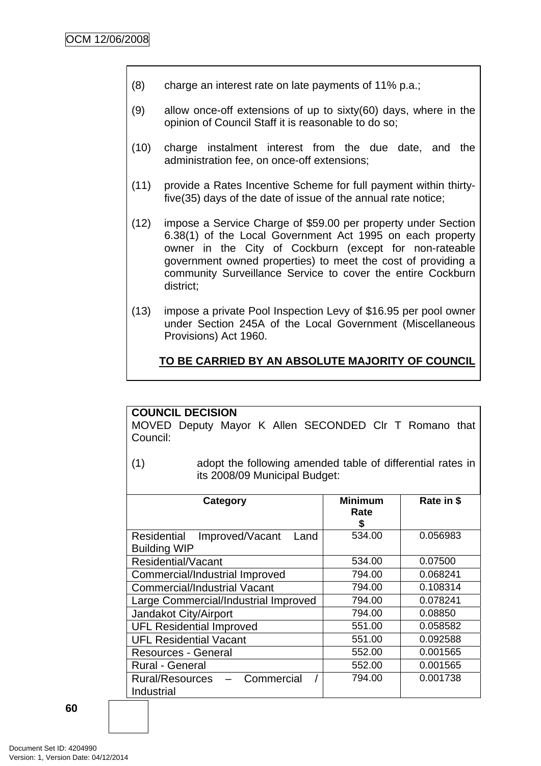(8) charge an interest rate on late payments of 11% p.a.;

(9) allow once-off extensions of up to sixty(60) days, where in the opinion of Council Staff it is reasonable to do so;

(10) charge instalment interest from the due date, and the administration fee, on once-off extensions;

(11) provide a Rates Incentive Scheme for full payment within thirty-five(35) days of the date of issue of the annual rate notice;

(12) impose a Service Charge of $59.00 per property under Section 6.38(1) of the Local Government Act 1995 on each property owner in the City of Cockburn (except for non-rateable government owned properties) to meet the cost of providing a community Surveillance Service to cover the entire Cockburn district;

(13) impose a private Pool Inspection Levy of $16.95 per pool owner under Section 245A of the Local Government (Miscellaneous Provisions) Act 1960.

**TO BE CARRIED BY AN ABSOLUTE MAJORITY OF COUNCIL**

**COUNCIL DECISION**

MOVED Deputy Mayor K Allen SECONDED Clr T Romano that Council:

(1) adopt the following amended table of differential rates in its 2008/09 Municipal Budget:

| Category | Minimum Rate $ | Rate in $ |
|---|---|---|
| Residential Improved/Vacant Land Building WIP | 534.00 | 0.056983 |
| Residential/Vacant | 534.00 | 0.07500 |
| Commercial/Industrial Improved | 794.00 | 0.068241 |
| Commercial/Industrial Vacant | 794.00 | 0.108314 |
| Large Commercial/Industrial Improved | 794.00 | 0.078241 |
| Jandakot City/Airport | 794.00 | 0.08850 |
| UFL Residential Improved | 551.00 | 0.058582 |
| UFL Residential Vacant | 551.00 | 0.092588 |
| Resources - General | 552.00 | 0.001565 |
| Rural - General | 552.00 | 0.001565 |
| Rural/Resources – Commercial / Industrial | 794.00 | 0.001738 |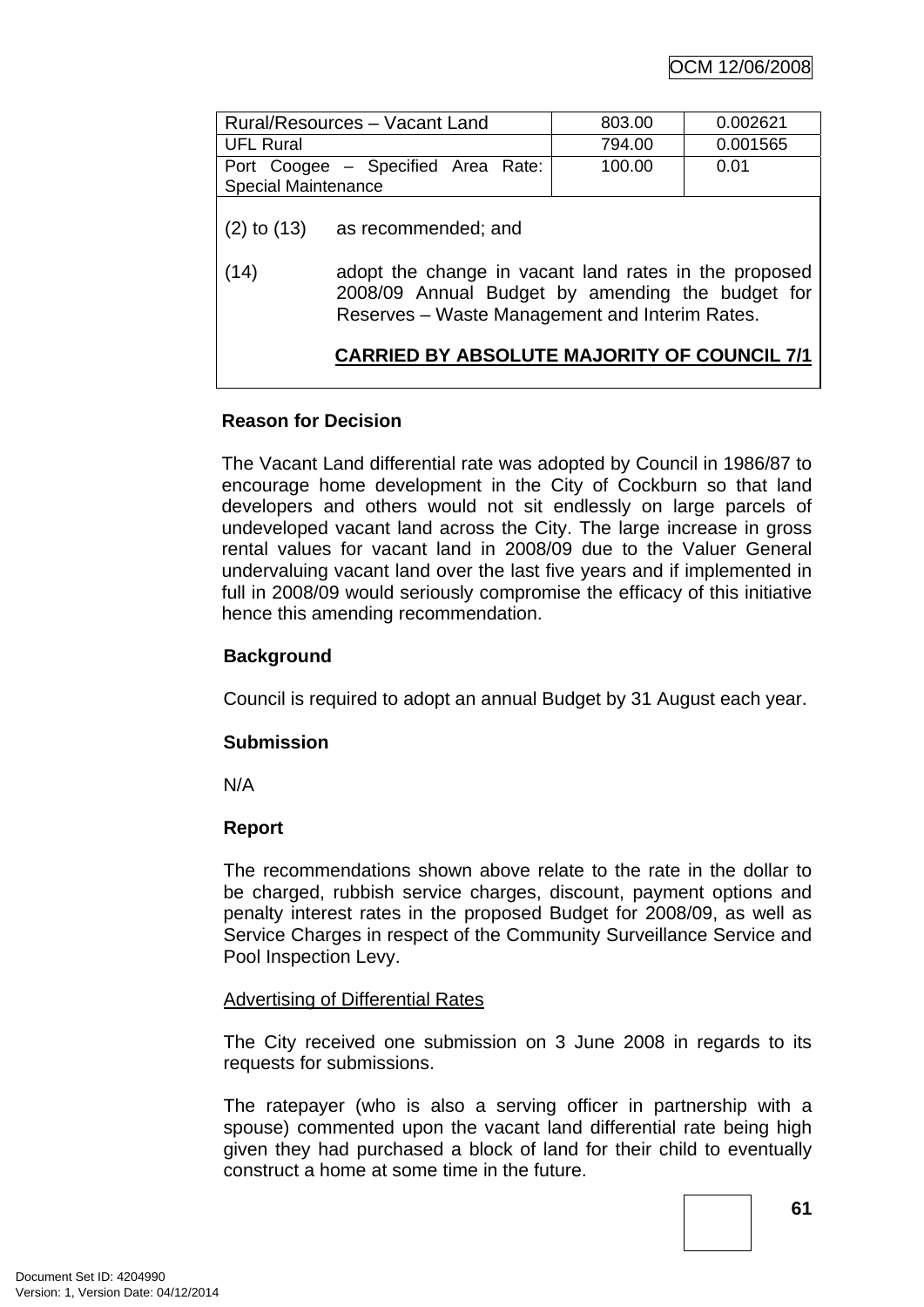| Rural/Resources – Vacant Land | 803.00 | 0.002621 |
|---|---|---|
| UFL Rural | 794.00 | 0.001565 |
| Port Coogee – Specified Area Rate: Special Maintenance | 100.00 | 0.01 |

(2) to (13) as recommended; and

(14) adopt the change in vacant land rates in the proposed 2008/09 Annual Budget by amending the budget for Reserves – Waste Management and Interim Rates.

**CARRIED BY ABSOLUTE MAJORITY OF COUNCIL 7/1**

**Reason for Decision**

The Vacant Land differential rate was adopted by Council in 1986/87 to encourage home development in the City of Cockburn so that land developers and others would not sit endlessly on large parcels of undeveloped vacant land across the City. The large increase in gross rental values for vacant land in 2008/09 due to the Valuer General undervaluing vacant land over the last five years and if implemented in full in 2008/09 would seriously compromise the efficacy of this initiative hence this amending recommendation.

**Background**

Council is required to adopt an annual Budget by 31 August each year.

**Submission**

N/A

**Report**

The recommendations shown above relate to the rate in the dollar to be charged, rubbish service charges, discount, payment options and penalty interest rates in the proposed Budget for 2008/09, as well as Service Charges in respect of the Community Surveillance Service and Pool Inspection Levy.

Advertising of Differential Rates

The City received one submission on 3 June 2008 in regards to its requests for submissions.

The ratepayer (who is also a serving officer in partnership with a spouse) commented upon the vacant land differential rate being high given they had purchased a block of land for their child to eventually construct a home at some time in the future.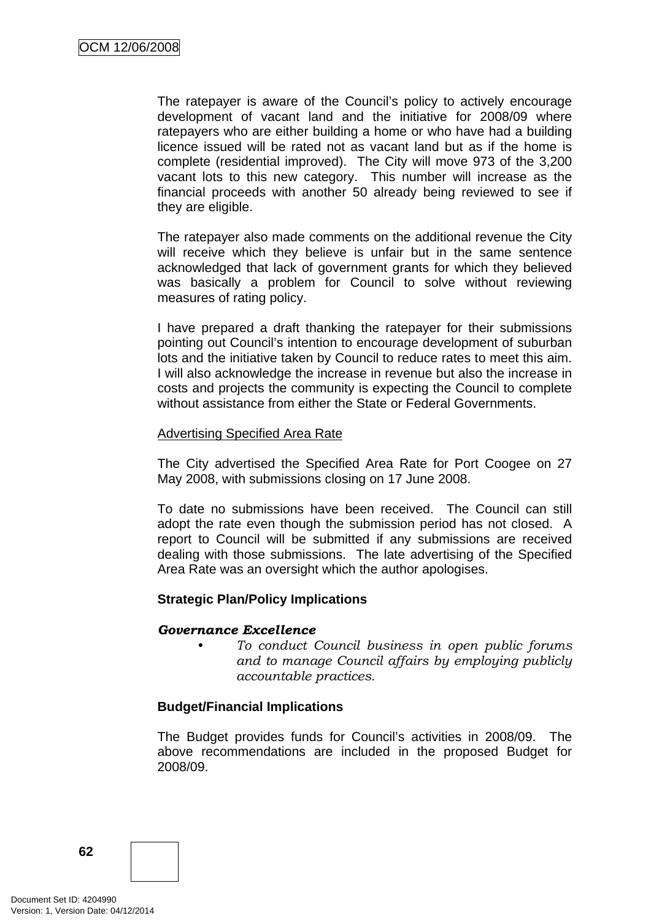The ratepayer is aware of the Council's policy to actively encourage development of vacant land and the initiative for 2008/09 where ratepayers who are either building a home or who have had a building licence issued will be rated not as vacant land but as if the home is complete (residential improved). The City will move 973 of the 3,200 vacant lots to this new category. This number will increase as the financial proceeds with another 50 already being reviewed to see if they are eligible.

The ratepayer also made comments on the additional revenue the City will receive which they believe is unfair but in the same sentence acknowledged that lack of government grants for which they believed was basically a problem for Council to solve without reviewing measures of rating policy.

I have prepared a draft thanking the ratepayer for their submissions pointing out Council's intention to encourage development of suburban lots and the initiative taken by Council to reduce rates to meet this aim. I will also acknowledge the increase in revenue but also the increase in costs and projects the community is expecting the Council to complete without assistance from either the State or Federal Governments.

<u>Advertising Specified Area Rate</u>

The City advertised the Specified Area Rate for Port Coogee on 27 May 2008, with submissions closing on 17 June 2008.

To date no submissions have been received. The Council can still adopt the rate even though the submission period has not closed. A report to Council will be submitted if any submissions are received dealing with those submissions. The late advertising of the Specified Area Rate was an oversight which the author apologises.

**Strategic Plan/Policy Implications**

***Governance Excellence***

- *To conduct Council business in open public forums and to manage Council affairs by employing publicly accountable practices.*

**Budget/Financial Implications**

The Budget provides funds for Council's activities in 2008/09. The above recommendations are included in the proposed Budget for 2008/09.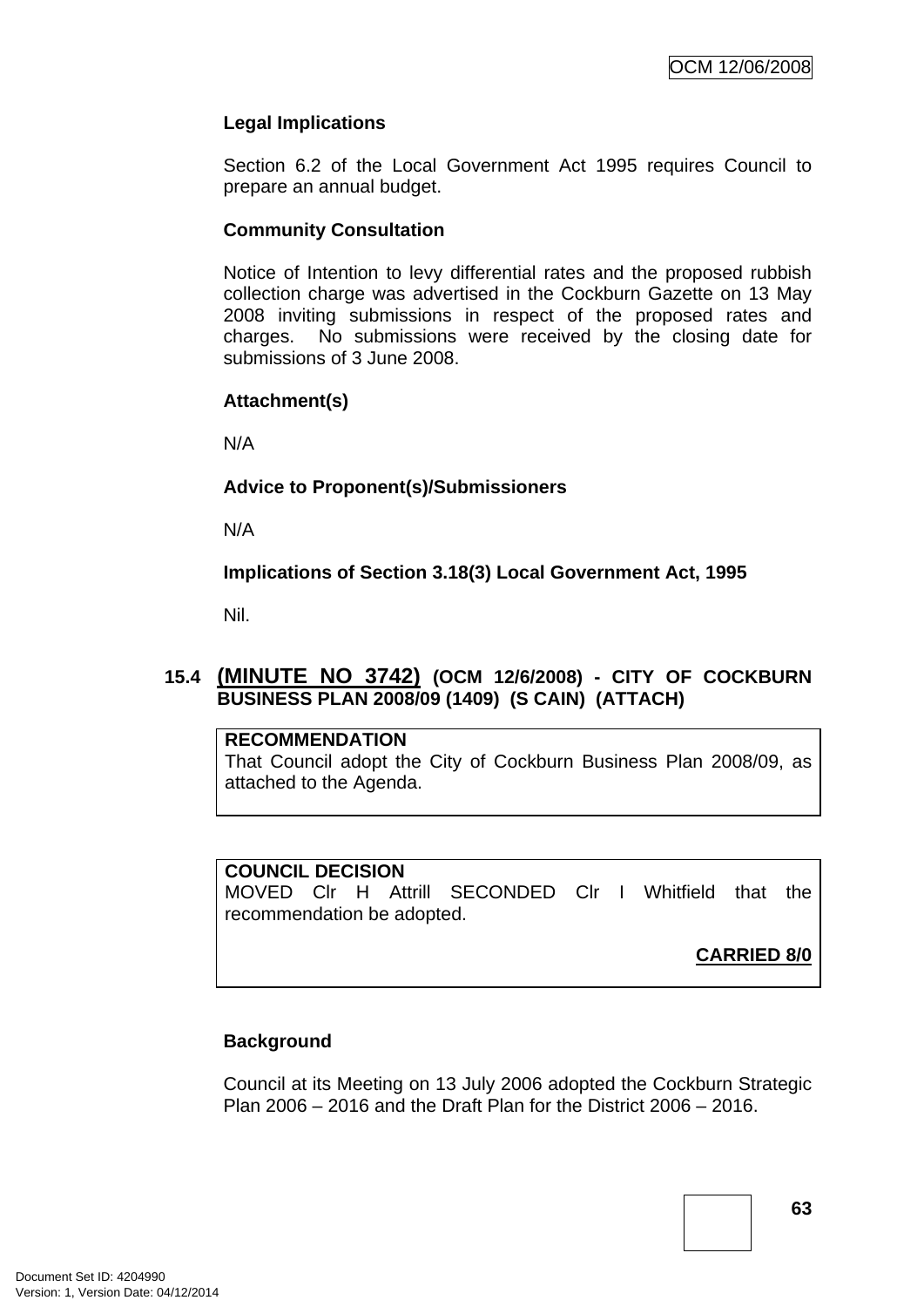**Legal Implications**

Section 6.2 of the Local Government Act 1995 requires Council to prepare an annual budget.

**Community Consultation**

Notice of Intention to levy differential rates and the proposed rubbish collection charge was advertised in the Cockburn Gazette on 13 May 2008 inviting submissions in respect of the proposed rates and charges. No submissions were received by the closing date for submissions of 3 June 2008.

**Attachment(s)**

N/A

**Advice to Proponent(s)/Submissioners**

N/A

**Implications of Section 3.18(3) Local Government Act, 1995**

Nil.

### 15.4 (MINUTE NO 3742) (OCM 12/6/2008) - CITY OF COCKBURN BUSINESS PLAN 2008/09 (1409) (S CAIN) (ATTACH)

**RECOMMENDATION**
That Council adopt the City of Cockburn Business Plan 2008/09, as attached to the Agenda.

**COUNCIL DECISION**
MOVED Clr H Attrill SECONDED Clr I Whitfield that the recommendation be adopted.

**CARRIED 8/0**

**Background**

Council at its Meeting on 13 July 2006 adopted the Cockburn Strategic Plan 2006 – 2016 and the Draft Plan for the District 2006 – 2016.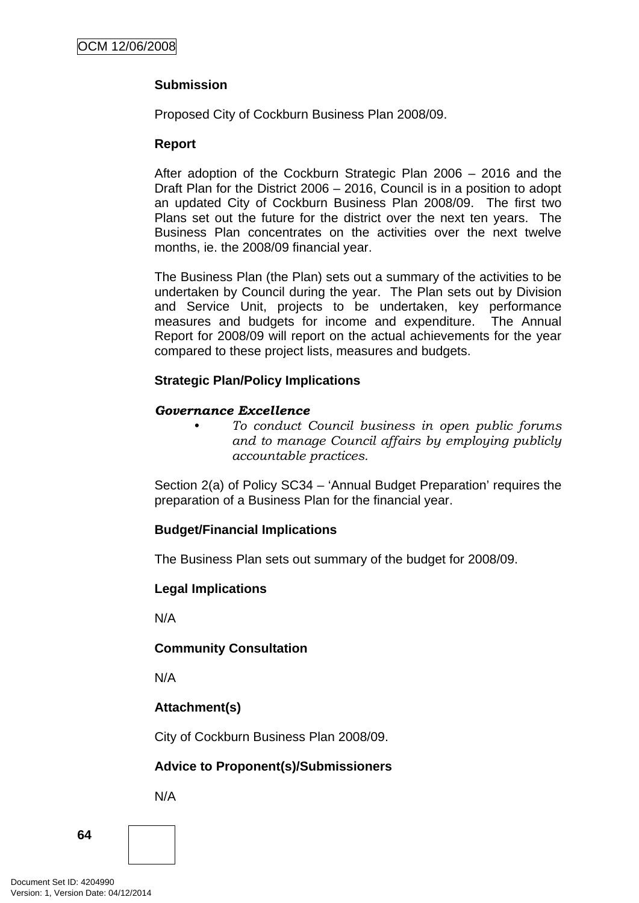**Submission**

Proposed City of Cockburn Business Plan 2008/09.

**Report**

After adoption of the Cockburn Strategic Plan 2006 – 2016 and the Draft Plan for the District 2006 – 2016, Council is in a position to adopt an updated City of Cockburn Business Plan 2008/09. The first two Plans set out the future for the district over the next ten years. The Business Plan concentrates on the activities over the next twelve months, ie. the 2008/09 financial year.

The Business Plan (the Plan) sets out a summary of the activities to be undertaken by Council during the year. The Plan sets out by Division and Service Unit, projects to be undertaken, key performance measures and budgets for income and expenditure. The Annual Report for 2008/09 will report on the actual achievements for the year compared to these project lists, measures and budgets.

**Strategic Plan/Policy Implications**

***Governance Excellence***

- *To conduct Council business in open public forums and to manage Council affairs by employing publicly accountable practices.*

Section 2(a) of Policy SC34 – 'Annual Budget Preparation' requires the preparation of a Business Plan for the financial year.

**Budget/Financial Implications**

The Business Plan sets out summary of the budget for 2008/09.

**Legal Implications**

N/A

**Community Consultation**

N/A

**Attachment(s)**

City of Cockburn Business Plan 2008/09.

**Advice to Proponent(s)/Submissioners**

N/A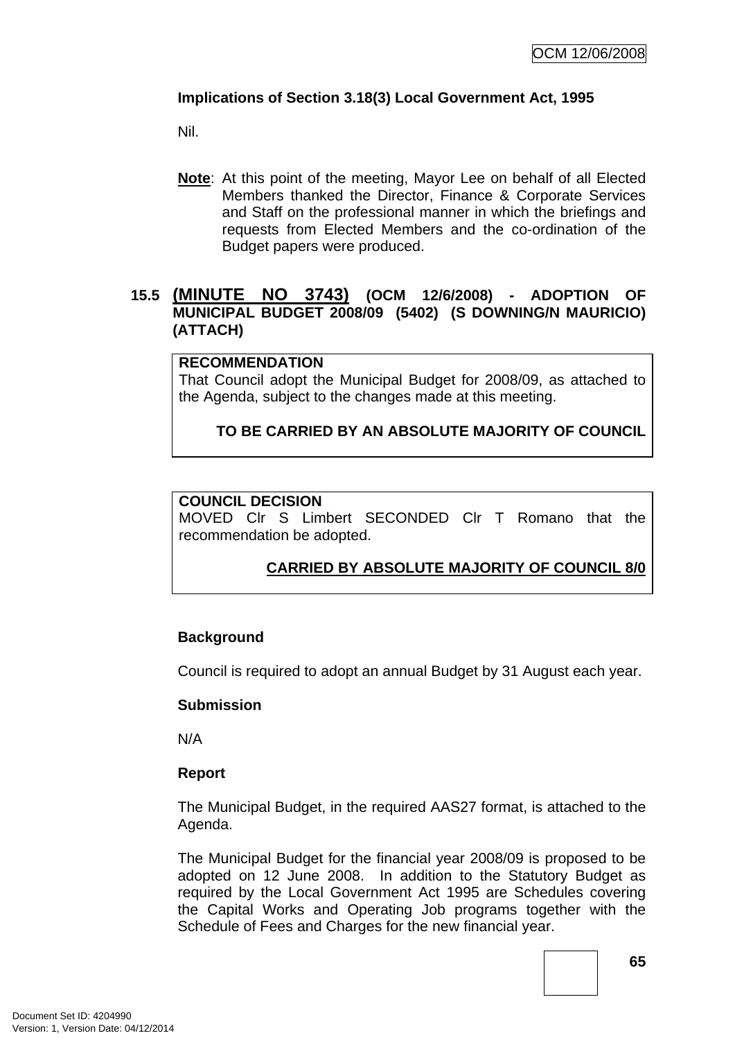**Implications of Section 3.18(3) Local Government Act, 1995**

Nil.

**Note**: At this point of the meeting, Mayor Lee on behalf of all Elected Members thanked the Director, Finance & Corporate Services and Staff on the professional manner in which the briefings and requests from Elected Members and the co-ordination of the Budget papers were produced.

## 15.5 (MINUTE NO 3743) (OCM 12/6/2008) - ADOPTION OF MUNICIPAL BUDGET 2008/09 (5402) (S DOWNING/N MAURICIO) (ATTACH)

**RECOMMENDATION**
That Council adopt the Municipal Budget for 2008/09, as attached to the Agenda, subject to the changes made at this meeting.

**TO BE CARRIED BY AN ABSOLUTE MAJORITY OF COUNCIL**

**COUNCIL DECISION**
MOVED Clr S Limbert SECONDED Clr T Romano that the recommendation be adopted.

**CARRIED BY ABSOLUTE MAJORITY OF COUNCIL 8/0**

**Background**

Council is required to adopt an annual Budget by 31 August each year.

**Submission**

N/A

**Report**

The Municipal Budget, in the required AAS27 format, is attached to the Agenda.

The Municipal Budget for the financial year 2008/09 is proposed to be adopted on 12 June 2008. In addition to the Statutory Budget as required by the Local Government Act 1995 are Schedules covering the Capital Works and Operating Job programs together with the Schedule of Fees and Charges for the new financial year.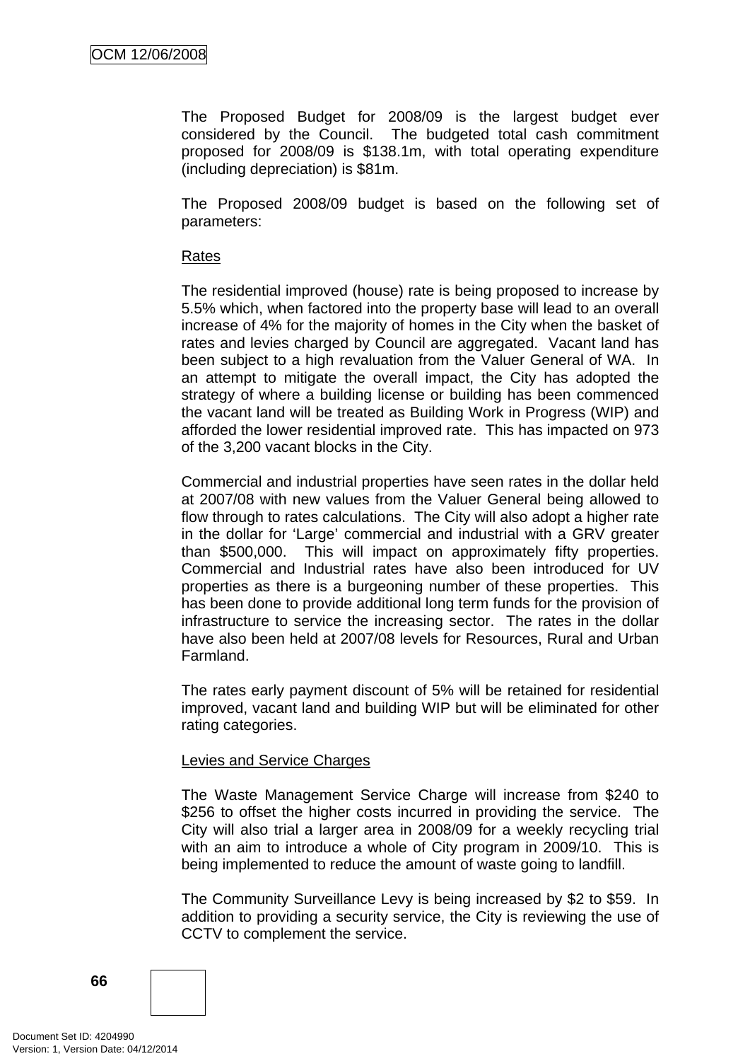The Proposed Budget for 2008/09 is the largest budget ever considered by the Council. The budgeted total cash commitment proposed for 2008/09 is $138.1m, with total operating expenditure (including depreciation) is $81m.

The Proposed 2008/09 budget is based on the following set of parameters:

Rates

The residential improved (house) rate is being proposed to increase by 5.5% which, when factored into the property base will lead to an overall increase of 4% for the majority of homes in the City when the basket of rates and levies charged by Council are aggregated. Vacant land has been subject to a high revaluation from the Valuer General of WA. In an attempt to mitigate the overall impact, the City has adopted the strategy of where a building license or building has been commenced the vacant land will be treated as Building Work in Progress (WIP) and afforded the lower residential improved rate. This has impacted on 973 of the 3,200 vacant blocks in the City.

Commercial and industrial properties have seen rates in the dollar held at 2007/08 with new values from the Valuer General being allowed to flow through to rates calculations. The City will also adopt a higher rate in the dollar for 'Large' commercial and industrial with a GRV greater than $500,000. This will impact on approximately fifty properties. Commercial and Industrial rates have also been introduced for UV properties as there is a burgeoning number of these properties. This has been done to provide additional long term funds for the provision of infrastructure to service the increasing sector. The rates in the dollar have also been held at 2007/08 levels for Resources, Rural and Urban Farmland.

The rates early payment discount of 5% will be retained for residential improved, vacant land and building WIP but will be eliminated for other rating categories.

Levies and Service Charges

The Waste Management Service Charge will increase from $240 to $256 to offset the higher costs incurred in providing the service. The City will also trial a larger area in 2008/09 for a weekly recycling trial with an aim to introduce a whole of City program in 2009/10. This is being implemented to reduce the amount of waste going to landfill.

The Community Surveillance Levy is being increased by $2 to $59. In addition to providing a security service, the City is reviewing the use of CCTV to complement the service.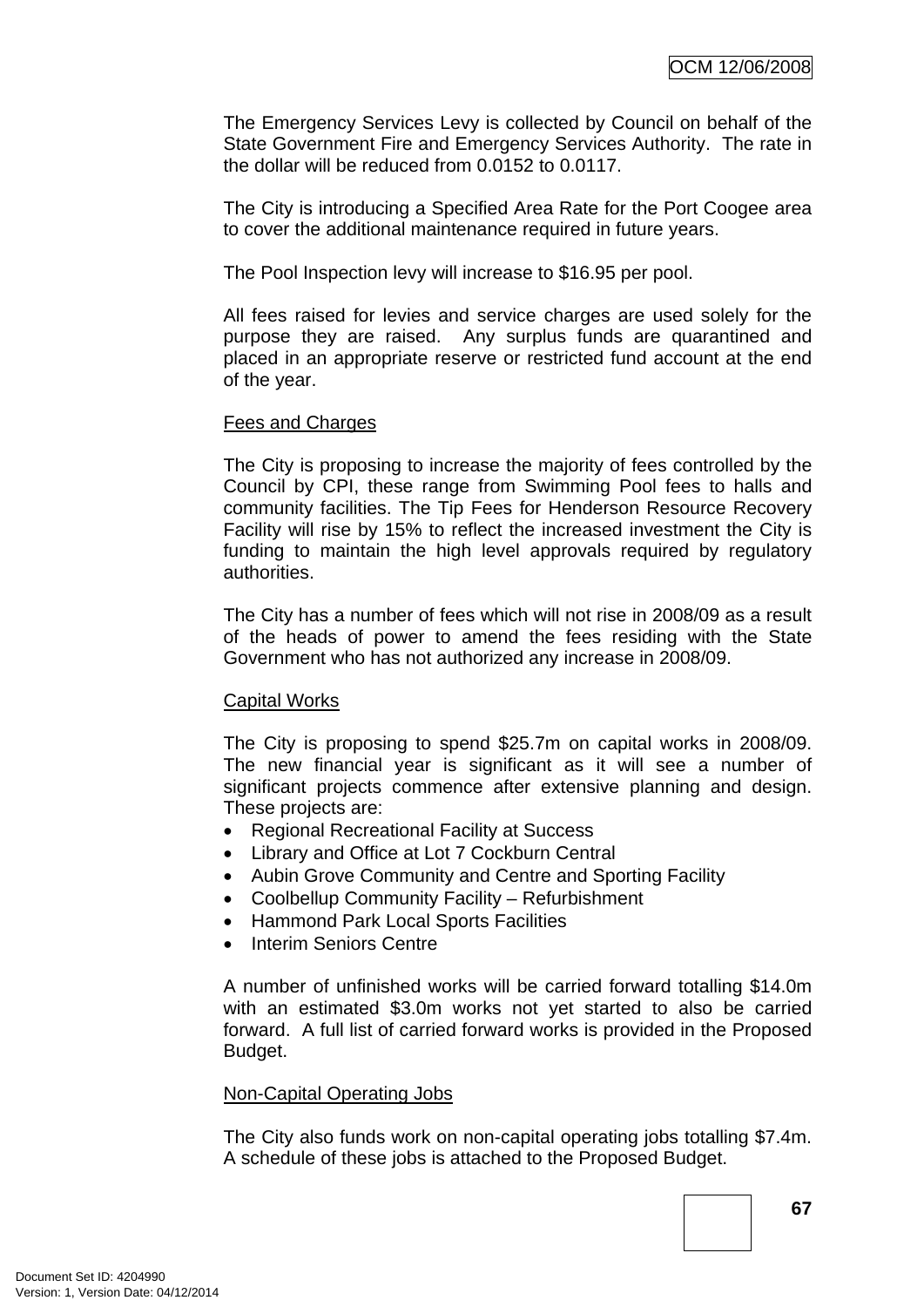The Emergency Services Levy is collected by Council on behalf of the State Government Fire and Emergency Services Authority. The rate in the dollar will be reduced from 0.0152 to 0.0117.

The City is introducing a Specified Area Rate for the Port Coogee area to cover the additional maintenance required in future years.

The Pool Inspection levy will increase to $16.95 per pool.

All fees raised for levies and service charges are used solely for the purpose they are raised. Any surplus funds are quarantined and placed in an appropriate reserve or restricted fund account at the end of the year.

<u>Fees and Charges</u>

The City is proposing to increase the majority of fees controlled by the Council by CPI, these range from Swimming Pool fees to halls and community facilities. The Tip Fees for Henderson Resource Recovery Facility will rise by 15% to reflect the increased investment the City is funding to maintain the high level approvals required by regulatory authorities.

The City has a number of fees which will not rise in 2008/09 as a result of the heads of power to amend the fees residing with the State Government who has not authorized any increase in 2008/09.

<u>Capital Works</u>

The City is proposing to spend $25.7m on capital works in 2008/09. The new financial year is significant as it will see a number of significant projects commence after extensive planning and design. These projects are:

- Regional Recreational Facility at Success
- Library and Office at Lot 7 Cockburn Central
- Aubin Grove Community and Centre and Sporting Facility
- Coolbellup Community Facility – Refurbishment
- Hammond Park Local Sports Facilities
- Interim Seniors Centre

A number of unfinished works will be carried forward totalling $14.0m with an estimated $3.0m works not yet started to also be carried forward. A full list of carried forward works is provided in the Proposed Budget.

<u>Non-Capital Operating Jobs</u>

The City also funds work on non-capital operating jobs totalling $7.4m. A schedule of these jobs is attached to the Proposed Budget.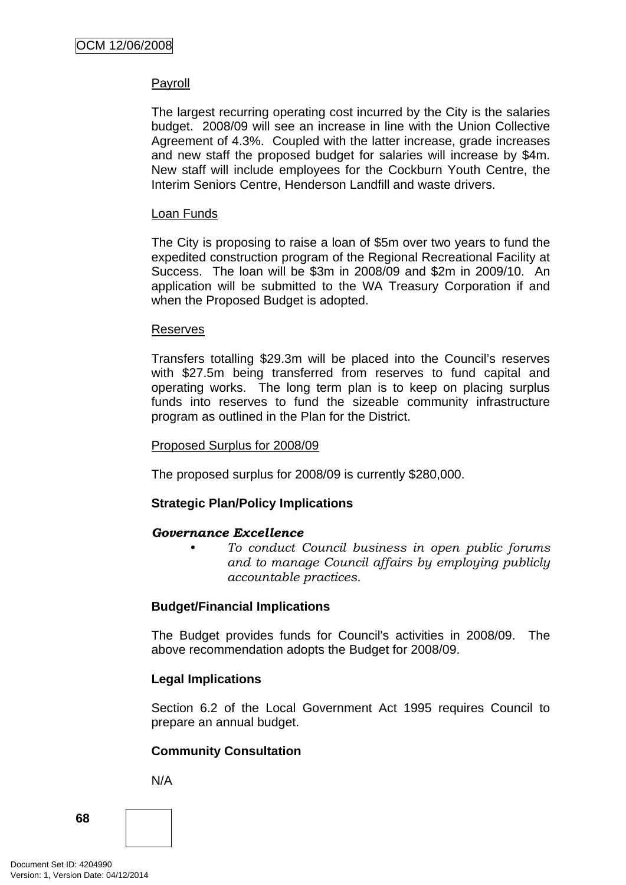Payroll

The largest recurring operating cost incurred by the City is the salaries budget. 2008/09 will see an increase in line with the Union Collective Agreement of 4.3%. Coupled with the latter increase, grade increases and new staff the proposed budget for salaries will increase by $4m. New staff will include employees for the Cockburn Youth Centre, the Interim Seniors Centre, Henderson Landfill and waste drivers.

Loan Funds

The City is proposing to raise a loan of $5m over two years to fund the expedited construction program of the Regional Recreational Facility at Success. The loan will be $3m in 2008/09 and $2m in 2009/10. An application will be submitted to the WA Treasury Corporation if and when the Proposed Budget is adopted.

Reserves

Transfers totalling $29.3m will be placed into the Council's reserves with $27.5m being transferred from reserves to fund capital and operating works. The long term plan is to keep on placing surplus funds into reserves to fund the sizeable community infrastructure program as outlined in the Plan for the District.

Proposed Surplus for 2008/09

The proposed surplus for 2008/09 is currently $280,000.

**Strategic Plan/Policy Implications**

***Governance Excellence***

- *To conduct Council business in open public forums and to manage Council affairs by employing publicly accountable practices.*

**Budget/Financial Implications**

The Budget provides funds for Council's activities in 2008/09. The above recommendation adopts the Budget for 2008/09.

**Legal Implications**

Section 6.2 of the Local Government Act 1995 requires Council to prepare an annual budget.

**Community Consultation**

N/A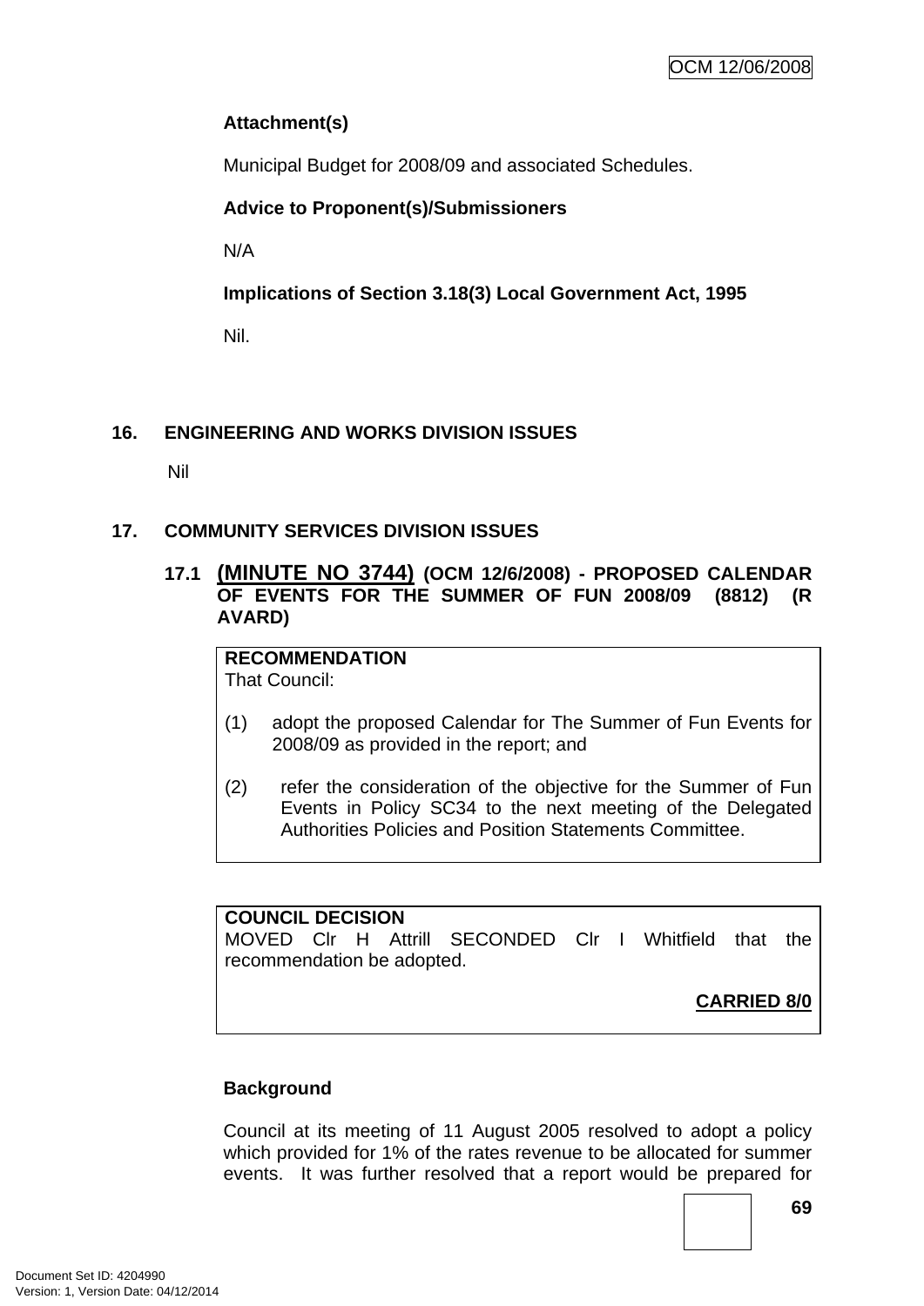**Attachment(s)**

Municipal Budget for 2008/09 and associated Schedules.

**Advice to Proponent(s)/Submissioners**

N/A

**Implications of Section 3.18(3) Local Government Act, 1995**

Nil.

## 16. ENGINEERING AND WORKS DIVISION ISSUES

Nil

## 17. COMMUNITY SERVICES DIVISION ISSUES

### 17.1 (MINUTE NO 3744) (OCM 12/6/2008) - PROPOSED CALENDAR OF EVENTS FOR THE SUMMER OF FUN 2008/09 (8812) (R AVARD)

**RECOMMENDATION**
That Council:

(1) adopt the proposed Calendar for The Summer of Fun Events for 2008/09 as provided in the report; and

(2) refer the consideration of the objective for the Summer of Fun Events in Policy SC34 to the next meeting of the Delegated Authorities Policies and Position Statements Committee.

**COUNCIL DECISION**
MOVED Clr H Attrill SECONDED Clr I Whitfield that the recommendation be adopted.

**CARRIED 8/0**

**Background**

Council at its meeting of 11 August 2005 resolved to adopt a policy which provided for 1% of the rates revenue to be allocated for summer events. It was further resolved that a report would be prepared for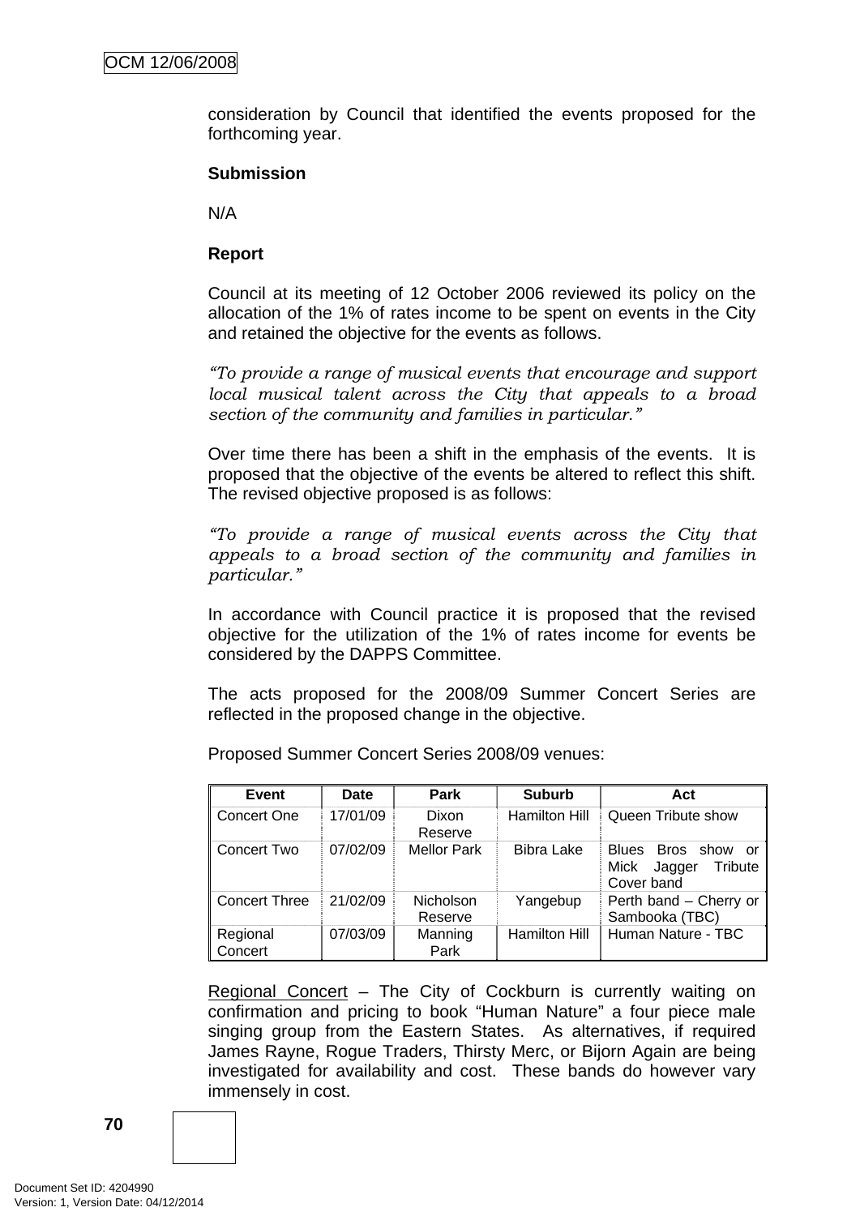consideration by Council that identified the events proposed for the forthcoming year.

**Submission**

N/A

**Report**

Council at its meeting of 12 October 2006 reviewed its policy on the allocation of the 1% of rates income to be spent on events in the City and retained the objective for the events as follows.

*"To provide a range of musical events that encourage and support local musical talent across the City that appeals to a broad section of the community and families in particular."*

Over time there has been a shift in the emphasis of the events. It is proposed that the objective of the events be altered to reflect this shift. The revised objective proposed is as follows:

*"To provide a range of musical events across the City that appeals to a broad section of the community and families in particular."*

In accordance with Council practice it is proposed that the revised objective for the utilization of the 1% of rates income for events be considered by the DAPPS Committee.

The acts proposed for the 2008/09 Summer Concert Series are reflected in the proposed change in the objective.

Proposed Summer Concert Series 2008/09 venues:

| Event | Date | Park | Suburb | Act |
|---|---|---|---|---|
| Concert One | 17/01/09 | Dixon Reserve | Hamilton Hill | Queen Tribute show |
| Concert Two | 07/02/09 | Mellor Park | Bibra Lake | Blues Bros show or Mick Jagger Tribute Cover band |
| Concert Three | 21/02/09 | Nicholson Reserve | Yangebup | Perth band – Cherry or Sambooka (TBC) |
| Regional Concert | 07/03/09 | Manning Park | Hamilton Hill | Human Nature - TBC |

Regional Concert – The City of Cockburn is currently waiting on confirmation and pricing to book "Human Nature" a four piece male singing group from the Eastern States. As alternatives, if required James Rayne, Rogue Traders, Thirsty Merc, or Bijorn Again are being investigated for availability and cost. These bands do however vary immensely in cost.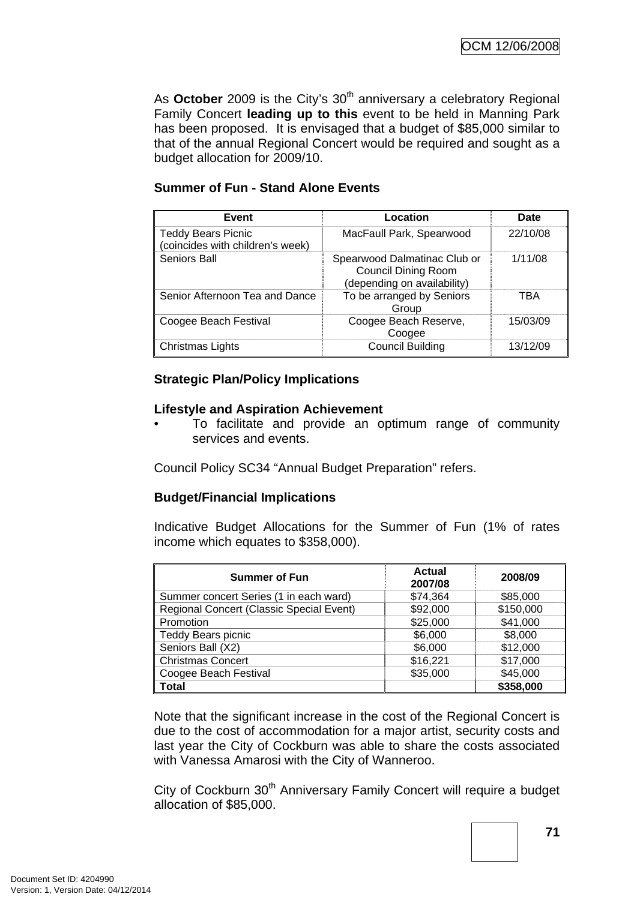As **October** 2009 is the City's 30th anniversary a celebratory Regional Family Concert **leading up to this** event to be held in Manning Park has been proposed. It is envisaged that a budget of $85,000 similar to that of the annual Regional Concert would be required and sought as a budget allocation for 2009/10.

**Summer of Fun - Stand Alone Events**

| Event | Location | Date |
|---|---|---|
| Teddy Bears Picnic (coincides with children's week) | MacFaull Park, Spearwood | 22/10/08 |
| Seniors Ball | Spearwood Dalmatinac Club or Council Dining Room (depending on availability) | 1/11/08 |
| Senior Afternoon Tea and Dance | To be arranged by Seniors Group | TBA |
| Coogee Beach Festival | Coogee Beach Reserve, Coogee | 15/03/09 |
| Christmas Lights | Council Building | 13/12/09 |

**Strategic Plan/Policy Implications**

**Lifestyle and Aspiration Achievement**

- To facilitate and provide an optimum range of community services and events.

Council Policy SC34 "Annual Budget Preparation" refers.

**Budget/Financial Implications**

Indicative Budget Allocations for the Summer of Fun (1% of rates income which equates to $358,000).

| Summer of Fun | Actual 2007/08 | 2008/09 |
|---|---|---|
| Summer concert Series (1 in each ward) | $74,364 | $85,000 |
| Regional Concert (Classic Special Event) | $92,000 | $150,000 |
| Promotion | $25,000 | $41,000 |
| Teddy Bears picnic | $6,000 | $8,000 |
| Seniors Ball (X2) | $6,000 | $12,000 |
| Christmas Concert | $16,221 | $17,000 |
| Coogee Beach Festival | $35,000 | $45,000 |
| **Total** | | **$358,000** |

Note that the significant increase in the cost of the Regional Concert is due to the cost of accommodation for a major artist, security costs and last year the City of Cockburn was able to share the costs associated with Vanessa Amarosi with the City of Wanneroo.

City of Cockburn 30th Anniversary Family Concert will require a budget allocation of $85,000.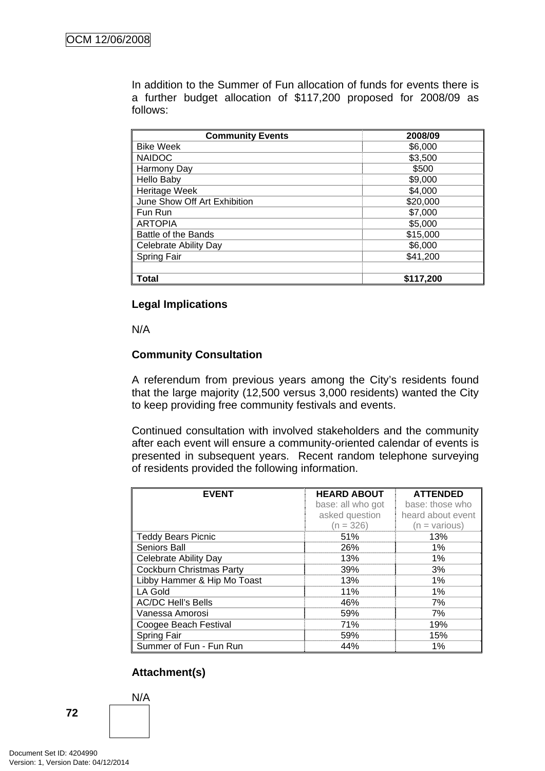In addition to the Summer of Fun allocation of funds for events there is a further budget allocation of $117,200 proposed for 2008/09 as follows:

| Community Events | 2008/09 |
|---|---|
| Bike Week | $6,000 |
| NAIDOC | $3,500 |
| Harmony Day | $500 |
| Hello Baby | $9,000 |
| Heritage Week | $4,000 |
| June Show Off Art Exhibition | $20,000 |
| Fun Run | $7,000 |
| ARTOPIA | $5,000 |
| Battle of the Bands | $15,000 |
| Celebrate Ability Day | $6,000 |
| Spring Fair | $41,200 |
| | |
| **Total** | **$117,200** |

**Legal Implications**

N/A

**Community Consultation**

A referendum from previous years among the City's residents found that the large majority (12,500 versus 3,000 residents) wanted the City to keep providing free community festivals and events.

Continued consultation with involved stakeholders and the community after each event will ensure a community-oriented calendar of events is presented in subsequent years. Recent random telephone surveying of residents provided the following information.

| EVENT | HEARD ABOUT base: all who got asked question (n = 326) | ATTENDED base: those who heard about event (n = various) |
|---|---|---|
| Teddy Bears Picnic | 51% | 13% |
| Seniors Ball | 26% | 1% |
| Celebrate Ability Day | 13% | 1% |
| Cockburn Christmas Party | 39% | 3% |
| Libby Hammer & Hip Mo Toast | 13% | 1% |
| LA Gold | 11% | 1% |
| AC/DC Hell's Bells | 46% | 7% |
| Vanessa Amorosi | 59% | 7% |
| Coogee Beach Festival | 71% | 19% |
| Spring Fair | 59% | 15% |
| Summer of Fun - Fun Run | 44% | 1% |

**Attachment(s)**

N/A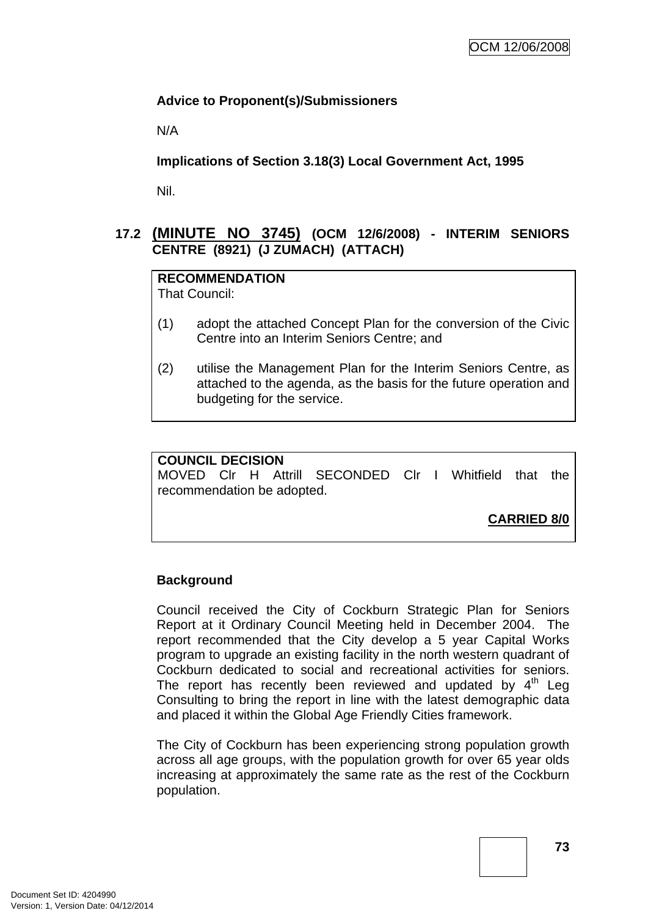**Advice to Proponent(s)/Submissioners**

N/A

**Implications of Section 3.18(3) Local Government Act, 1995**

Nil.

## 17.2 (MINUTE NO 3745) (OCM 12/6/2008) - INTERIM SENIORS CENTRE (8921) (J ZUMACH) (ATTACH)

**RECOMMENDATION**
That Council:

(1) adopt the attached Concept Plan for the conversion of the Civic Centre into an Interim Seniors Centre; and

(2) utilise the Management Plan for the Interim Seniors Centre, as attached to the agenda, as the basis for the future operation and budgeting for the service.

**COUNCIL DECISION**
MOVED Clr H Attrill SECONDED Clr I Whitfield that the recommendation be adopted.

**CARRIED 8/0**

**Background**

Council received the City of Cockburn Strategic Plan for Seniors Report at it Ordinary Council Meeting held in December 2004. The report recommended that the City develop a 5 year Capital Works program to upgrade an existing facility in the north western quadrant of Cockburn dedicated to social and recreational activities for seniors. The report has recently been reviewed and updated by 4th Leg Consulting to bring the report in line with the latest demographic data and placed it within the Global Age Friendly Cities framework.

The City of Cockburn has been experiencing strong population growth across all age groups, with the population growth for over 65 year olds increasing at approximately the same rate as the rest of the Cockburn population.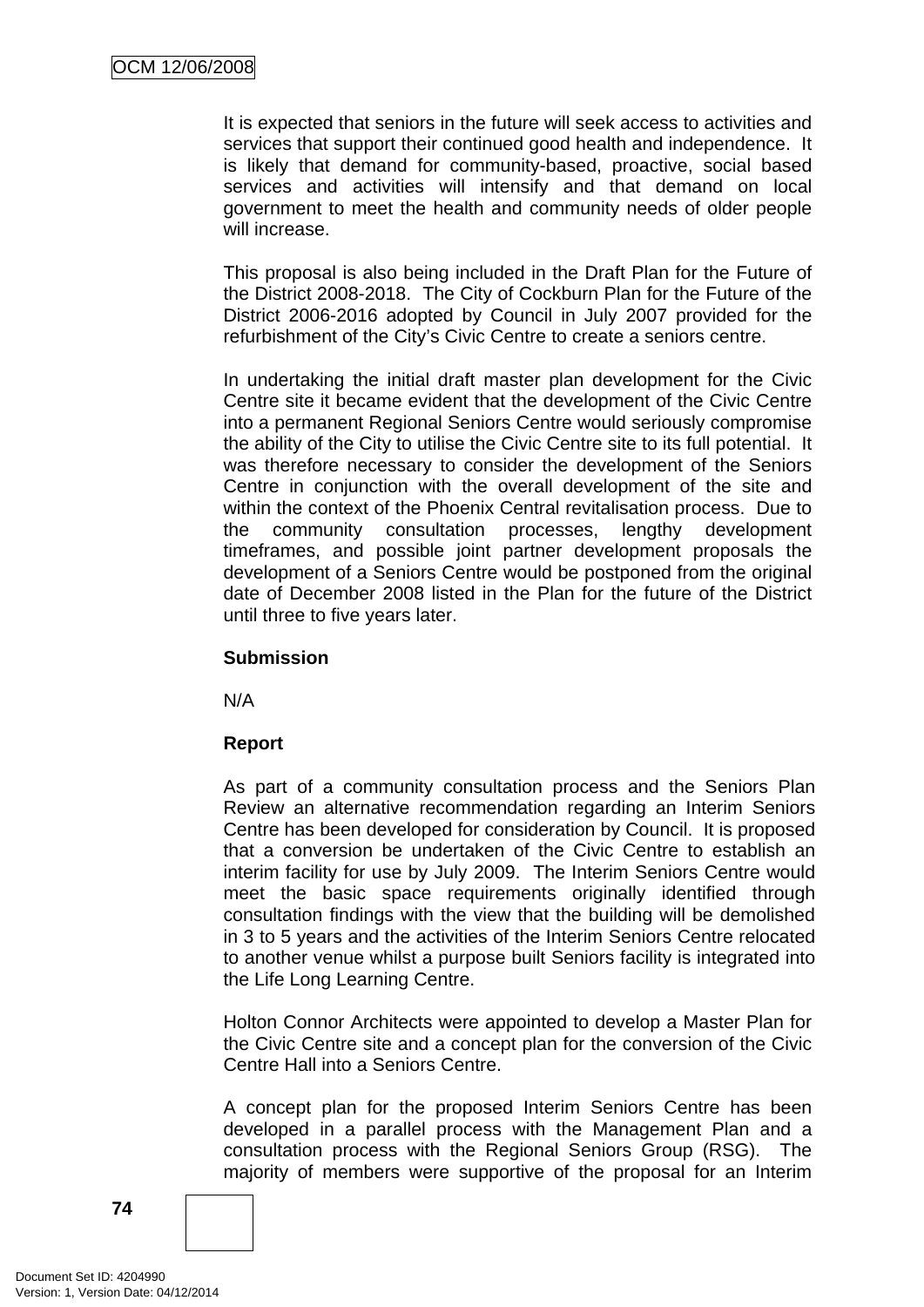It is expected that seniors in the future will seek access to activities and services that support their continued good health and independence. It is likely that demand for community-based, proactive, social based services and activities will intensify and that demand on local government to meet the health and community needs of older people will increase.

This proposal is also being included in the Draft Plan for the Future of the District 2008-2018. The City of Cockburn Plan for the Future of the District 2006-2016 adopted by Council in July 2007 provided for the refurbishment of the City's Civic Centre to create a seniors centre.

In undertaking the initial draft master plan development for the Civic Centre site it became evident that the development of the Civic Centre into a permanent Regional Seniors Centre would seriously compromise the ability of the City to utilise the Civic Centre site to its full potential. It was therefore necessary to consider the development of the Seniors Centre in conjunction with the overall development of the site and within the context of the Phoenix Central revitalisation process. Due to the community consultation processes, lengthy development timeframes, and possible joint partner development proposals the development of a Seniors Centre would be postponed from the original date of December 2008 listed in the Plan for the future of the District until three to five years later.

**Submission**

N/A

**Report**

As part of a community consultation process and the Seniors Plan Review an alternative recommendation regarding an Interim Seniors Centre has been developed for consideration by Council. It is proposed that a conversion be undertaken of the Civic Centre to establish an interim facility for use by July 2009. The Interim Seniors Centre would meet the basic space requirements originally identified through consultation findings with the view that the building will be demolished in 3 to 5 years and the activities of the Interim Seniors Centre relocated to another venue whilst a purpose built Seniors facility is integrated into the Life Long Learning Centre.

Holton Connor Architects were appointed to develop a Master Plan for the Civic Centre site and a concept plan for the conversion of the Civic Centre Hall into a Seniors Centre.

A concept plan for the proposed Interim Seniors Centre has been developed in a parallel process with the Management Plan and a consultation process with the Regional Seniors Group (RSG). The majority of members were supportive of the proposal for an Interim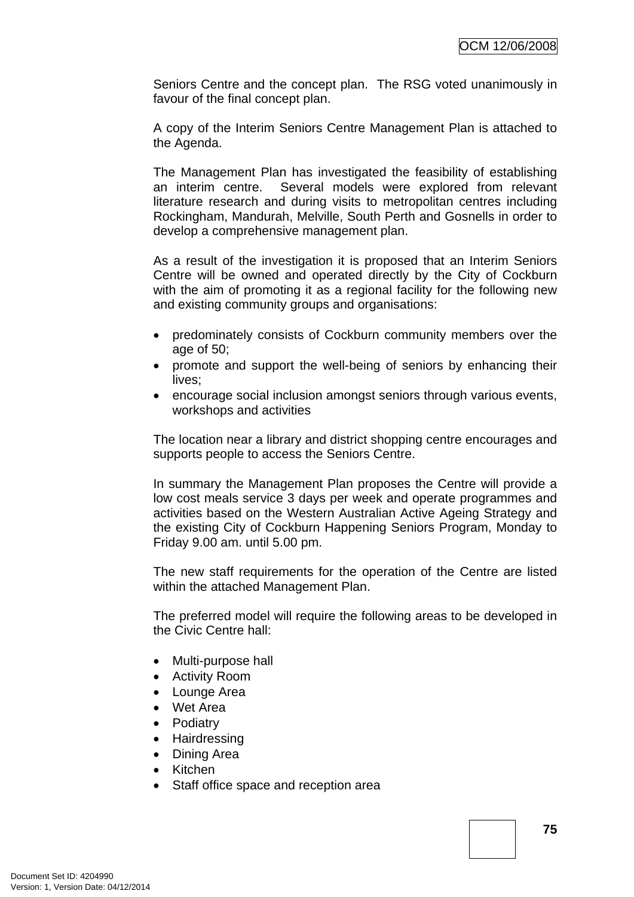Seniors Centre and the concept plan. The RSG voted unanimously in favour of the final concept plan.

A copy of the Interim Seniors Centre Management Plan is attached to the Agenda.

The Management Plan has investigated the feasibility of establishing an interim centre. Several models were explored from relevant literature research and during visits to metropolitan centres including Rockingham, Mandurah, Melville, South Perth and Gosnells in order to develop a comprehensive management plan.

As a result of the investigation it is proposed that an Interim Seniors Centre will be owned and operated directly by the City of Cockburn with the aim of promoting it as a regional facility for the following new and existing community groups and organisations:

- predominately consists of Cockburn community members over the age of 50;
- promote and support the well-being of seniors by enhancing their lives;
- encourage social inclusion amongst seniors through various events, workshops and activities

The location near a library and district shopping centre encourages and supports people to access the Seniors Centre.

In summary the Management Plan proposes the Centre will provide a low cost meals service 3 days per week and operate programmes and activities based on the Western Australian Active Ageing Strategy and the existing City of Cockburn Happening Seniors Program, Monday to Friday 9.00 am. until 5.00 pm.

The new staff requirements for the operation of the Centre are listed within the attached Management Plan.

The preferred model will require the following areas to be developed in the Civic Centre hall:

- Multi-purpose hall
- Activity Room
- Lounge Area
- Wet Area
- Podiatry
- Hairdressing
- Dining Area
- Kitchen
- Staff office space and reception area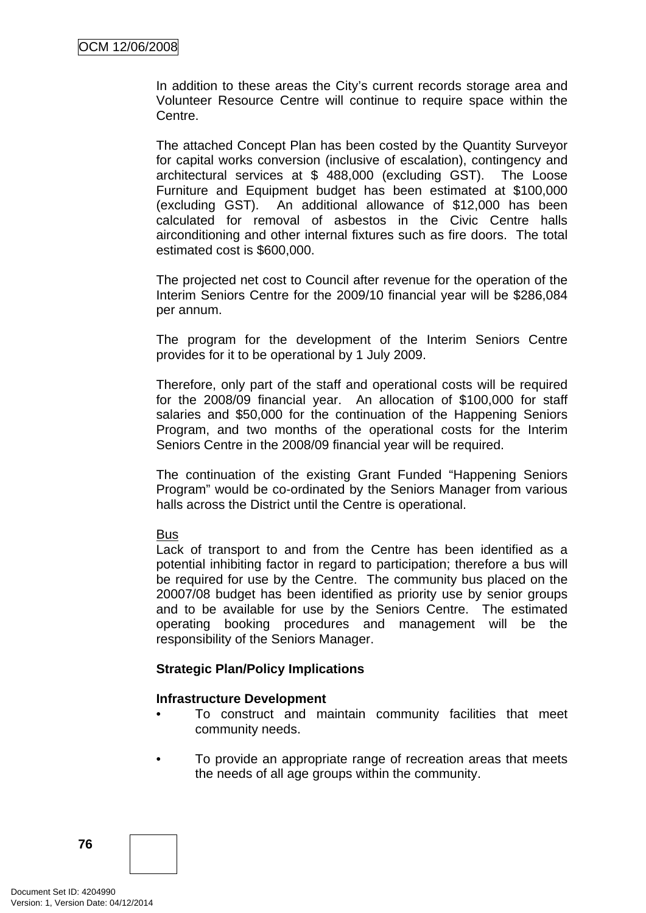In addition to these areas the City's current records storage area and Volunteer Resource Centre will continue to require space within the Centre.

The attached Concept Plan has been costed by the Quantity Surveyor for capital works conversion (inclusive of escalation), contingency and architectural services at $ 488,000 (excluding GST). The Loose Furniture and Equipment budget has been estimated at $100,000 (excluding GST). An additional allowance of $12,000 has been calculated for removal of asbestos in the Civic Centre halls airconditioning and other internal fixtures such as fire doors. The total estimated cost is $600,000.

The projected net cost to Council after revenue for the operation of the Interim Seniors Centre for the 2009/10 financial year will be $286,084 per annum.

The program for the development of the Interim Seniors Centre provides for it to be operational by 1 July 2009.

Therefore, only part of the staff and operational costs will be required for the 2008/09 financial year. An allocation of $100,000 for staff salaries and $50,000 for the continuation of the Happening Seniors Program, and two months of the operational costs for the Interim Seniors Centre in the 2008/09 financial year will be required.

The continuation of the existing Grant Funded "Happening Seniors Program" would be co-ordinated by the Seniors Manager from various halls across the District until the Centre is operational.

<u>Bus</u>

Lack of transport to and from the Centre has been identified as a potential inhibiting factor in regard to participation; therefore a bus will be required for use by the Centre. The community bus placed on the 20007/08 budget has been identified as priority use by senior groups and to be available for use by the Seniors Centre. The estimated operating booking procedures and management will be the responsibility of the Seniors Manager.

**Strategic Plan/Policy Implications**

**Infrastructure Development**

- To construct and maintain community facilities that meet community needs.

- To provide an appropriate range of recreation areas that meets the needs of all age groups within the community.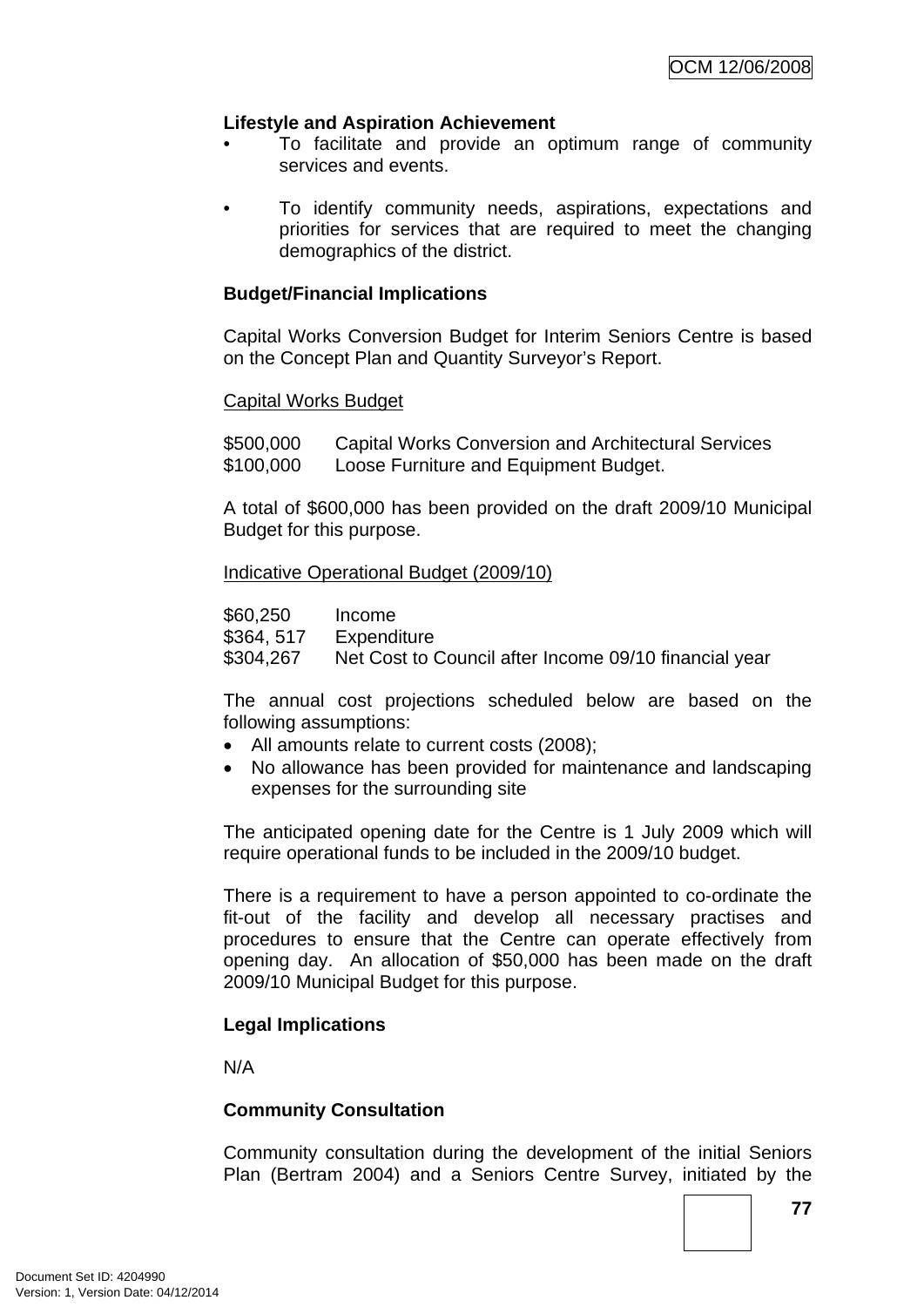**Lifestyle and Aspiration Achievement**

- To facilitate and provide an optimum range of community services and events.
- To identify community needs, aspirations, expectations and priorities for services that are required to meet the changing demographics of the district.

**Budget/Financial Implications**

Capital Works Conversion Budget for Interim Seniors Centre is based on the Concept Plan and Quantity Surveyor's Report.

Capital Works Budget

$500,000 Capital Works Conversion and Architectural Services
$100,000 Loose Furniture and Equipment Budget.

A total of $600,000 has been provided on the draft 2009/10 Municipal Budget for this purpose.

Indicative Operational Budget (2009/10)

$60,250 Income
$364, 517 Expenditure
$304,267 Net Cost to Council after Income 09/10 financial year

The annual cost projections scheduled below are based on the following assumptions:

- All amounts relate to current costs (2008);
- No allowance has been provided for maintenance and landscaping expenses for the surrounding site

The anticipated opening date for the Centre is 1 July 2009 which will require operational funds to be included in the 2009/10 budget.

There is a requirement to have a person appointed to co-ordinate the fit-out of the facility and develop all necessary practises and procedures to ensure that the Centre can operate effectively from opening day. An allocation of $50,000 has been made on the draft 2009/10 Municipal Budget for this purpose.

**Legal Implications**

N/A

**Community Consultation**

Community consultation during the development of the initial Seniors Plan (Bertram 2004) and a Seniors Centre Survey, initiated by the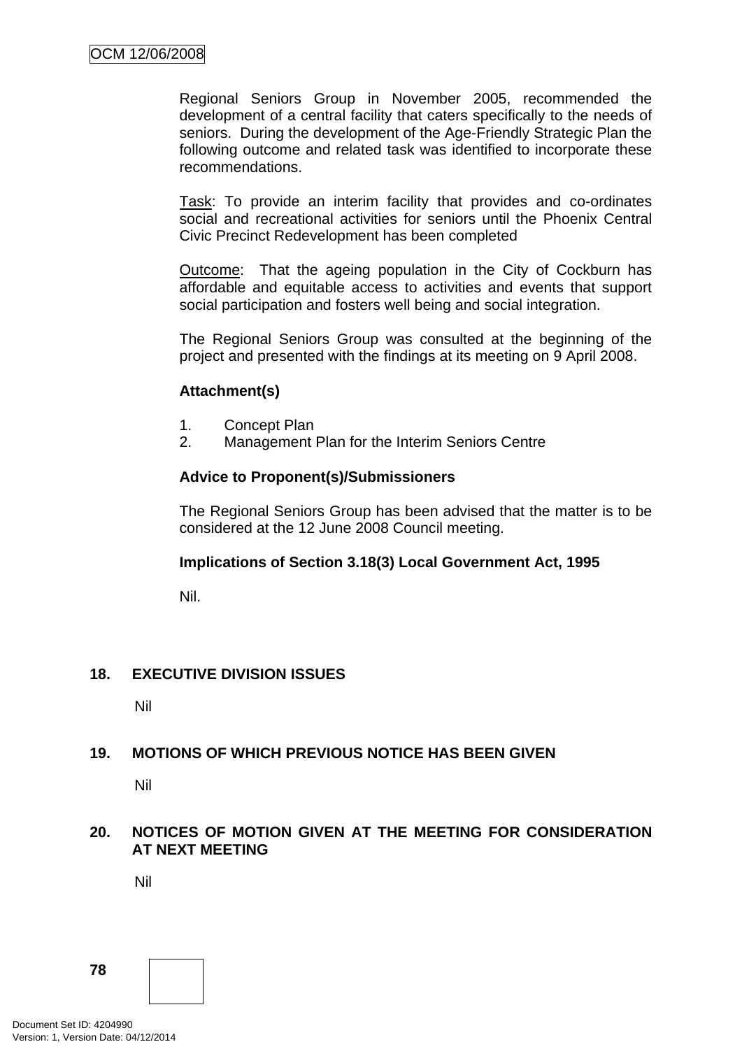Regional Seniors Group in November 2005, recommended the development of a central facility that caters specifically to the needs of seniors. During the development of the Age-Friendly Strategic Plan the following outcome and related task was identified to incorporate these recommendations.

Task: To provide an interim facility that provides and co-ordinates social and recreational activities for seniors until the Phoenix Central Civic Precinct Redevelopment has been completed

Outcome: That the ageing population in the City of Cockburn has affordable and equitable access to activities and events that support social participation and fosters well being and social integration.

The Regional Seniors Group was consulted at the beginning of the project and presented with the findings at its meeting on 9 April 2008.

**Attachment(s)**

1. Concept Plan
2. Management Plan for the Interim Seniors Centre

**Advice to Proponent(s)/Submissioners**

The Regional Seniors Group has been advised that the matter is to be considered at the 12 June 2008 Council meeting.

**Implications of Section 3.18(3) Local Government Act, 1995**

Nil.

## 18. EXECUTIVE DIVISION ISSUES

Nil

## 19. MOTIONS OF WHICH PREVIOUS NOTICE HAS BEEN GIVEN

Nil

## 20. NOTICES OF MOTION GIVEN AT THE MEETING FOR CONSIDERATION AT NEXT MEETING

Nil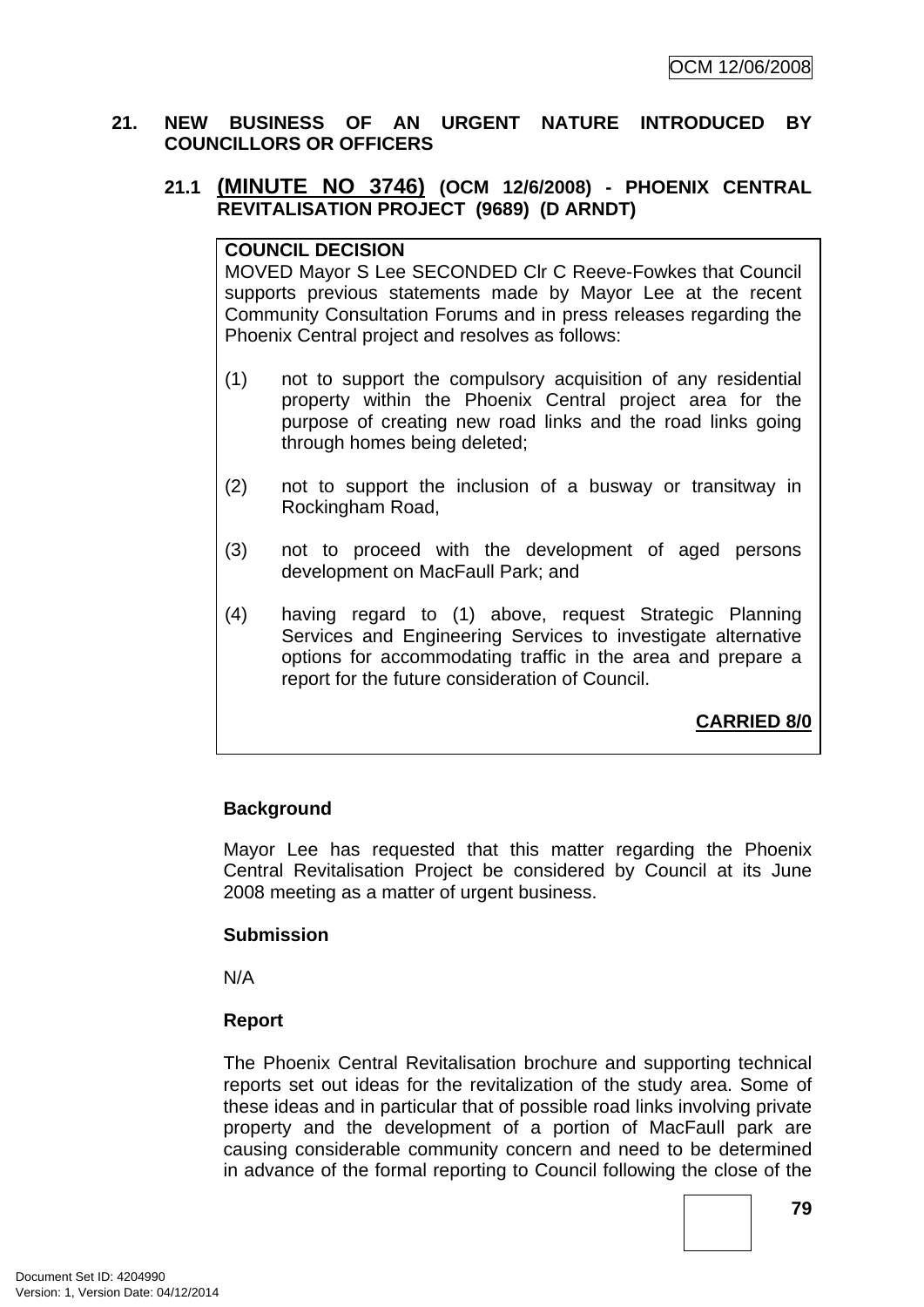## 21. NEW BUSINESS OF AN URGENT NATURE INTRODUCED BY COUNCILLORS OR OFFICERS

### 21.1 (MINUTE NO 3746) (OCM 12/6/2008) - PHOENIX CENTRAL REVITALISATION PROJECT (9689) (D ARNDT)

**COUNCIL DECISION**

MOVED Mayor S Lee SECONDED Clr C Reeve-Fowkes that Council supports previous statements made by Mayor Lee at the recent Community Consultation Forums and in press releases regarding the Phoenix Central project and resolves as follows:

(1) not to support the compulsory acquisition of any residential property within the Phoenix Central project area for the purpose of creating new road links and the road links going through homes being deleted;

(2) not to support the inclusion of a busway or transitway in Rockingham Road,

(3) not to proceed with the development of aged persons development on MacFaull Park; and

(4) having regard to (1) above, request Strategic Planning Services and Engineering Services to investigate alternative options for accommodating traffic in the area and prepare a report for the future consideration of Council.

**CARRIED 8/0**

**Background**

Mayor Lee has requested that this matter regarding the Phoenix Central Revitalisation Project be considered by Council at its June 2008 meeting as a matter of urgent business.

**Submission**

N/A

**Report**

The Phoenix Central Revitalisation brochure and supporting technical reports set out ideas for the revitalization of the study area. Some of these ideas and in particular that of possible road links involving private property and the development of a portion of MacFaull park are causing considerable community concern and need to be determined in advance of the formal reporting to Council following the close of the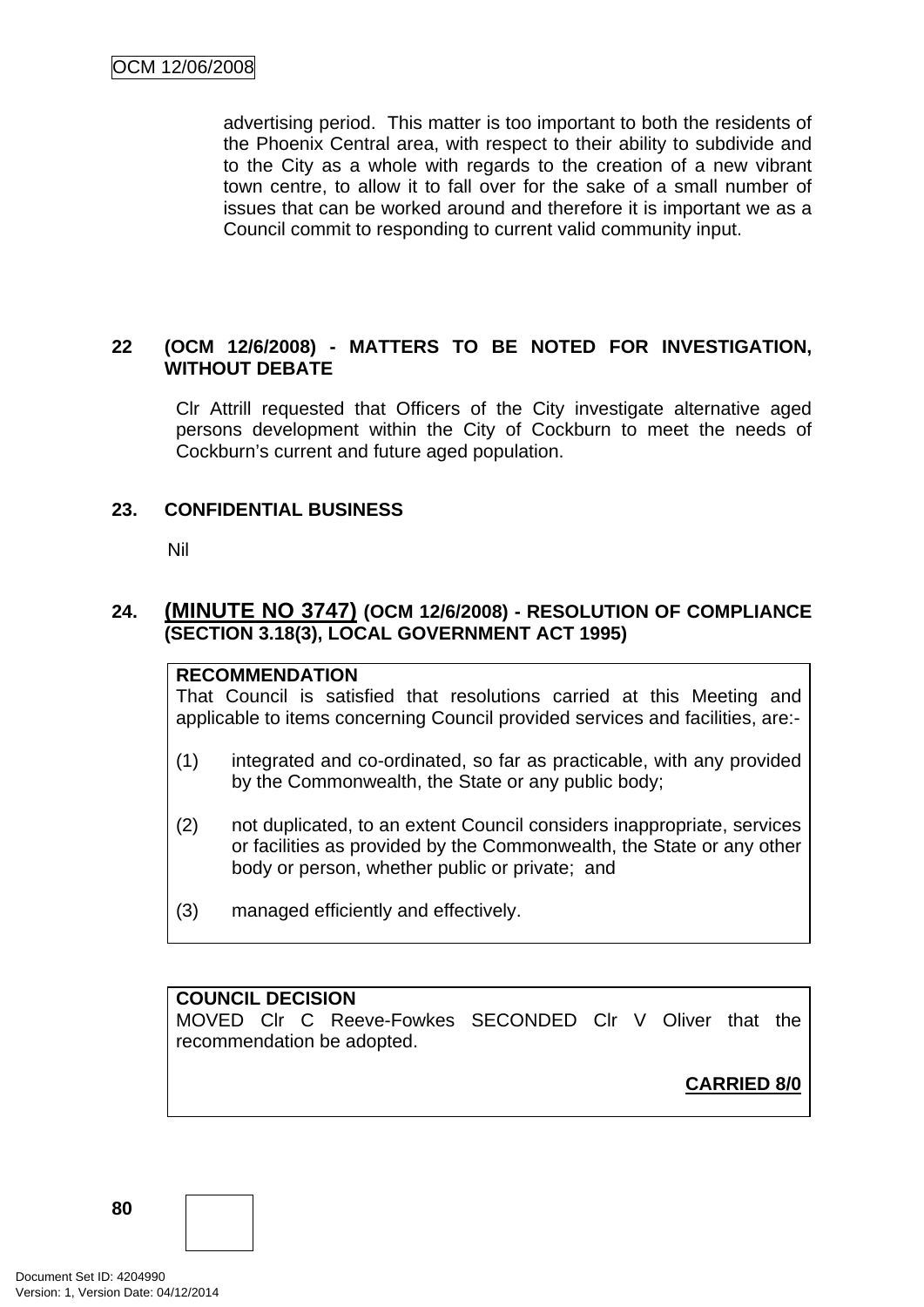advertising period. This matter is too important to both the residents of the Phoenix Central area, with respect to their ability to subdivide and to the City as a whole with regards to the creation of a new vibrant town centre, to allow it to fall over for the sake of a small number of issues that can be worked around and therefore it is important we as a Council commit to responding to current valid community input.

## 22 (OCM 12/6/2008) - MATTERS TO BE NOTED FOR INVESTIGATION, WITHOUT DEBATE

Clr Attrill requested that Officers of the City investigate alternative aged persons development within the City of Cockburn to meet the needs of Cockburn's current and future aged population.

## 23. CONFIDENTIAL BUSINESS

Nil

## 24. (MINUTE NO 3747) (OCM 12/6/2008) - RESOLUTION OF COMPLIANCE (SECTION 3.18(3), LOCAL GOVERNMENT ACT 1995)

**RECOMMENDATION**
That Council is satisfied that resolutions carried at this Meeting and applicable to items concerning Council provided services and facilities, are:-

(1) integrated and co-ordinated, so far as practicable, with any provided by the Commonwealth, the State or any public body;

(2) not duplicated, to an extent Council considers inappropriate, services or facilities as provided by the Commonwealth, the State or any other body or person, whether public or private; and

(3) managed efficiently and effectively.

**COUNCIL DECISION**
MOVED Clr C Reeve-Fowkes SECONDED Clr V Oliver that the recommendation be adopted.

**CARRIED 8/0**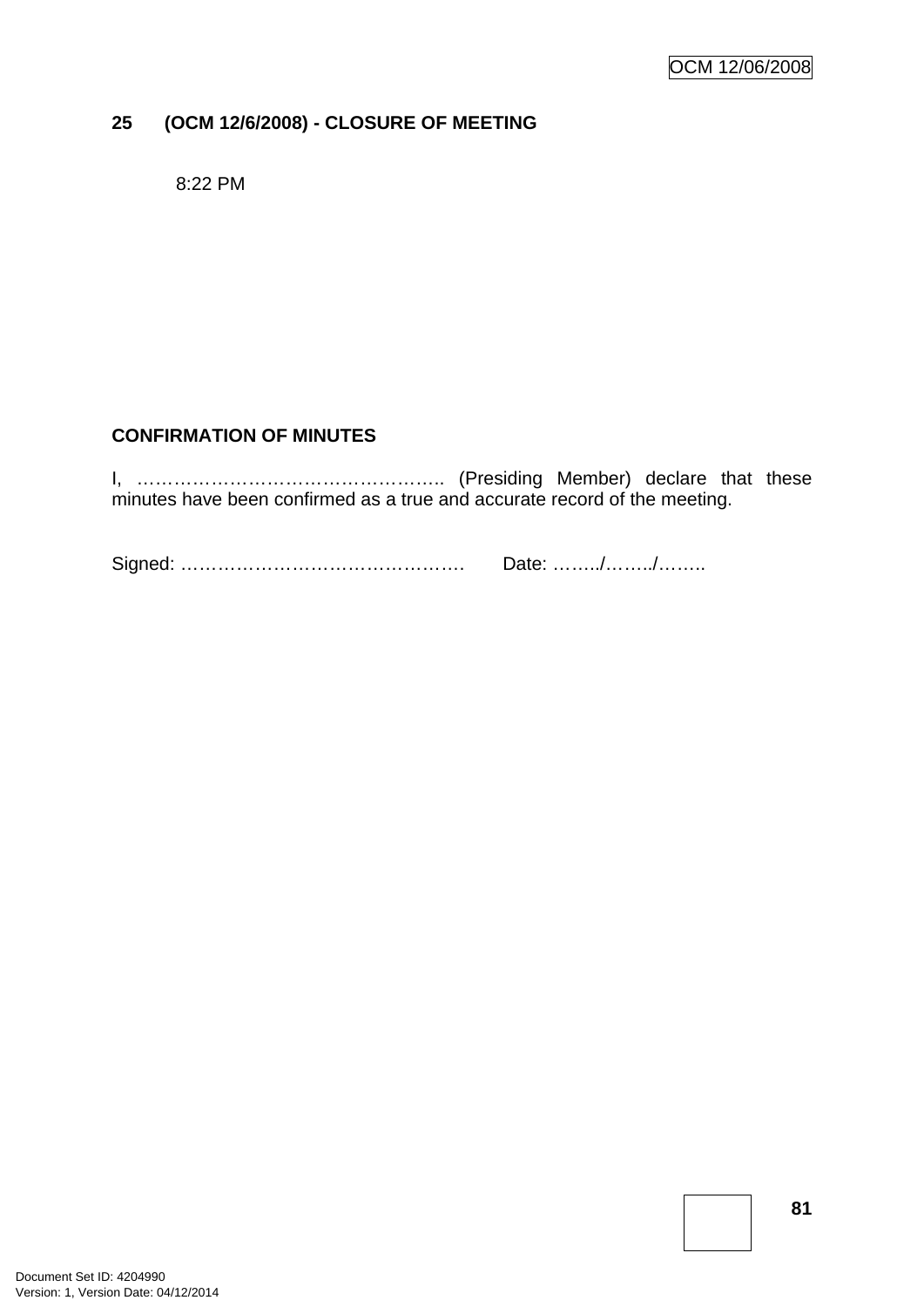## 25 (OCM 12/6/2008) - CLOSURE OF MEETING

8:22 PM

**CONFIRMATION OF MINUTES**

I, ………………………………………….. (Presiding Member) declare that these minutes have been confirmed as a true and accurate record of the meeting.

Signed: ………………………………………. Date: ……../……../……..

Document Set ID: 4204990
Version: 1, Version Date: 04/12/2014